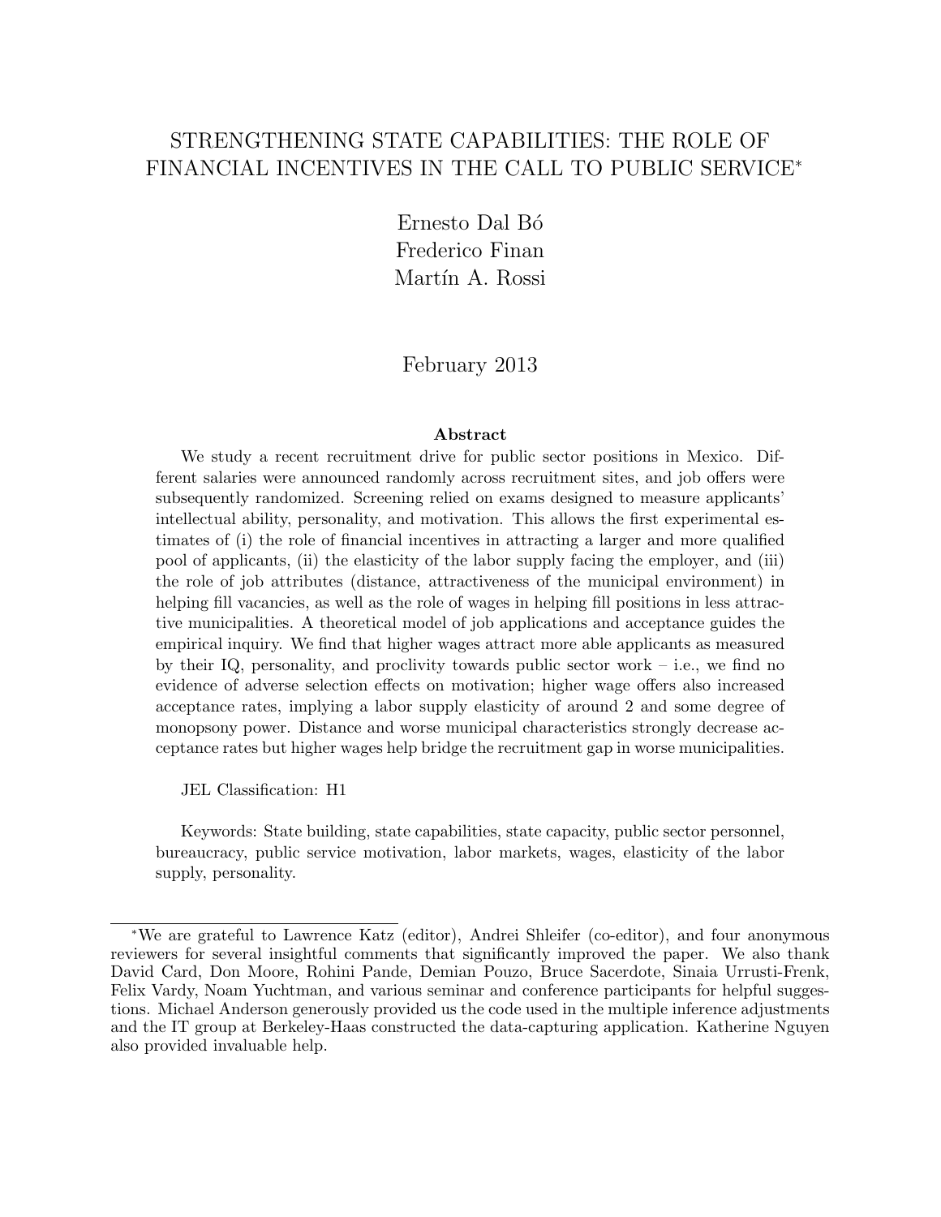# STRENGTHENING STATE CAPABILITIES: THE ROLE OF FINANCIAL INCENTIVES IN THE CALL TO PUBLIC SERVICE*

Ernesto Dal Bó
Frederico Finan
Martín A. Rossi

February 2013

### Abstract

We study a recent recruitment drive for public sector positions in Mexico. Different salaries were announced randomly across recruitment sites, and job offers were subsequently randomized. Screening relied on exams designed to measure applicants' intellectual ability, personality, and motivation. This allows the first experimental estimates of (i) the role of financial incentives in attracting a larger and more qualified pool of applicants, (ii) the elasticity of the labor supply facing the employer, and (iii) the role of job attributes (distance, attractiveness of the municipal environment) in helping fill vacancies, as well as the role of wages in helping fill positions in less attractive municipalities. A theoretical model of job applications and acceptance guides the empirical inquiry. We find that higher wages attract more able applicants as measured by their IQ, personality, and proclivity towards public sector work – i.e., we find no evidence of adverse selection effects on motivation; higher wage offers also increased acceptance rates, implying a labor supply elasticity of around 2 and some degree of monopsony power. Distance and worse municipal characteristics strongly decrease acceptance rates but higher wages help bridge the recruitment gap in worse municipalities.

JEL Classification: H1

Keywords: State building, state capabilities, state capacity, public sector personnel, bureaucracy, public service motivation, labor markets, wages, elasticity of the labor supply, personality.

---

*We are grateful to Lawrence Katz (editor), Andrei Shleifer (co-editor), and four anonymous reviewers for several insightful comments that significantly improved the paper. We also thank David Card, Don Moore, Rohini Pande, Demian Pouzo, Bruce Sacerdote, Sinaia Urrusti-Frenk, Felix Vardy, Noam Yuchtman, and various seminar and conference participants for helpful suggestions. Michael Anderson generously provided us the code used in the multiple inference adjustments and the IT group at Berkeley-Haas constructed the data-capturing application. Katherine Nguyen also provided invaluable help.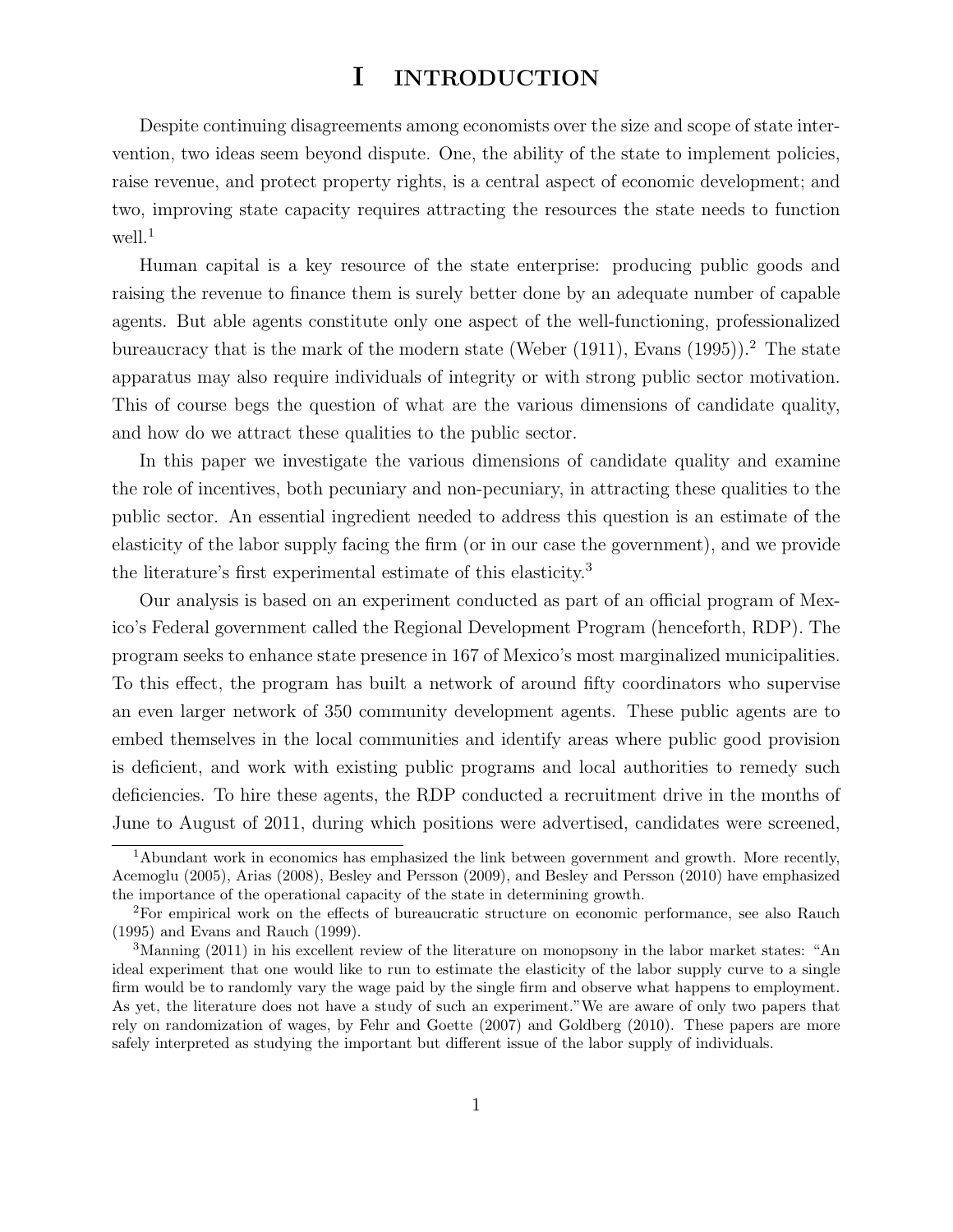# I INTRODUCTION

Despite continuing disagreements among economists over the size and scope of state intervention, two ideas seem beyond dispute. One, the ability of the state to implement policies, raise revenue, and protect property rights, is a central aspect of economic development; and two, improving state capacity requires attracting the resources the state needs to function well.[1]

Human capital is a key resource of the state enterprise: producing public goods and raising the revenue to finance them is surely better done by an adequate number of capable agents. But able agents constitute only one aspect of the well-functioning, professionalized bureaucracy that is the mark of the modern state (Weber (1911), Evans (1995)).[2] The state apparatus may also require individuals of integrity or with strong public sector motivation. This of course begs the question of what are the various dimensions of candidate quality, and how do we attract these qualities to the public sector.

In this paper we investigate the various dimensions of candidate quality and examine the role of incentives, both pecuniary and non-pecuniary, in attracting these qualities to the public sector. An essential ingredient needed to address this question is an estimate of the elasticity of the labor supply facing the firm (or in our case the government), and we provide the literature's first experimental estimate of this elasticity.[3]

Our analysis is based on an experiment conducted as part of an official program of Mexico's Federal government called the Regional Development Program (henceforth, RDP). The program seeks to enhance state presence in 167 of Mexico's most marginalized municipalities. To this effect, the program has built a network of around fifty coordinators who supervise an even larger network of 350 community development agents. These public agents are to embed themselves in the local communities and identify areas where public good provision is deficient, and work with existing public programs and local authorities to remedy such deficiencies. To hire these agents, the RDP conducted a recruitment drive in the months of June to August of 2011, during which positions were advertised, candidates were screened,

[1] Abundant work in economics has emphasized the link between government and growth. More recently, Acemoglu (2005), Arias (2008), Besley and Persson (2009), and Besley and Persson (2010) have emphasized the importance of the operational capacity of the state in determining growth.

[2] For empirical work on the effects of bureaucratic structure on economic performance, see also Rauch (1995) and Evans and Rauch (1999).

[3] Manning (2011) in his excellent review of the literature on monopsony in the labor market states: "An ideal experiment that one would like to run to estimate the elasticity of the labor supply curve to a single firm would be to randomly vary the wage paid by the single firm and observe what happens to employment. As yet, the literature does not have a study of such an experiment." We are aware of only two papers that rely on randomization of wages, by Fehr and Goette (2007) and Goldberg (2010). These papers are more safely interpreted as studying the important but different issue of the labor supply of individuals.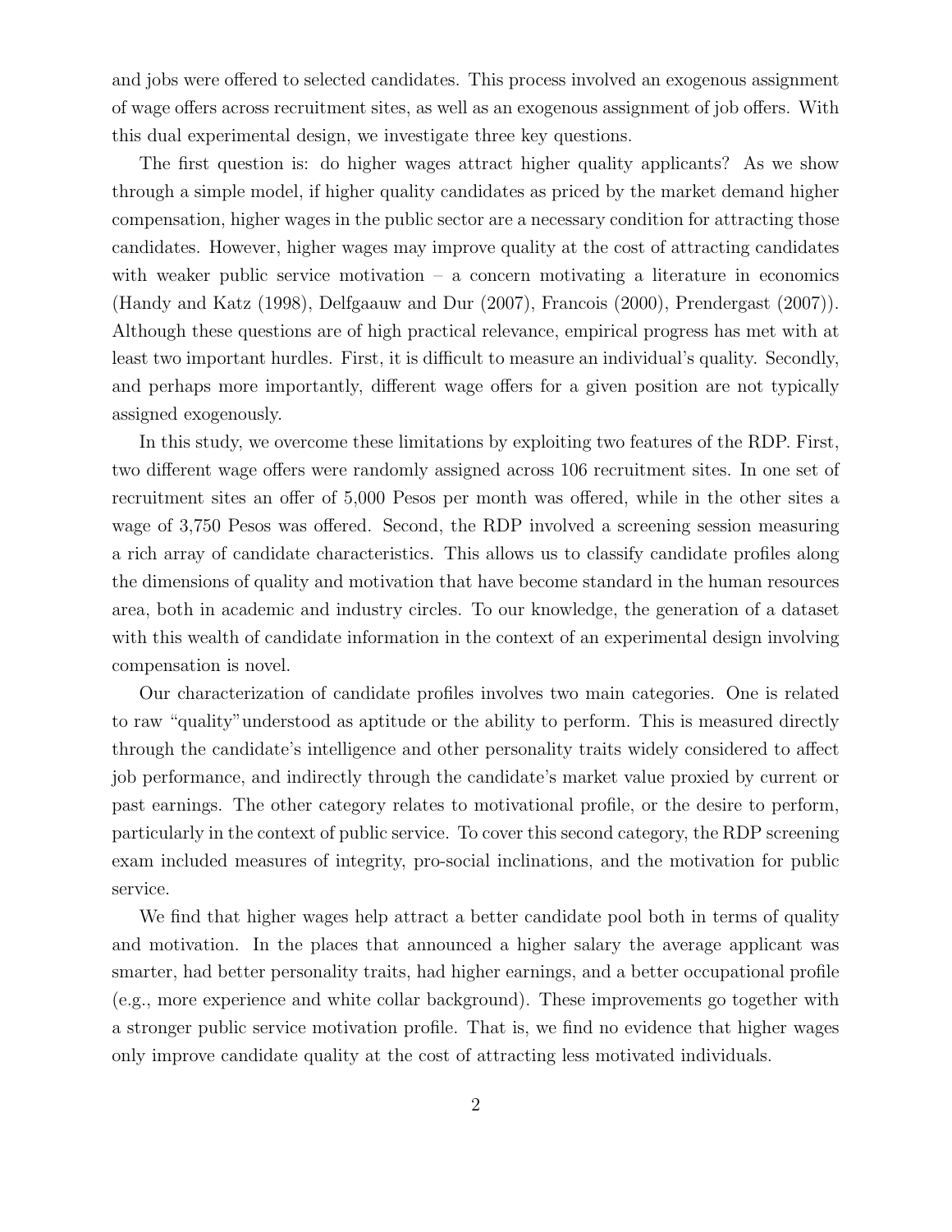and jobs were offered to selected candidates. This process involved an exogenous assignment of wage offers across recruitment sites, as well as an exogenous assignment of job offers. With this dual experimental design, we investigate three key questions.

The first question is: do higher wages attract higher quality applicants? As we show through a simple model, if higher quality candidates as priced by the market demand higher compensation, higher wages in the public sector are a necessary condition for attracting those candidates. However, higher wages may improve quality at the cost of attracting candidates with weaker public service motivation – a concern motivating a literature in economics (Handy and Katz (1998), Delfgaauw and Dur (2007), Francois (2000), Prendergast (2007)). Although these questions are of high practical relevance, empirical progress has met with at least two important hurdles. First, it is difficult to measure an individual's quality. Secondly, and perhaps more importantly, different wage offers for a given position are not typically assigned exogenously.

In this study, we overcome these limitations by exploiting two features of the RDP. First, two different wage offers were randomly assigned across 106 recruitment sites. In one set of recruitment sites an offer of 5,000 Pesos per month was offered, while in the other sites a wage of 3,750 Pesos was offered. Second, the RDP involved a screening session measuring a rich array of candidate characteristics. This allows us to classify candidate profiles along the dimensions of quality and motivation that have become standard in the human resources area, both in academic and industry circles. To our knowledge, the generation of a dataset with this wealth of candidate information in the context of an experimental design involving compensation is novel.

Our characterization of candidate profiles involves two main categories. One is related to raw "quality" understood as aptitude or the ability to perform. This is measured directly through the candidate's intelligence and other personality traits widely considered to affect job performance, and indirectly through the candidate's market value proxied by current or past earnings. The other category relates to motivational profile, or the desire to perform, particularly in the context of public service. To cover this second category, the RDP screening exam included measures of integrity, pro-social inclinations, and the motivation for public service.

We find that higher wages help attract a better candidate pool both in terms of quality and motivation. In the places that announced a higher salary the average applicant was smarter, had better personality traits, had higher earnings, and a better occupational profile (e.g., more experience and white collar background). These improvements go together with a stronger public service motivation profile. That is, we find no evidence that higher wages only improve candidate quality at the cost of attracting less motivated individuals.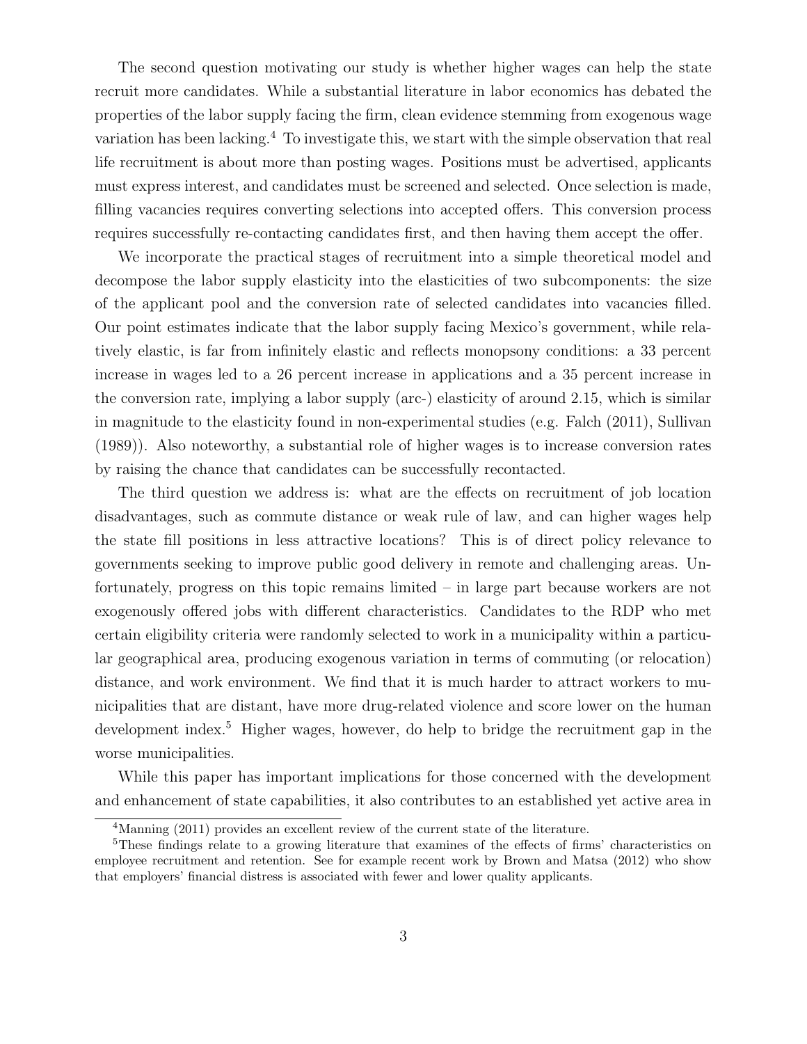The second question motivating our study is whether higher wages can help the state recruit more candidates. While a substantial literature in labor economics has debated the properties of the labor supply facing the firm, clean evidence stemming from exogenous wage variation has been lacking.[4] To investigate this, we start with the simple observation that real life recruitment is about more than posting wages. Positions must be advertised, applicants must express interest, and candidates must be screened and selected. Once selection is made, filling vacancies requires converting selections into accepted offers. This conversion process requires successfully re-contacting candidates first, and then having them accept the offer.

We incorporate the practical stages of recruitment into a simple theoretical model and decompose the labor supply elasticity into the elasticities of two subcomponents: the size of the applicant pool and the conversion rate of selected candidates into vacancies filled. Our point estimates indicate that the labor supply facing Mexico's government, while relatively elastic, is far from infinitely elastic and reflects monopsony conditions: a 33 percent increase in wages led to a 26 percent increase in applications and a 35 percent increase in the conversion rate, implying a labor supply (arc-) elasticity of around 2.15, which is similar in magnitude to the elasticity found in non-experimental studies (e.g. Falch (2011), Sullivan (1989)). Also noteworthy, a substantial role of higher wages is to increase conversion rates by raising the chance that candidates can be successfully recontacted.

The third question we address is: what are the effects on recruitment of job location disadvantages, such as commute distance or weak rule of law, and can higher wages help the state fill positions in less attractive locations? This is of direct policy relevance to governments seeking to improve public good delivery in remote and challenging areas. Unfortunately, progress on this topic remains limited – in large part because workers are not exogenously offered jobs with different characteristics. Candidates to the RDP who met certain eligibility criteria were randomly selected to work in a municipality within a particular geographical area, producing exogenous variation in terms of commuting (or relocation) distance, and work environment. We find that it is much harder to attract workers to municipalities that are distant, have more drug-related violence and score lower on the human development index.[5] Higher wages, however, do help to bridge the recruitment gap in the worse municipalities.

While this paper has important implications for those concerned with the development and enhancement of state capabilities, it also contributes to an established yet active area in

---

[4] Manning (2011) provides an excellent review of the current state of the literature.

[5] These findings relate to a growing literature that examines of the effects of firms' characteristics on employee recruitment and retention. See for example recent work by Brown and Matsa (2012) who show that employers' financial distress is associated with fewer and lower quality applicants.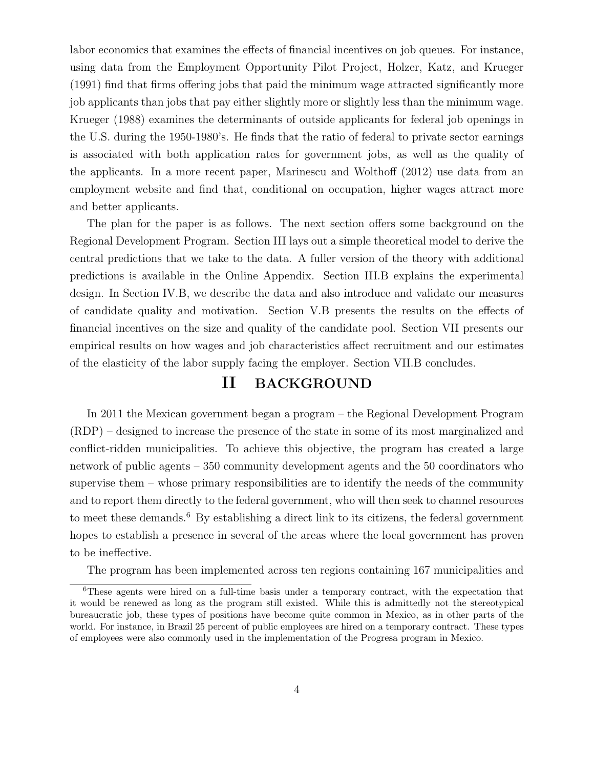labor economics that examines the effects of financial incentives on job queues. For instance, using data from the Employment Opportunity Pilot Project, Holzer, Katz, and Krueger (1991) find that firms offering jobs that paid the minimum wage attracted significantly more job applicants than jobs that pay either slightly more or slightly less than the minimum wage. Krueger (1988) examines the determinants of outside applicants for federal job openings in the U.S. during the 1950-1980's. He finds that the ratio of federal to private sector earnings is associated with both application rates for government jobs, as well as the quality of the applicants. In a more recent paper, Marinescu and Wolthoff (2012) use data from an employment website and find that, conditional on occupation, higher wages attract more and better applicants.

The plan for the paper is as follows. The next section offers some background on the Regional Development Program. Section III lays out a simple theoretical model to derive the central predictions that we take to the data. A fuller version of the theory with additional predictions is available in the Online Appendix. Section III.B explains the experimental design. In Section IV.B, we describe the data and also introduce and validate our measures of candidate quality and motivation. Section V.B presents the results on the effects of financial incentives on the size and quality of the candidate pool. Section VII presents our empirical results on how wages and job characteristics affect recruitment and our estimates of the elasticity of the labor supply facing the employer. Section VII.B concludes.

# II BACKGROUND

In 2011 the Mexican government began a program – the Regional Development Program (RDP) – designed to increase the presence of the state in some of its most marginalized and conflict-ridden municipalities. To achieve this objective, the program has created a large network of public agents – 350 community development agents and the 50 coordinators who supervise them – whose primary responsibilities are to identify the needs of the community and to report them directly to the federal government, who will then seek to channel resources to meet these demands.[6] By establishing a direct link to its citizens, the federal government hopes to establish a presence in several of the areas where the local government has proven to be ineffective.

The program has been implemented across ten regions containing 167 municipalities and

[6]These agents were hired on a full-time basis under a temporary contract, with the expectation that it would be renewed as long as the program still existed. While this is admittedly not the stereotypical bureaucratic job, these types of positions have become quite common in Mexico, as in other parts of the world. For instance, in Brazil 25 percent of public employees are hired on a temporary contract. These types of employees were also commonly used in the implementation of the Progresa program in Mexico.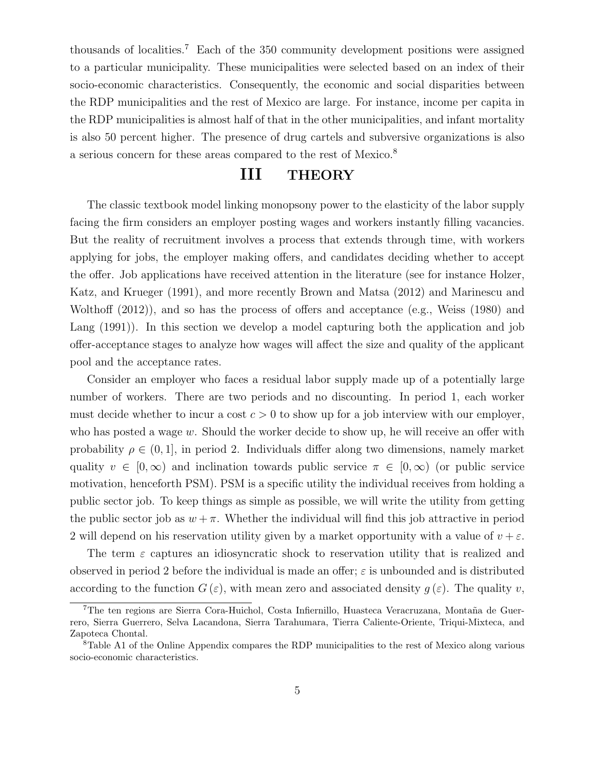thousands of localities.[7] Each of the 350 community development positions were assigned to a particular municipality. These municipalities were selected based on an index of their socio-economic characteristics. Consequently, the economic and social disparities between the RDP municipalities and the rest of Mexico are large. For instance, income per capita in the RDP municipalities is almost half of that in the other municipalities, and infant mortality is also 50 percent higher. The presence of drug cartels and subversive organizations is also a serious concern for these areas compared to the rest of Mexico.[8]

# III THEORY

The classic textbook model linking monopsony power to the elasticity of the labor supply facing the firm considers an employer posting wages and workers instantly filling vacancies. But the reality of recruitment involves a process that extends through time, with workers applying for jobs, the employer making offers, and candidates deciding whether to accept the offer. Job applications have received attention in the literature (see for instance Holzer, Katz, and Krueger (1991), and more recently Brown and Matsa (2012) and Marinescu and Wolthoff (2012)), and so has the process of offers and acceptance (e.g., Weiss (1980) and Lang (1991)). In this section we develop a model capturing both the application and job offer-acceptance stages to analyze how wages will affect the size and quality of the applicant pool and the acceptance rates.

Consider an employer who faces a residual labor supply made up of a potentially large number of workers. There are two periods and no discounting. In period 1, each worker must decide whether to incur a cost $c > 0$ to show up for a job interview with our employer, who has posted a wage $w$. Should the worker decide to show up, he will receive an offer with probability $\rho \in (0, 1]$, in period 2. Individuals differ along two dimensions, namely market quality $v \in [0, \infty)$ and inclination towards public service $\pi \in [0, \infty)$ (or public service motivation, henceforth PSM). PSM is a specific utility the individual receives from holding a public sector job. To keep things as simple as possible, we will write the utility from getting the public sector job as $w + \pi$. Whether the individual will find this job attractive in period 2 will depend on his reservation utility given by a market opportunity with a value of $v + \varepsilon$.

The term $\varepsilon$ captures an idiosyncratic shock to reservation utility that is realized and observed in period 2 before the individual is made an offer; $\varepsilon$ is unbounded and is distributed according to the function $G(\varepsilon)$, with mean zero and associated density $g(\varepsilon)$. The quality $v$,

[7] The ten regions are Sierra Cora-Huichol, Costa Infiernillo, Huasteca Veracruzana, Montaña de Guerrero, Sierra Guerrero, Selva Lacandona, Sierra Tarahumara, Tierra Caliente-Oriente, Triqui-Mixteca, and Zapoteca Chontal.

[8] Table A1 of the Online Appendix compares the RDP municipalities to the rest of Mexico along various socio-economic characteristics.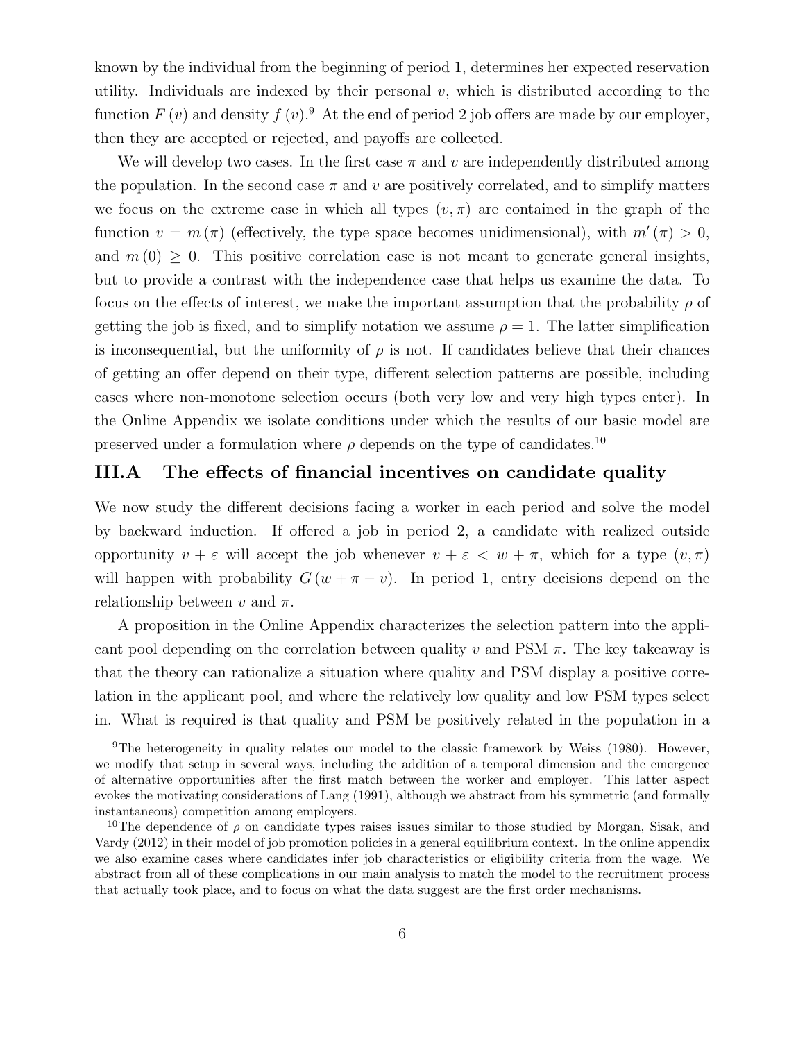known by the individual from the beginning of period 1, determines her expected reservation utility. Individuals are indexed by their personal $v$, which is distributed according to the function $F(v)$ and density $f(v)$.[9] At the end of period 2 job offers are made by our employer, then they are accepted or rejected, and payoffs are collected.

We will develop two cases. In the first case $\pi$ and $v$ are independently distributed among the population. In the second case $\pi$ and $v$ are positively correlated, and to simplify matters we focus on the extreme case in which all types $(v, \pi)$ are contained in the graph of the function $v = m(\pi)$ (effectively, the type space becomes unidimensional), with $m'(\pi) > 0$, and $m(0) \geq 0$. This positive correlation case is not meant to generate general insights, but to provide a contrast with the independence case that helps us examine the data. To focus on the effects of interest, we make the important assumption that the probability $\rho$ of getting the job is fixed, and to simplify notation we assume $\rho = 1$. The latter simplification is inconsequential, but the uniformity of $\rho$ is not. If candidates believe that their chances of getting an offer depend on their type, different selection patterns are possible, including cases where non-monotone selection occurs (both very low and very high types enter). In the Online Appendix we isolate conditions under which the results of our basic model are preserved under a formulation where $\rho$ depends on the type of candidates.[10]

## III.A The effects of financial incentives on candidate quality

We now study the different decisions facing a worker in each period and solve the model by backward induction. If offered a job in period 2, a candidate with realized outside opportunity $v + \varepsilon$ will accept the job whenever $v + \varepsilon < w + \pi$, which for a type $(v, \pi)$ will happen with probability $G(w + \pi - v)$. In period 1, entry decisions depend on the relationship between $v$ and $\pi$.

A proposition in the Online Appendix characterizes the selection pattern into the applicant pool depending on the correlation between quality $v$ and PSM $\pi$. The key takeaway is that the theory can rationalize a situation where quality and PSM display a positive correlation in the applicant pool, and where the relatively low quality and low PSM types select in. What is required is that quality and PSM be positively related in the population in a

---

[9] The heterogeneity in quality relates our model to the classic framework by Weiss (1980). However, we modify that setup in several ways, including the addition of a temporal dimension and the emergence of alternative opportunities after the first match between the worker and employer. This latter aspect evokes the motivating considerations of Lang (1991), although we abstract from his symmetric (and formally instantaneous) competition among employers.

[10] The dependence of $\rho$ on candidate types raises issues similar to those studied by Morgan, Sisak, and Vardy (2012) in their model of job promotion policies in a general equilibrium context. In the online appendix we also examine cases where candidates infer job characteristics or eligibility criteria from the wage. We abstract from all of these complications in our main analysis to match the model to the recruitment process that actually took place, and to focus on what the data suggest are the first order mechanisms.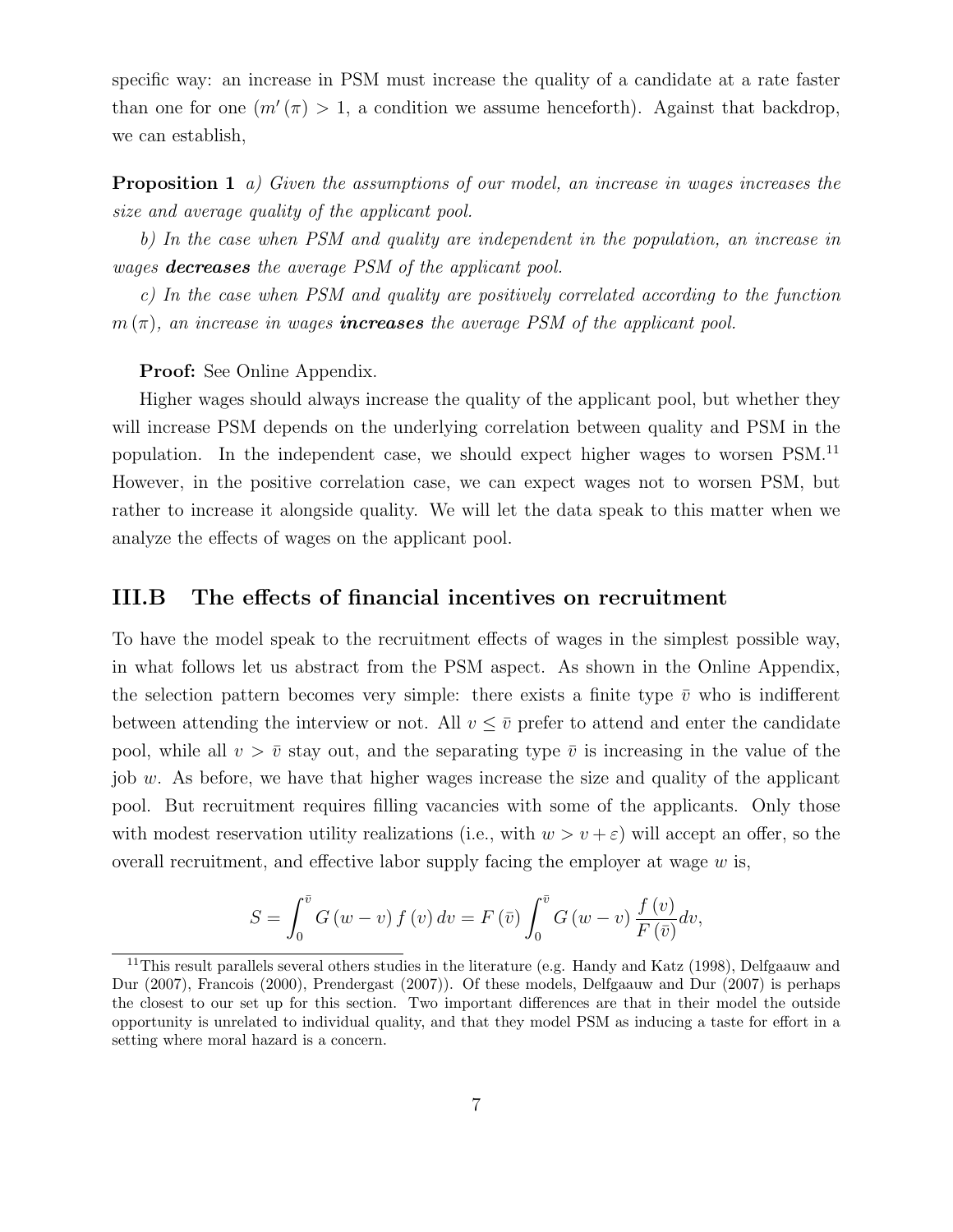specific way: an increase in PSM must increase the quality of a candidate at a rate faster than one for one ($m'(\pi) > 1$, a condition we assume henceforth). Against that backdrop, we can establish,

**Proposition 1** *a) Given the assumptions of our model, an increase in wages increases the size and average quality of the applicant pool.*

*b) In the case when PSM and quality are independent in the population, an increase in wages* ***decreases*** *the average PSM of the applicant pool.*

*c) In the case when PSM and quality are positively correlated according to the function $m(\pi)$, an increase in wages* ***increases*** *the average PSM of the applicant pool.*

**Proof:** See Online Appendix.

Higher wages should always increase the quality of the applicant pool, but whether they will increase PSM depends on the underlying correlation between quality and PSM in the population. In the independent case, we should expect higher wages to worsen PSM.[11] However, in the positive correlation case, we can expect wages not to worsen PSM, but rather to increase it alongside quality. We will let the data speak to this matter when we analyze the effects of wages on the applicant pool.

## III.B The effects of financial incentives on recruitment

To have the model speak to the recruitment effects of wages in the simplest possible way, in what follows let us abstract from the PSM aspect. As shown in the Online Appendix, the selection pattern becomes very simple: there exists a finite type $\bar{v}$ who is indifferent between attending the interview or not. All $v \leq \bar{v}$ prefer to attend and enter the candidate pool, while all $v > \bar{v}$ stay out, and the separating type $\bar{v}$ is increasing in the value of the job $w$. As before, we have that higher wages increase the size and quality of the applicant pool. But recruitment requires filling vacancies with some of the applicants. Only those with modest reservation utility realizations (i.e., with $w > v + \varepsilon$) will accept an offer, so the overall recruitment, and effective labor supply facing the employer at wage $w$ is,

$$S = \int_0^{\bar{v}} G(w - v) f(v) dv = F(\bar{v}) \int_0^{\bar{v}} G(w - v) \frac{f(v)}{F(\bar{v})} dv,$$

[11] This result parallels several others studies in the literature (e.g. Handy and Katz (1998), Delfgaauw and Dur (2007), Francois (2000), Prendergast (2007)). Of these models, Delfgaauw and Dur (2007) is perhaps the closest to our set up for this section. Two important differences are that in their model the outside opportunity is unrelated to individual quality, and that they model PSM as inducing a taste for effort in a setting where moral hazard is a concern.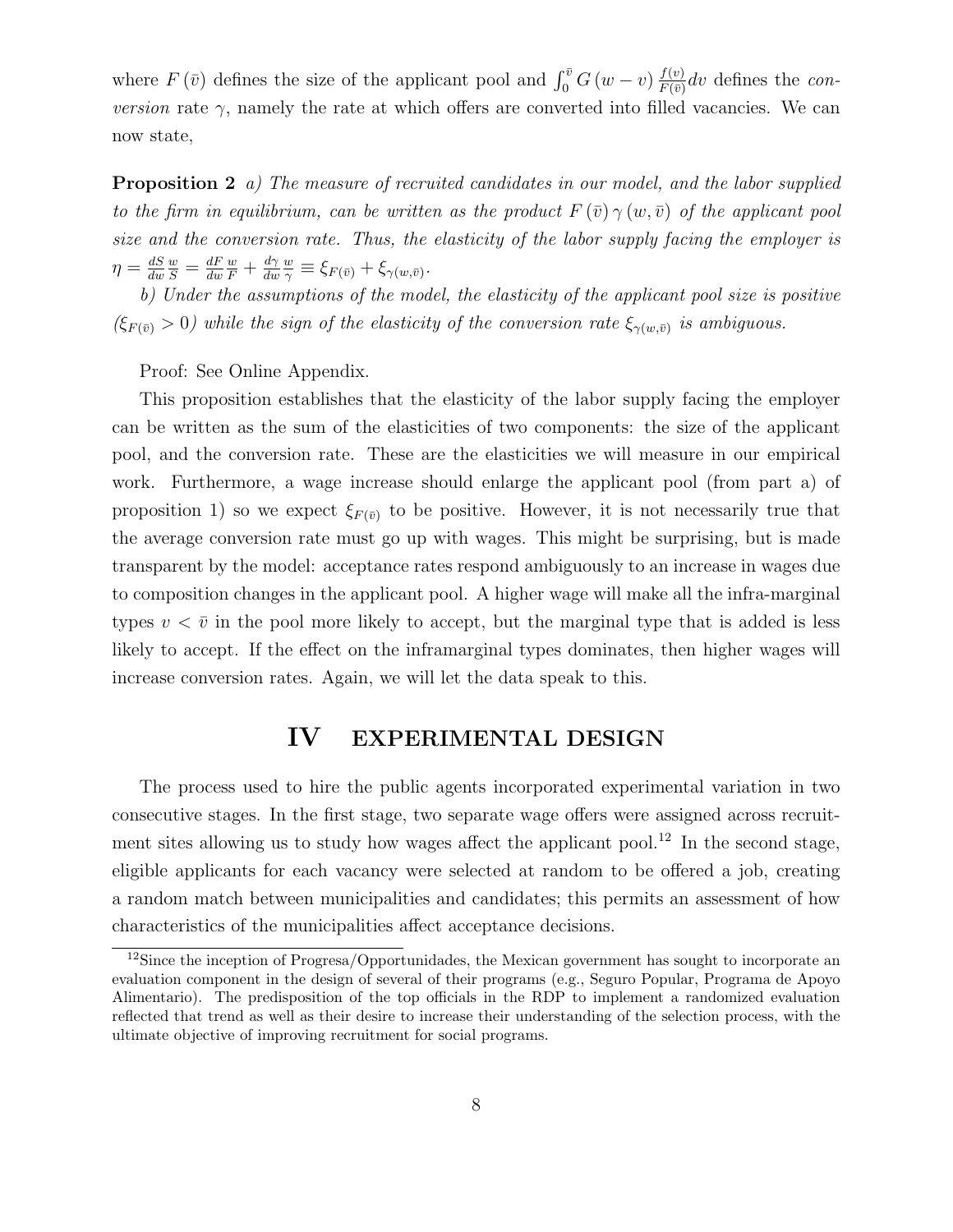where $F(\bar{v})$ defines the size of the applicant pool and $\int_0^{\bar{v}} G(w-v) \frac{f(v)}{F(\bar{v})} dv$ defines the *conversion* rate $\gamma$, namely the rate at which offers are converted into filled vacancies. We can now state,

**Proposition 2** *a) The measure of recruited candidates in our model, and the labor supplied to the firm in equilibrium, can be written as the product $F(\bar{v})\gamma(w,\bar{v})$ of the applicant pool size and the conversion rate. Thus, the elasticity of the labor supply facing the employer is $\eta = \frac{dS}{dw}\frac{w}{S} = \frac{dF}{dw}\frac{w}{F} + \frac{d\gamma}{dw}\frac{w}{\gamma} \equiv \xi_{F(\bar{v})} + \xi_{\gamma(w,\bar{v})}$.*

*b) Under the assumptions of the model, the elasticity of the applicant pool size is positive ($\xi_{F(\bar{v})} > 0$) while the sign of the elasticity of the conversion rate $\xi_{\gamma(w,\bar{v})}$ is ambiguous.*

Proof: See Online Appendix.

This proposition establishes that the elasticity of the labor supply facing the employer can be written as the sum of the elasticities of two components: the size of the applicant pool, and the conversion rate. These are the elasticities we will measure in our empirical work. Furthermore, a wage increase should enlarge the applicant pool (from part a) of proposition 1) so we expect $\xi_{F(\bar{v})}$ to be positive. However, it is not necessarily true that the average conversion rate must go up with wages. This might be surprising, but is made transparent by the model: acceptance rates respond ambiguously to an increase in wages due to composition changes in the applicant pool. A higher wage will make all the infra-marginal types $v < \bar{v}$ in the pool more likely to accept, but the marginal type that is added is less likely to accept. If the effect on the inframarginal types dominates, then higher wages will increase conversion rates. Again, we will let the data speak to this.

# IV EXPERIMENTAL DESIGN

The process used to hire the public agents incorporated experimental variation in two consecutive stages. In the first stage, two separate wage offers were assigned across recruitment sites allowing us to study how wages affect the applicant pool.[12] In the second stage, eligible applicants for each vacancy were selected at random to be offered a job, creating a random match between municipalities and candidates; this permits an assessment of how characteristics of the municipalities affect acceptance decisions.

[12] Since the inception of Progresa/Opportunidades, the Mexican government has sought to incorporate an evaluation component in the design of several of their programs (e.g., Seguro Popular, Programa de Apoyo Alimentario). The predisposition of the top officials in the RDP to implement a randomized evaluation reflected that trend as well as their desire to increase their understanding of the selection process, with the ultimate objective of improving recruitment for social programs.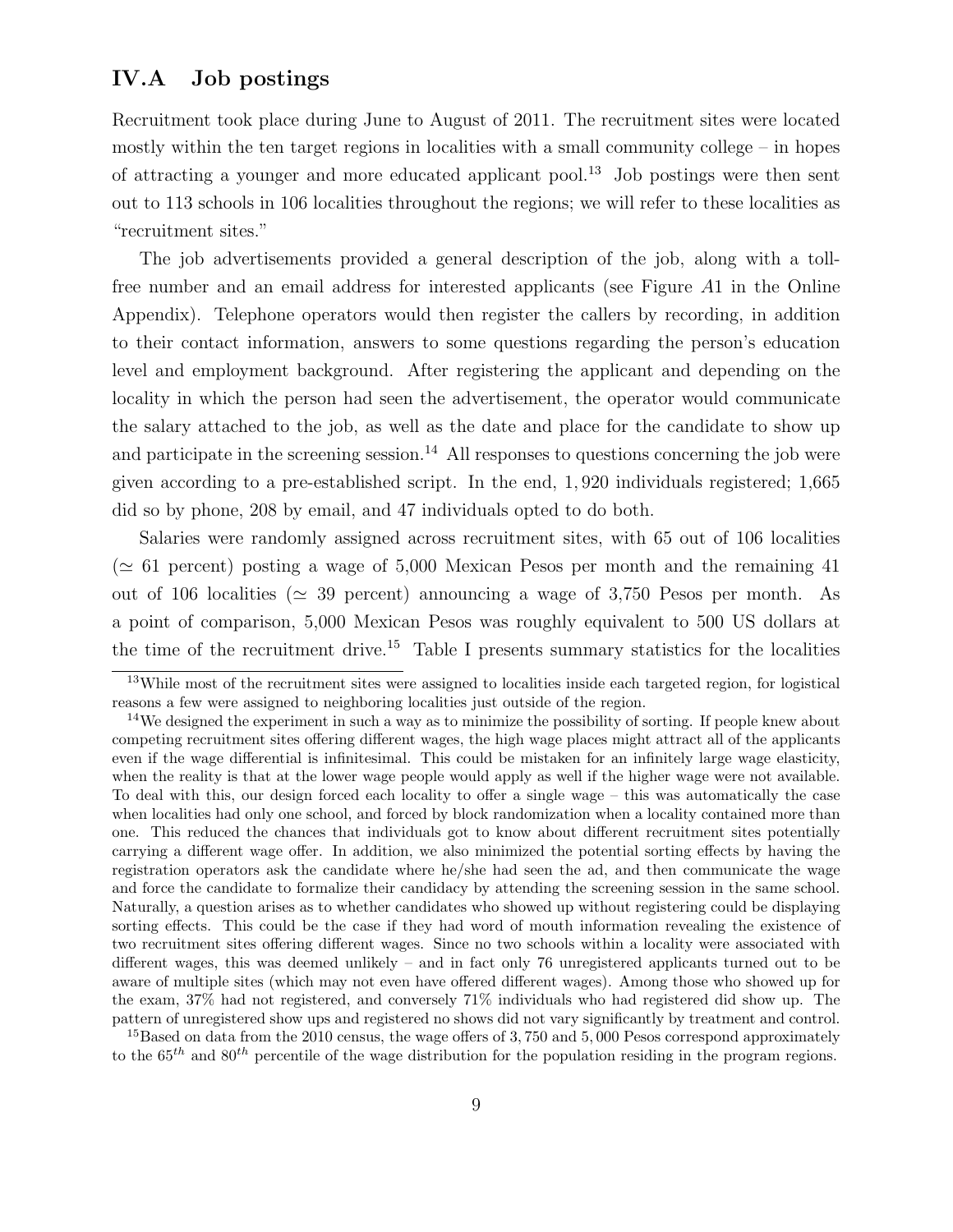### IV.A Job postings

Recruitment took place during June to August of 2011. The recruitment sites were located mostly within the ten target regions in localities with a small community college – in hopes of attracting a younger and more educated applicant pool.[13] Job postings were then sent out to 113 schools in 106 localities throughout the regions; we will refer to these localities as "recruitment sites."

The job advertisements provided a general description of the job, along with a toll-free number and an email address for interested applicants (see Figure $A1$ in the Online Appendix). Telephone operators would then register the callers by recording, in addition to their contact information, answers to some questions regarding the person's education level and employment background. After registering the applicant and depending on the locality in which the person had seen the advertisement, the operator would communicate the salary attached to the job, as well as the date and place for the candidate to show up and participate in the screening session.[14] All responses to questions concerning the job were given according to a pre-established script. In the end, 1,920 individuals registered; 1,665 did so by phone, 208 by email, and 47 individuals opted to do both.

Salaries were randomly assigned across recruitment sites, with 65 out of 106 localities ($\simeq$ 61 percent) posting a wage of 5,000 Mexican Pesos per month and the remaining 41 out of 106 localities ($\simeq$ 39 percent) announcing a wage of 3,750 Pesos per month. As a point of comparison, 5,000 Mexican Pesos was roughly equivalent to 500 US dollars at the time of the recruitment drive.[15] Table I presents summary statistics for the localities

---

[13] While most of the recruitment sites were assigned to localities inside each targeted region, for logistical reasons a few were assigned to neighboring localities just outside of the region.

[14] We designed the experiment in such a way as to minimize the possibility of sorting. If people knew about competing recruitment sites offering different wages, the high wage places might attract all of the applicants even if the wage differential is infinitesimal. This could be mistaken for an infinitely large wage elasticity, when the reality is that at the lower wage people would apply as well if the higher wage were not available. To deal with this, our design forced each locality to offer a single wage – this was automatically the case when localities had only one school, and forced by block randomization when a locality contained more than one. This reduced the chances that individuals got to know about different recruitment sites potentially carrying a different wage offer. In addition, we also minimized the potential sorting effects by having the registration operators ask the candidate where he/she had seen the ad, and then communicate the wage and force the candidate to formalize their candidacy by attending the screening session in the same school. Naturally, a question arises as to whether candidates who showed up without registering could be displaying sorting effects. This could be the case if they had word of mouth information revealing the existence of two recruitment sites offering different wages. Since no two schools within a locality were associated with different wages, this was deemed unlikely – and in fact only 76 unregistered applicants turned out to be aware of multiple sites (which may not even have offered different wages). Among those who showed up for the exam, 37% had not registered, and conversely 71% individuals who had registered did show up. The pattern of unregistered show ups and registered no shows did not vary significantly by treatment and control.

[15] Based on data from the 2010 census, the wage offers of 3,750 and 5,000 Pesos correspond approximately to the $65^{th}$ and $80^{th}$ percentile of the wage distribution for the population residing in the program regions.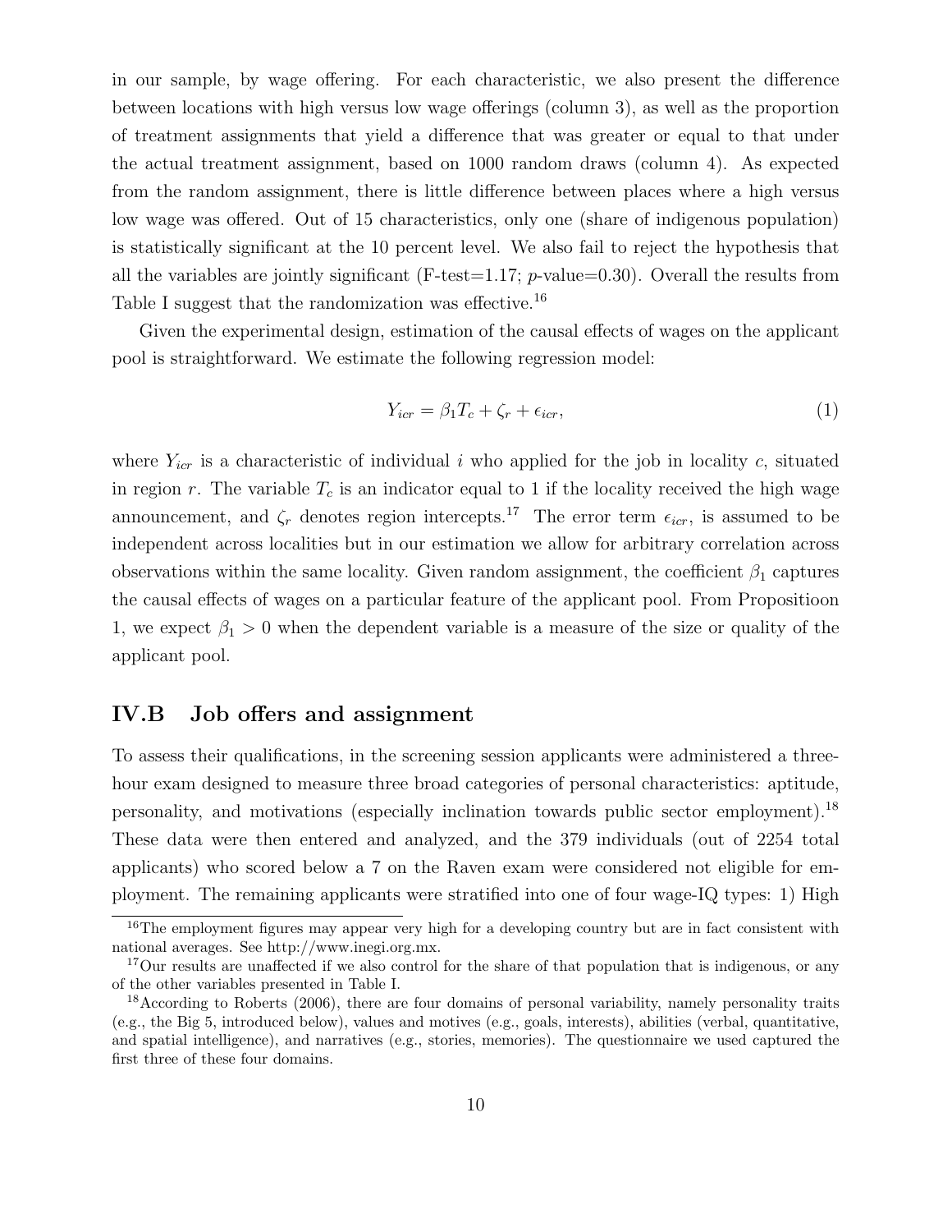in our sample, by wage offering. For each characteristic, we also present the difference between locations with high versus low wage offerings (column 3), as well as the proportion of treatment assignments that yield a difference that was greater or equal to that under the actual treatment assignment, based on 1000 random draws (column 4). As expected from the random assignment, there is little difference between places where a high versus low wage was offered. Out of 15 characteristics, only one (share of indigenous population) is statistically significant at the 10 percent level. We also fail to reject the hypothesis that all the variables are jointly significant (F-test=1.17; $p$-value=0.30). Overall the results from Table I suggest that the randomization was effective.[16]

Given the experimental design, estimation of the causal effects of wages on the applicant pool is straightforward. We estimate the following regression model:

$$Y_{icr} = \beta_1 T_c + \zeta_r + \epsilon_{icr}, \tag{1}$$

where $Y_{icr}$ is a characteristic of individual $i$ who applied for the job in locality $c$, situated in region $r$. The variable $T_c$ is an indicator equal to 1 if the locality received the high wage announcement, and $\zeta_r$ denotes region intercepts.[17] The error term $\epsilon_{icr}$, is assumed to be independent across localities but in our estimation we allow for arbitrary correlation across observations within the same locality. Given random assignment, the coefficient $\beta_1$ captures the causal effects of wages on a particular feature of the applicant pool. From Propositioon 1, we expect $\beta_1 > 0$ when the dependent variable is a measure of the size or quality of the applicant pool.

## IV.B Job offers and assignment

To assess their qualifications, in the screening session applicants were administered a three-hour exam designed to measure three broad categories of personal characteristics: aptitude, personality, and motivations (especially inclination towards public sector employment).[18] These data were then entered and analyzed, and the 379 individuals (out of 2254 total applicants) who scored below a 7 on the Raven exam were considered not eligible for employment. The remaining applicants were stratified into one of four wage-IQ types: 1) High

---

[16] The employment figures may appear very high for a developing country but are in fact consistent with national averages. See http://www.inegi.org.mx.

[17] Our results are unaffected if we also control for the share of that population that is indigenous, or any of the other variables presented in Table I.

[18] According to Roberts (2006), there are four domains of personal variability, namely personality traits (e.g., the Big 5, introduced below), values and motives (e.g., goals, interests), abilities (verbal, quantitative, and spatial intelligence), and narratives (e.g., stories, memories). The questionnaire we used captured the first three of these four domains.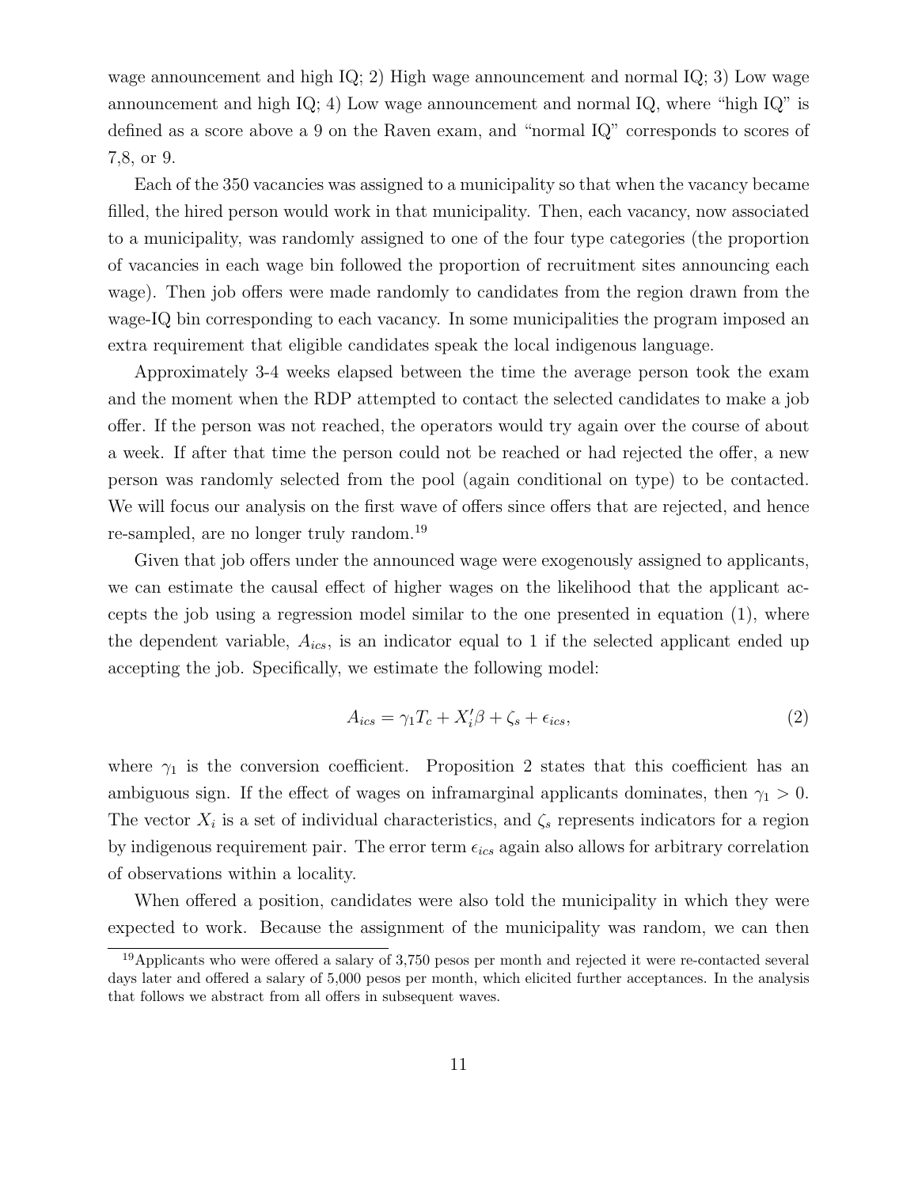wage announcement and high IQ; 2) High wage announcement and normal IQ; 3) Low wage announcement and high IQ; 4) Low wage announcement and normal IQ, where "high IQ" is defined as a score above a 9 on the Raven exam, and "normal IQ" corresponds to scores of 7,8, or 9.

Each of the 350 vacancies was assigned to a municipality so that when the vacancy became filled, the hired person would work in that municipality. Then, each vacancy, now associated to a municipality, was randomly assigned to one of the four type categories (the proportion of vacancies in each wage bin followed the proportion of recruitment sites announcing each wage). Then job offers were made randomly to candidates from the region drawn from the wage-IQ bin corresponding to each vacancy. In some municipalities the program imposed an extra requirement that eligible candidates speak the local indigenous language.

Approximately 3-4 weeks elapsed between the time the average person took the exam and the moment when the RDP attempted to contact the selected candidates to make a job offer. If the person was not reached, the operators would try again over the course of about a week. If after that time the person could not be reached or had rejected the offer, a new person was randomly selected from the pool (again conditional on type) to be contacted. We will focus our analysis on the first wave of offers since offers that are rejected, and hence re-sampled, are no longer truly random.[19]

Given that job offers under the announced wage were exogenously assigned to applicants, we can estimate the causal effect of higher wages on the likelihood that the applicant accepts the job using a regression model similar to the one presented in equation (1), where the dependent variable, $A_{ics}$, is an indicator equal to 1 if the selected applicant ended up accepting the job. Specifically, we estimate the following model:

$$A_{ics} = \gamma_1 T_c + X_i' \beta + \zeta_s + \epsilon_{ics}, \tag{2}$$

where $\gamma_1$ is the conversion coefficient. Proposition 2 states that this coefficient has an ambiguous sign. If the effect of wages on inframarginal applicants dominates, then $\gamma_1 > 0$. The vector $X_i$ is a set of individual characteristics, and $\zeta_s$ represents indicators for a region by indigenous requirement pair. The error term $\epsilon_{ics}$ again also allows for arbitrary correlation of observations within a locality.

When offered a position, candidates were also told the municipality in which they were expected to work. Because the assignment of the municipality was random, we can then

[19] Applicants who were offered a salary of 3,750 pesos per month and rejected it were re-contacted several days later and offered a salary of 5,000 pesos per month, which elicited further acceptances. In the analysis that follows we abstract from all offers in subsequent waves.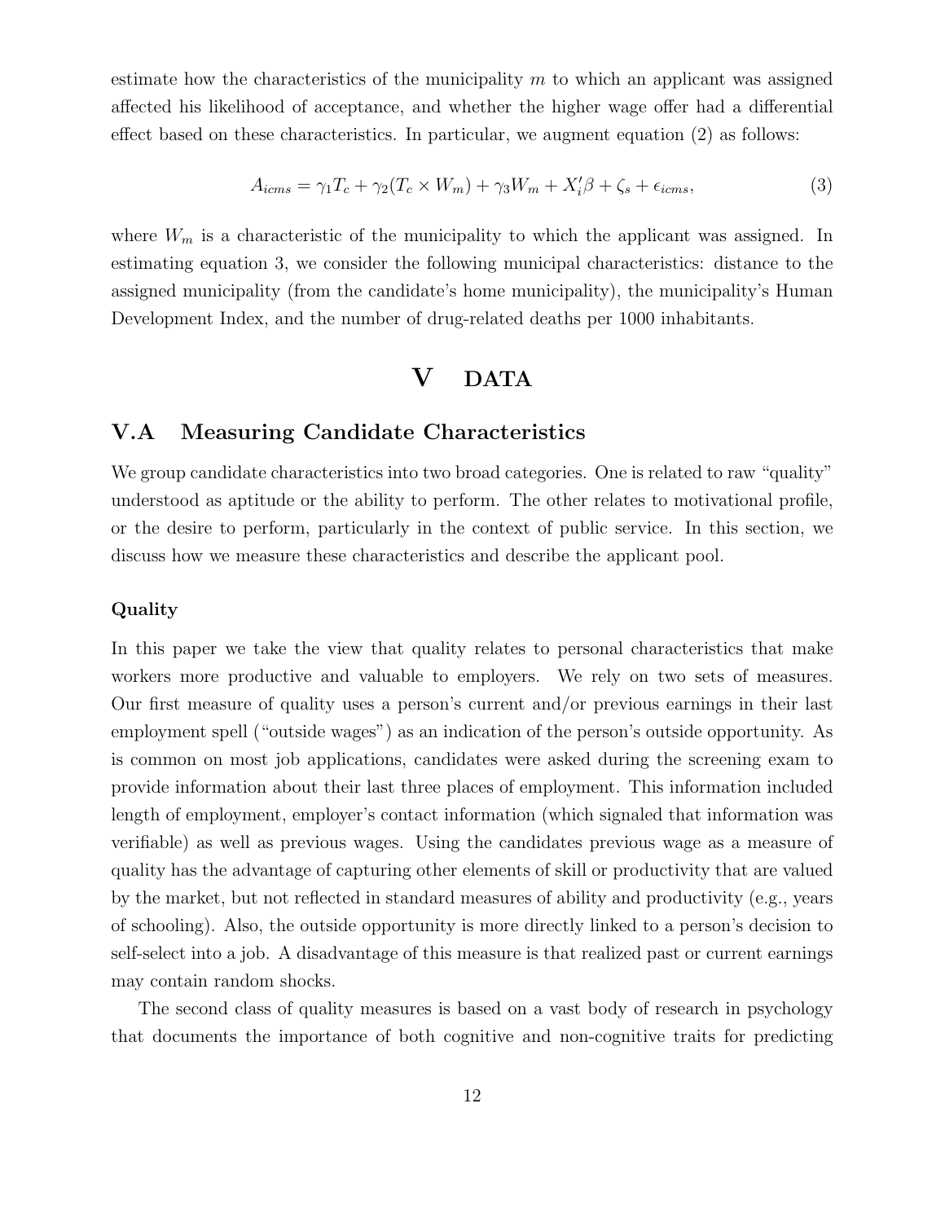estimate how the characteristics of the municipality $m$ to which an applicant was assigned affected his likelihood of acceptance, and whether the higher wage offer had a differential effect based on these characteristics. In particular, we augment equation (2) as follows:

$$A_{icms} = \gamma_1 T_c + \gamma_2 (T_c \times W_m) + \gamma_3 W_m + X_i' \beta + \zeta_s + \epsilon_{icms}, \tag{3}$$

where $W_m$ is a characteristic of the municipality to which the applicant was assigned. In estimating equation 3, we consider the following municipal characteristics: distance to the assigned municipality (from the candidate's home municipality), the municipality's Human Development Index, and the number of drug-related deaths per 1000 inhabitants.

# V DATA

## V.A Measuring Candidate Characteristics

We group candidate characteristics into two broad categories. One is related to raw "quality" understood as aptitude or the ability to perform. The other relates to motivational profile, or the desire to perform, particularly in the context of public service. In this section, we discuss how we measure these characteristics and describe the applicant pool.

### Quality

In this paper we take the view that quality relates to personal characteristics that make workers more productive and valuable to employers. We rely on two sets of measures. Our first measure of quality uses a person's current and/or previous earnings in their last employment spell ("outside wages") as an indication of the person's outside opportunity. As is common on most job applications, candidates were asked during the screening exam to provide information about their last three places of employment. This information included length of employment, employer's contact information (which signaled that information was verifiable) as well as previous wages. Using the candidates previous wage as a measure of quality has the advantage of capturing other elements of skill or productivity that are valued by the market, but not reflected in standard measures of ability and productivity (e.g., years of schooling). Also, the outside opportunity is more directly linked to a person's decision to self-select into a job. A disadvantage of this measure is that realized past or current earnings may contain random shocks.

The second class of quality measures is based on a vast body of research in psychology that documents the importance of both cognitive and non-cognitive traits for predicting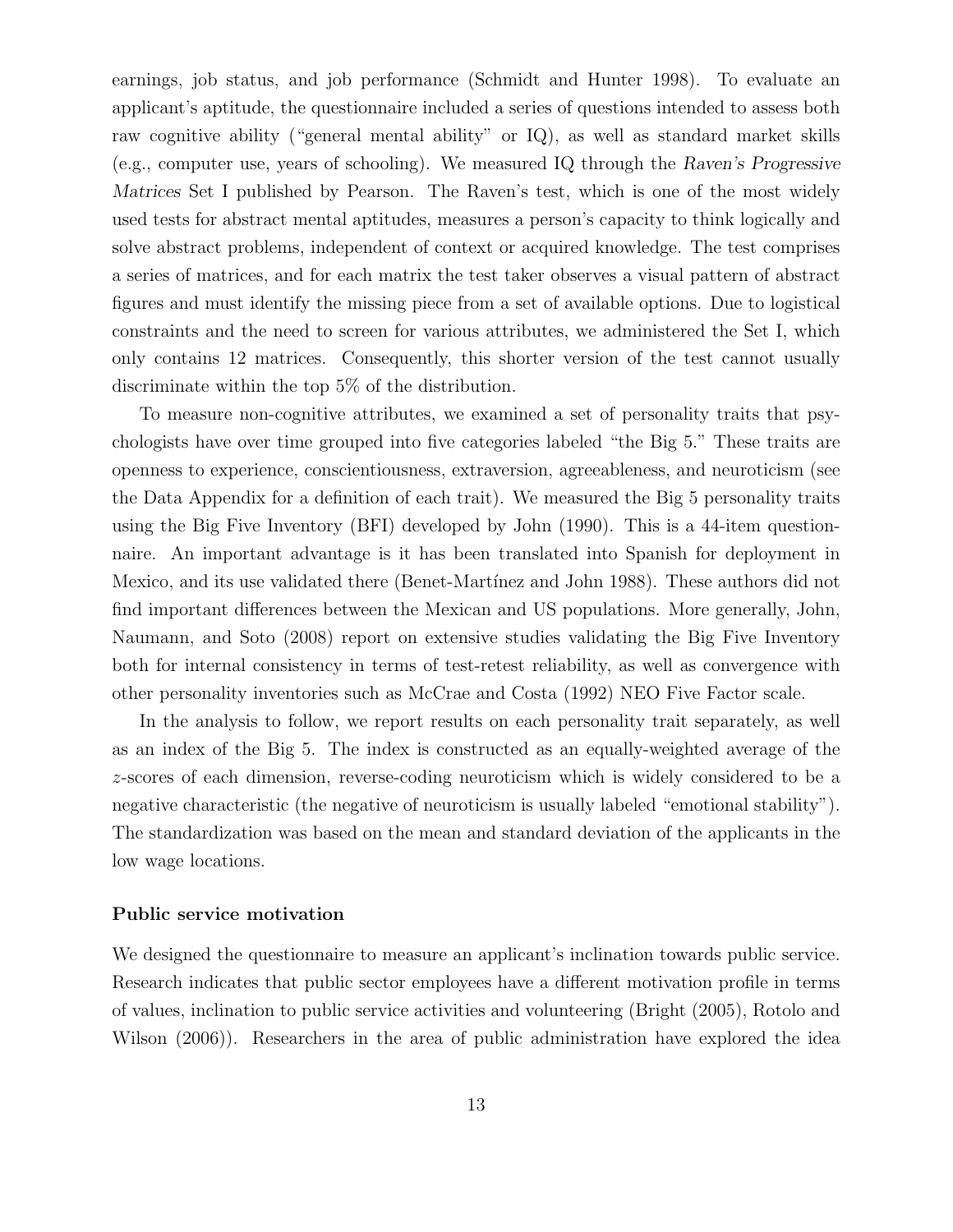earnings, job status, and job performance (Schmidt and Hunter 1998). To evaluate an applicant's aptitude, the questionnaire included a series of questions intended to assess both raw cognitive ability ("general mental ability" or IQ), as well as standard market skills (e.g., computer use, years of schooling). We measured IQ through the *Raven's Progressive Matrices* Set I published by Pearson. The Raven's test, which is one of the most widely used tests for abstract mental aptitudes, measures a person's capacity to think logically and solve abstract problems, independent of context or acquired knowledge. The test comprises a series of matrices, and for each matrix the test taker observes a visual pattern of abstract figures and must identify the missing piece from a set of available options. Due to logistical constraints and the need to screen for various attributes, we administered the Set I, which only contains 12 matrices. Consequently, this shorter version of the test cannot usually discriminate within the top 5% of the distribution.

To measure non-cognitive attributes, we examined a set of personality traits that psychologists have over time grouped into five categories labeled "the Big 5." These traits are openness to experience, conscientiousness, extraversion, agreeableness, and neuroticism (see the Data Appendix for a definition of each trait). We measured the Big 5 personality traits using the Big Five Inventory (BFI) developed by John (1990). This is a 44-item questionnaire. An important advantage is it has been translated into Spanish for deployment in Mexico, and its use validated there (Benet-Martínez and John 1988). These authors did not find important differences between the Mexican and US populations. More generally, John, Naumann, and Soto (2008) report on extensive studies validating the Big Five Inventory both for internal consistency in terms of test-retest reliability, as well as convergence with other personality inventories such as McCrae and Costa (1992) NEO Five Factor scale.

In the analysis to follow, we report results on each personality trait separately, as well as an index of the Big 5. The index is constructed as an equally-weighted average of the $z$-scores of each dimension, reverse-coding neuroticism which is widely considered to be a negative characteristic (the negative of neuroticism is usually labeled "emotional stability"). The standardization was based on the mean and standard deviation of the applicants in the low wage locations.

### Public service motivation

We designed the questionnaire to measure an applicant's inclination towards public service. Research indicates that public sector employees have a different motivation profile in terms of values, inclination to public service activities and volunteering (Bright (2005), Rotolo and Wilson (2006)). Researchers in the area of public administration have explored the idea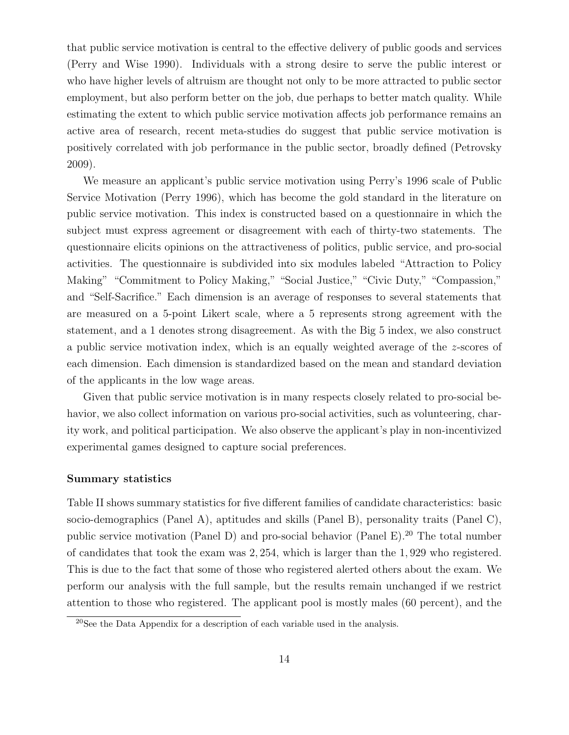that public service motivation is central to the effective delivery of public goods and services (Perry and Wise 1990). Individuals with a strong desire to serve the public interest or who have higher levels of altruism are thought not only to be more attracted to public sector employment, but also perform better on the job, due perhaps to better match quality. While estimating the extent to which public service motivation affects job performance remains an active area of research, recent meta-studies do suggest that public service motivation is positively correlated with job performance in the public sector, broadly defined (Petrovsky 2009).

We measure an applicant's public service motivation using Perry's 1996 scale of Public Service Motivation (Perry 1996), which has become the gold standard in the literature on public service motivation. This index is constructed based on a questionnaire in which the subject must express agreement or disagreement with each of thirty-two statements. The questionnaire elicits opinions on the attractiveness of politics, public service, and pro-social activities. The questionnaire is subdivided into six modules labeled "Attraction to Policy Making" "Commitment to Policy Making," "Social Justice," "Civic Duty," "Compassion," and "Self-Sacrifice." Each dimension is an average of responses to several statements that are measured on a 5-point Likert scale, where a 5 represents strong agreement with the statement, and a 1 denotes strong disagreement. As with the Big 5 index, we also construct a public service motivation index, which is an equally weighted average of the $z$-scores of each dimension. Each dimension is standardized based on the mean and standard deviation of the applicants in the low wage areas.

Given that public service motivation is in many respects closely related to pro-social behavior, we also collect information on various pro-social activities, such as volunteering, charity work, and political participation. We also observe the applicant's play in non-incentivized experimental games designed to capture social preferences.

**Summary statistics**

Table II shows summary statistics for five different families of candidate characteristics: basic socio-demographics (Panel A), aptitudes and skills (Panel B), personality traits (Panel C), public service motivation (Panel D) and pro-social behavior (Panel E).[20] The total number of candidates that took the exam was 2,254, which is larger than the 1,929 who registered. This is due to the fact that some of those who registered alerted others about the exam. We perform our analysis with the full sample, but the results remain unchanged if we restrict attention to those who registered. The applicant pool is mostly males (60 percent), and the

[20]See the Data Appendix for a description of each variable used in the analysis.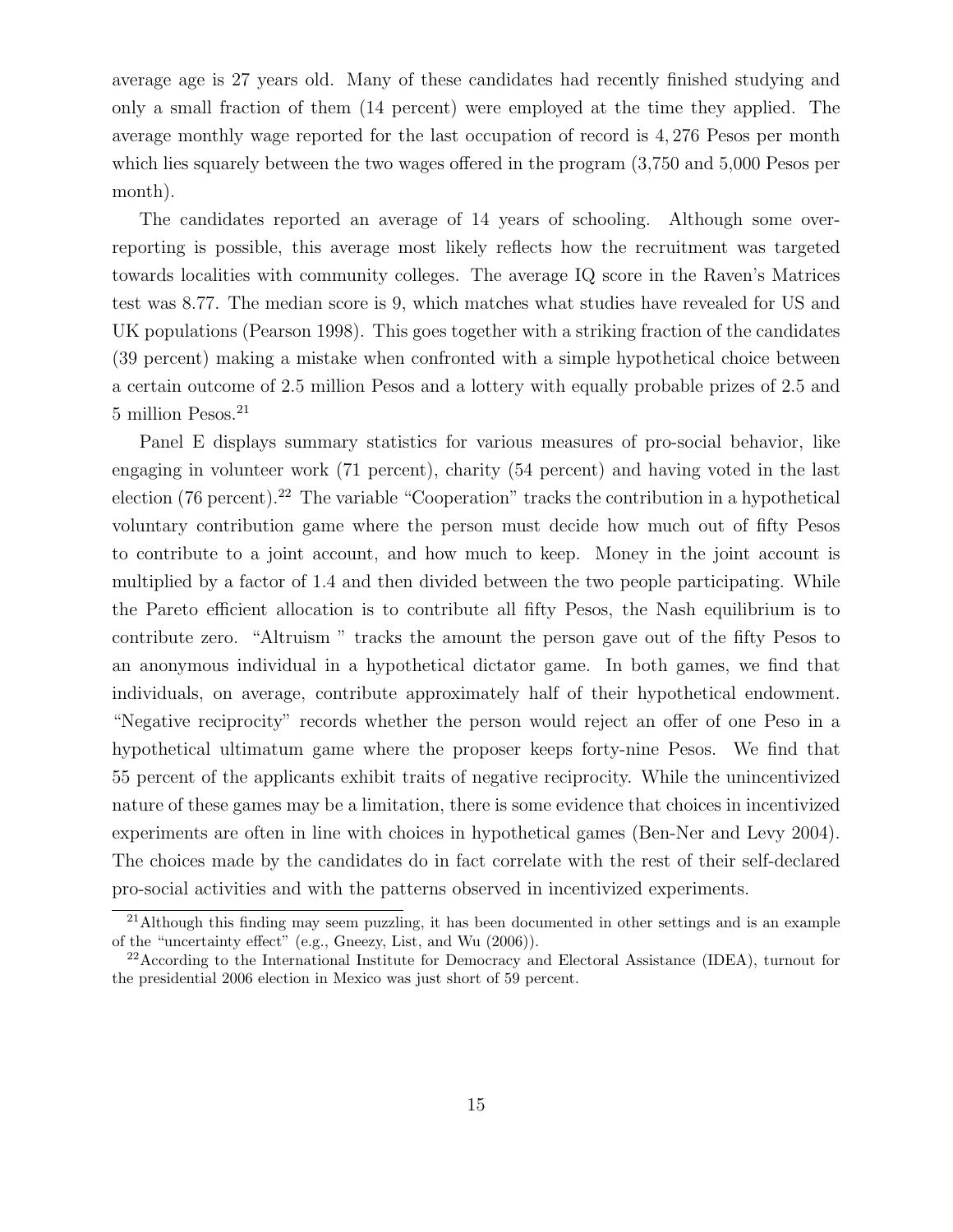average age is 27 years old. Many of these candidates had recently finished studying and only a small fraction of them (14 percent) were employed at the time they applied. The average monthly wage reported for the last occupation of record is 4,276 Pesos per month which lies squarely between the two wages offered in the program (3,750 and 5,000 Pesos per month).

The candidates reported an average of 14 years of schooling. Although some over-reporting is possible, this average most likely reflects how the recruitment was targeted towards localities with community colleges. The average IQ score in the Raven's Matrices test was 8.77. The median score is 9, which matches what studies have revealed for US and UK populations (Pearson 1998). This goes together with a striking fraction of the candidates (39 percent) making a mistake when confronted with a simple hypothetical choice between a certain outcome of 2.5 million Pesos and a lottery with equally probable prizes of 2.5 and 5 million Pesos.[21]

Panel E displays summary statistics for various measures of pro-social behavior, like engaging in volunteer work (71 percent), charity (54 percent) and having voted in the last election (76 percent).[22] The variable "Cooperation" tracks the contribution in a hypothetical voluntary contribution game where the person must decide how much out of fifty Pesos to contribute to a joint account, and how much to keep. Money in the joint account is multiplied by a factor of 1.4 and then divided between the two people participating. While the Pareto efficient allocation is to contribute all fifty Pesos, the Nash equilibrium is to contribute zero. "Altruism " tracks the amount the person gave out of the fifty Pesos to an anonymous individual in a hypothetical dictator game. In both games, we find that individuals, on average, contribute approximately half of their hypothetical endowment. "Negative reciprocity" records whether the person would reject an offer of one Peso in a hypothetical ultimatum game where the proposer keeps forty-nine Pesos. We find that 55 percent of the applicants exhibit traits of negative reciprocity. While the unincentivized nature of these games may be a limitation, there is some evidence that choices in incentivized experiments are often in line with choices in hypothetical games (Ben-Ner and Levy 2004). The choices made by the candidates do in fact correlate with the rest of their self-declared pro-social activities and with the patterns observed in incentivized experiments.

[21] Although this finding may seem puzzling, it has been documented in other settings and is an example of the "uncertainty effect" (e.g., Gneezy, List, and Wu (2006)).

[22] According to the International Institute for Democracy and Electoral Assistance (IDEA), turnout for the presidential 2006 election in Mexico was just short of 59 percent.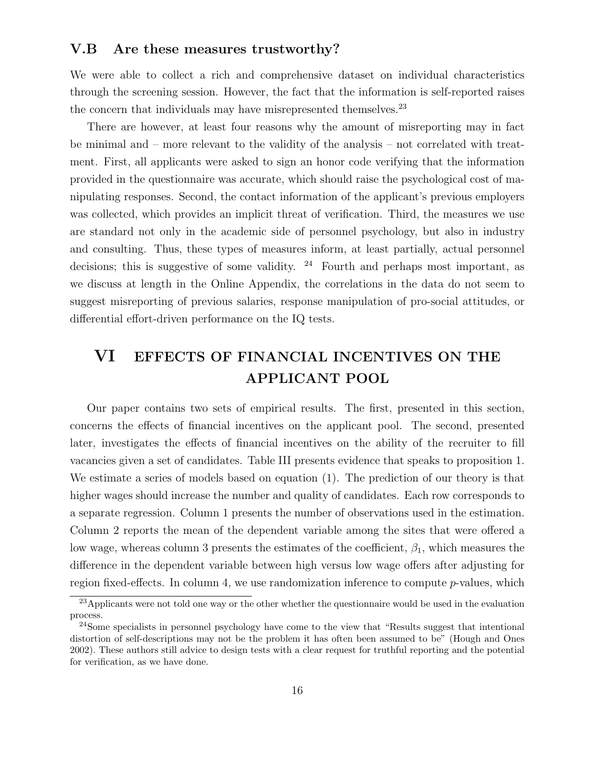### V.B Are these measures trustworthy?

We were able to collect a rich and comprehensive dataset on individual characteristics through the screening session. However, the fact that the information is self-reported raises the concern that individuals may have misrepresented themselves.[23]

There are however, at least four reasons why the amount of misreporting may in fact be minimal and – more relevant to the validity of the analysis – not correlated with treatment. First, all applicants were asked to sign an honor code verifying that the information provided in the questionnaire was accurate, which should raise the psychological cost of manipulating responses. Second, the contact information of the applicant's previous employers was collected, which provides an implicit threat of verification. Third, the measures we use are standard not only in the academic side of personnel psychology, but also in industry and consulting. Thus, these types of measures inform, at least partially, actual personnel decisions; this is suggestive of some validity. [24] Fourth and perhaps most important, as we discuss at length in the Online Appendix, the correlations in the data do not seem to suggest misreporting of previous salaries, response manipulation of pro-social attitudes, or differential effort-driven performance on the IQ tests.

## VI EFFECTS OF FINANCIAL INCENTIVES ON THE APPLICANT POOL

Our paper contains two sets of empirical results. The first, presented in this section, concerns the effects of financial incentives on the applicant pool. The second, presented later, investigates the effects of financial incentives on the ability of the recruiter to fill vacancies given a set of candidates. Table III presents evidence that speaks to proposition 1. We estimate a series of models based on equation (1). The prediction of our theory is that higher wages should increase the number and quality of candidates. Each row corresponds to a separate regression. Column 1 presents the number of observations used in the estimation. Column 2 reports the mean of the dependent variable among the sites that were offered a low wage, whereas column 3 presents the estimates of the coefficient, $\beta_1$, which measures the difference in the dependent variable between high versus low wage offers after adjusting for region fixed-effects. In column 4, we use randomization inference to compute $p$-values, which

[23] Applicants were not told one way or the other whether the questionnaire would be used in the evaluation process.

[24] Some specialists in personnel psychology have come to the view that "Results suggest that intentional distortion of self-descriptions may not be the problem it has often been assumed to be" (Hough and Ones 2002). These authors still advice to design tests with a clear request for truthful reporting and the potential for verification, as we have done.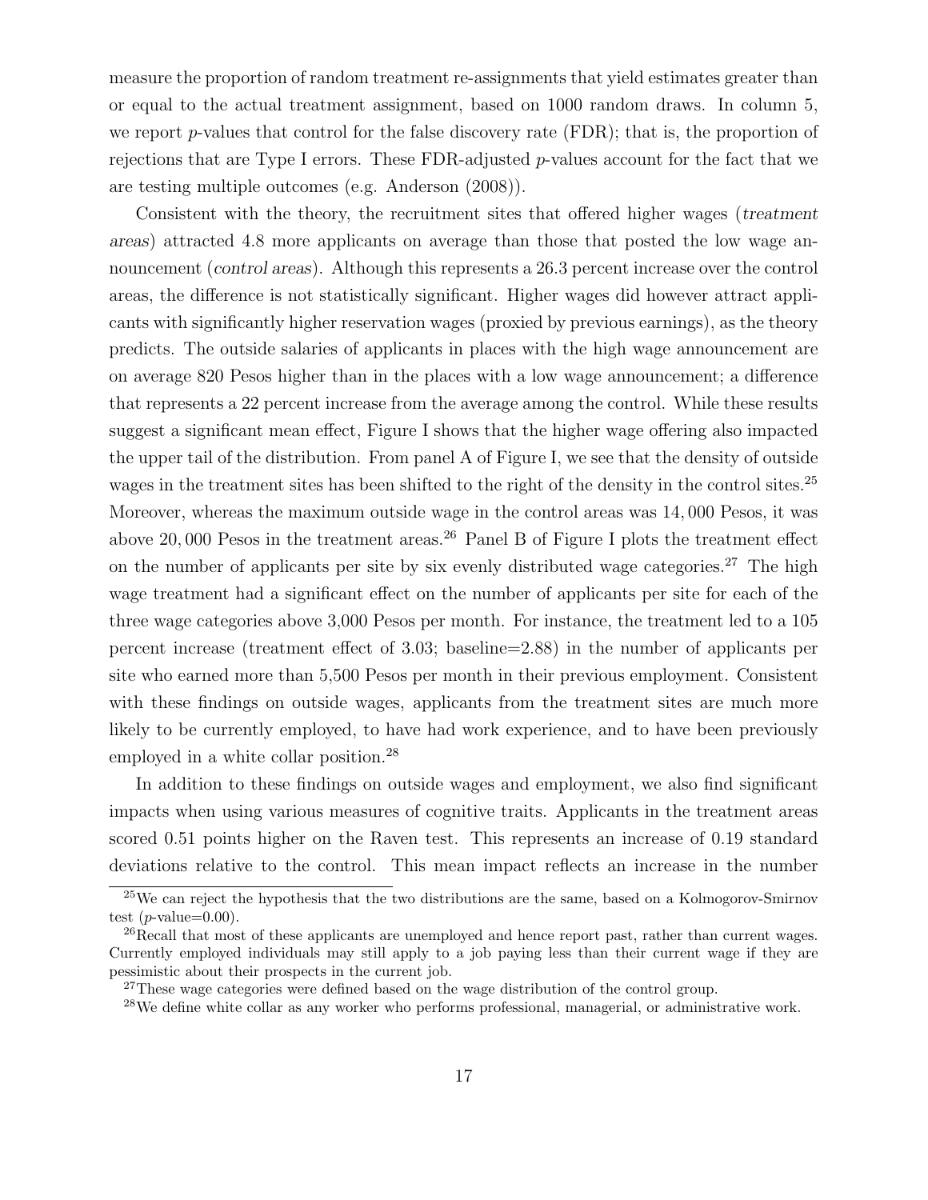measure the proportion of random treatment re-assignments that yield estimates greater than or equal to the actual treatment assignment, based on 1000 random draws. In column 5, we report $p$-values that control for the false discovery rate (FDR); that is, the proportion of rejections that are Type I errors. These FDR-adjusted $p$-values account for the fact that we are testing multiple outcomes (e.g. Anderson (2008)).

Consistent with the theory, the recruitment sites that offered higher wages (*treatment areas*) attracted 4.8 more applicants on average than those that posted the low wage announcement (*control areas*). Although this represents a 26.3 percent increase over the control areas, the difference is not statistically significant. Higher wages did however attract applicants with significantly higher reservation wages (proxied by previous earnings), as the theory predicts. The outside salaries of applicants in places with the high wage announcement are on average 820 Pesos higher than in the places with a low wage announcement; a difference that represents a 22 percent increase from the average among the control. While these results suggest a significant mean effect, Figure I shows that the higher wage offering also impacted the upper tail of the distribution. From panel A of Figure I, we see that the density of outside wages in the treatment sites has been shifted to the right of the density in the control sites.[25] Moreover, whereas the maximum outside wage in the control areas was $14,000$ Pesos, it was above $20,000$ Pesos in the treatment areas.[26] Panel B of Figure I plots the treatment effect on the number of applicants per site by six evenly distributed wage categories.[27] The high wage treatment had a significant effect on the number of applicants per site for each of the three wage categories above 3,000 Pesos per month. For instance, the treatment led to a 105 percent increase (treatment effect of 3.03; baseline=2.88) in the number of applicants per site who earned more than 5,500 Pesos per month in their previous employment. Consistent with these findings on outside wages, applicants from the treatment sites are much more likely to be currently employed, to have had work experience, and to have been previously employed in a white collar position.[28]

In addition to these findings on outside wages and employment, we also find significant impacts when using various measures of cognitive traits. Applicants in the treatment areas scored 0.51 points higher on the Raven test. This represents an increase of 0.19 standard deviations relative to the control. This mean impact reflects an increase in the number

[25] We can reject the hypothesis that the two distributions are the same, based on a Kolmogorov-Smirnov test ($p$-value=0.00).

[26] Recall that most of these applicants are unemployed and hence report past, rather than current wages. Currently employed individuals may still apply to a job paying less than their current wage if they are pessimistic about their prospects in the current job.

[27] These wage categories were defined based on the wage distribution of the control group.

[28] We define white collar as any worker who performs professional, managerial, or administrative work.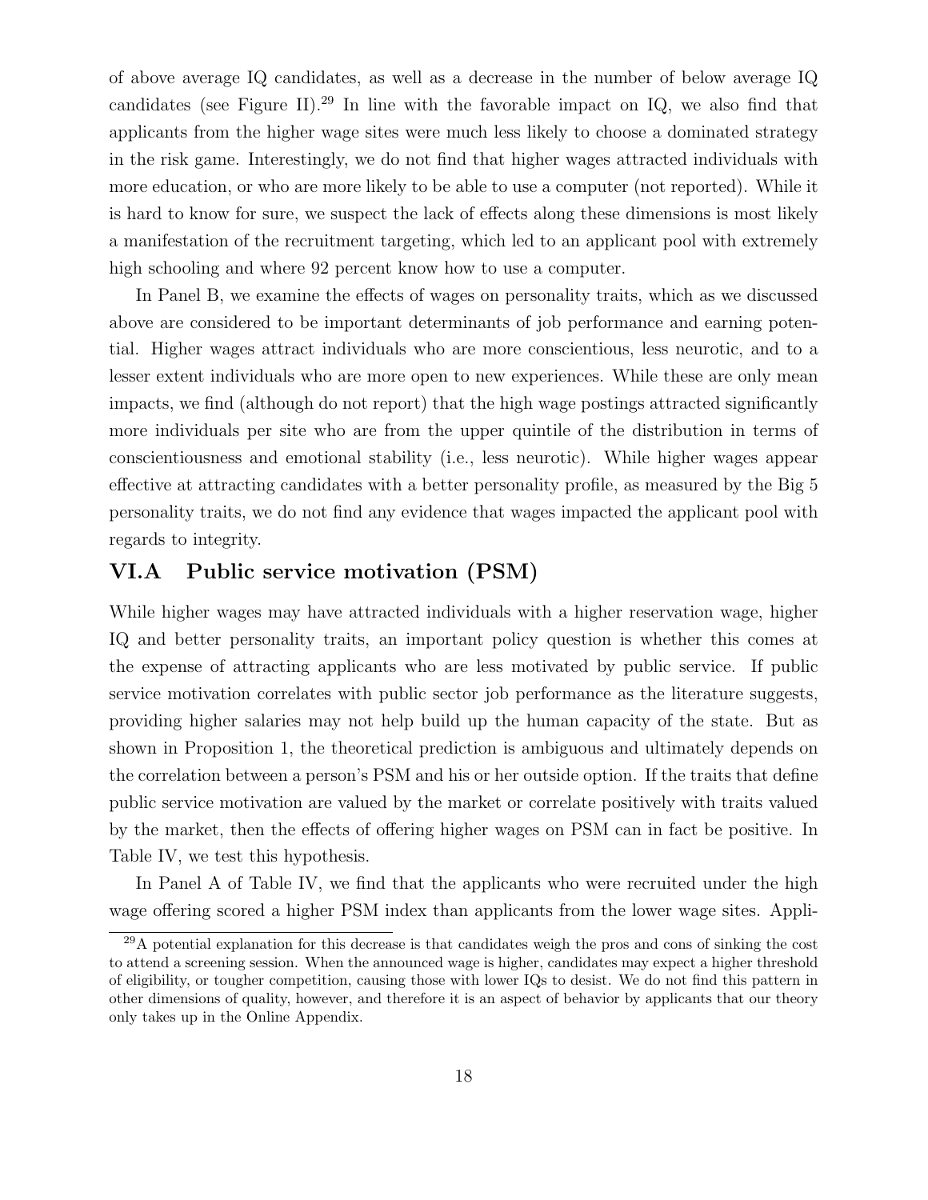of above average IQ candidates, as well as a decrease in the number of below average IQ candidates (see Figure II).[29] In line with the favorable impact on IQ, we also find that applicants from the higher wage sites were much less likely to choose a dominated strategy in the risk game. Interestingly, we do not find that higher wages attracted individuals with more education, or who are more likely to be able to use a computer (not reported). While it is hard to know for sure, we suspect the lack of effects along these dimensions is most likely a manifestation of the recruitment targeting, which led to an applicant pool with extremely high schooling and where 92 percent know how to use a computer.

In Panel B, we examine the effects of wages on personality traits, which as we discussed above are considered to be important determinants of job performance and earning potential. Higher wages attract individuals who are more conscientious, less neurotic, and to a lesser extent individuals who are more open to new experiences. While these are only mean impacts, we find (although do not report) that the high wage postings attracted significantly more individuals per site who are from the upper quintile of the distribution in terms of conscientiousness and emotional stability (i.e., less neurotic). While higher wages appear effective at attracting candidates with a better personality profile, as measured by the Big 5 personality traits, we do not find any evidence that wages impacted the applicant pool with regards to integrity.

## VI.A Public service motivation (PSM)

While higher wages may have attracted individuals with a higher reservation wage, higher IQ and better personality traits, an important policy question is whether this comes at the expense of attracting applicants who are less motivated by public service. If public service motivation correlates with public sector job performance as the literature suggests, providing higher salaries may not help build up the human capacity of the state. But as shown in Proposition 1, the theoretical prediction is ambiguous and ultimately depends on the correlation between a person's PSM and his or her outside option. If the traits that define public service motivation are valued by the market or correlate positively with traits valued by the market, then the effects of offering higher wages on PSM can in fact be positive. In Table IV, we test this hypothesis.

In Panel A of Table IV, we find that the applicants who were recruited under the high wage offering scored a higher PSM index than applicants from the lower wage sites. Appli-

[29] A potential explanation for this decrease is that candidates weigh the pros and cons of sinking the cost to attend a screening session. When the announced wage is higher, candidates may expect a higher threshold of eligibility, or tougher competition, causing those with lower IQs to desist. We do not find this pattern in other dimensions of quality, however, and therefore it is an aspect of behavior by applicants that our theory only takes up in the Online Appendix.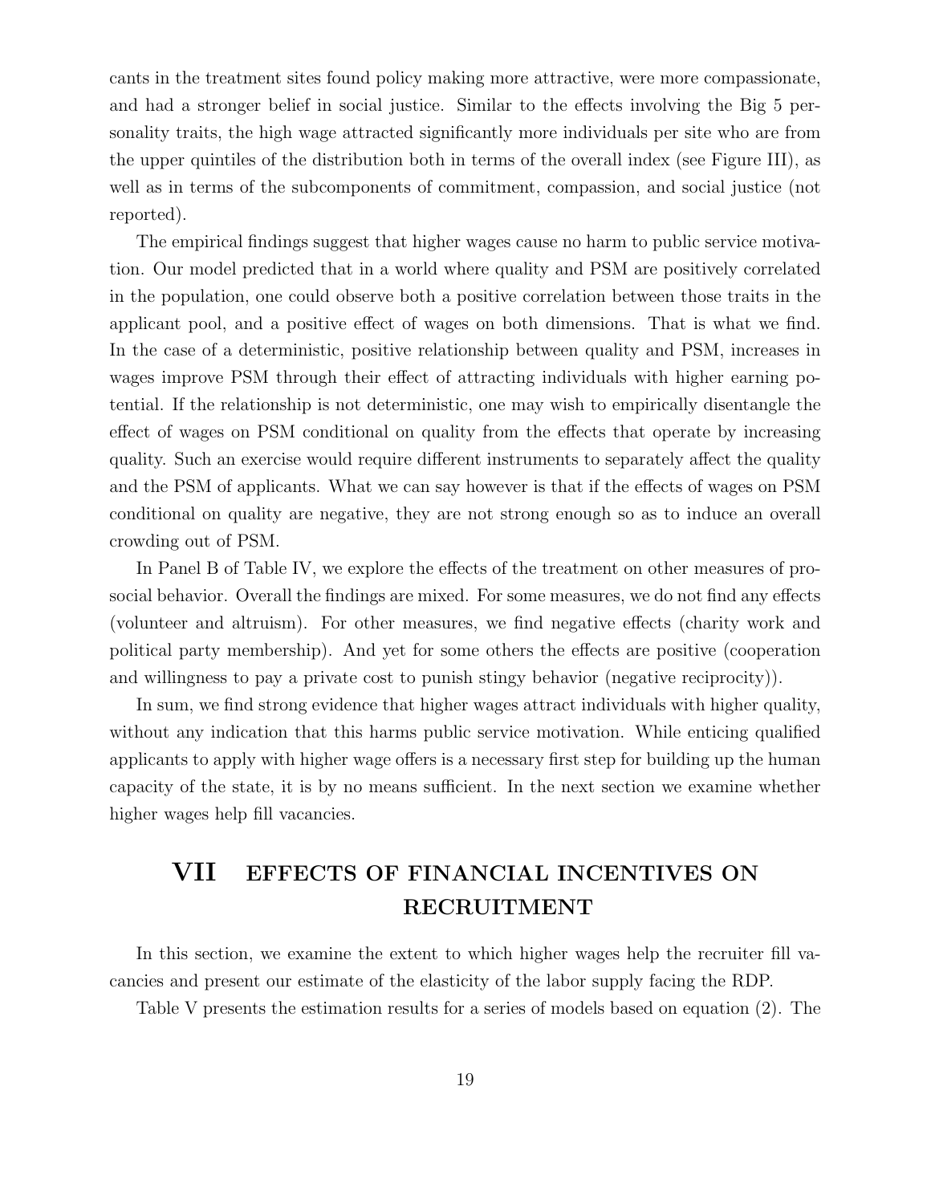cants in the treatment sites found policy making more attractive, were more compassionate, and had a stronger belief in social justice. Similar to the effects involving the Big 5 personality traits, the high wage attracted significantly more individuals per site who are from the upper quintiles of the distribution both in terms of the overall index (see Figure III), as well as in terms of the subcomponents of commitment, compassion, and social justice (not reported).

The empirical findings suggest that higher wages cause no harm to public service motivation. Our model predicted that in a world where quality and PSM are positively correlated in the population, one could observe both a positive correlation between those traits in the applicant pool, and a positive effect of wages on both dimensions. That is what we find. In the case of a deterministic, positive relationship between quality and PSM, increases in wages improve PSM through their effect of attracting individuals with higher earning potential. If the relationship is not deterministic, one may wish to empirically disentangle the effect of wages on PSM conditional on quality from the effects that operate by increasing quality. Such an exercise would require different instruments to separately affect the quality and the PSM of applicants. What we can say however is that if the effects of wages on PSM conditional on quality are negative, they are not strong enough so as to induce an overall crowding out of PSM.

In Panel B of Table IV, we explore the effects of the treatment on other measures of pro-social behavior. Overall the findings are mixed. For some measures, we do not find any effects (volunteer and altruism). For other measures, we find negative effects (charity work and political party membership). And yet for some others the effects are positive (cooperation and willingness to pay a private cost to punish stingy behavior (negative reciprocity)).

In sum, we find strong evidence that higher wages attract individuals with higher quality, without any indication that this harms public service motivation. While enticing qualified applicants to apply with higher wage offers is a necessary first step for building up the human capacity of the state, it is by no means sufficient. In the next section we examine whether higher wages help fill vacancies.

# VII EFFECTS OF FINANCIAL INCENTIVES ON RECRUITMENT

In this section, we examine the extent to which higher wages help the recruiter fill vacancies and present our estimate of the elasticity of the labor supply facing the RDP.

Table V presents the estimation results for a series of models based on equation (2). The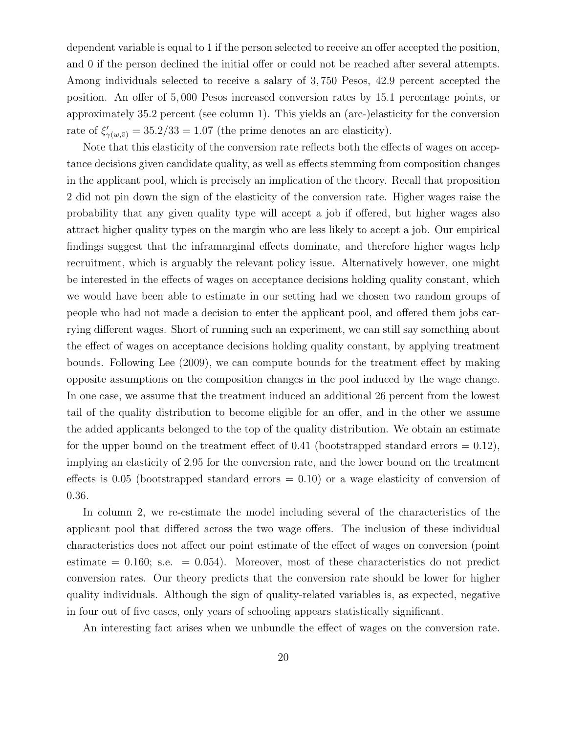dependent variable is equal to 1 if the person selected to receive an offer accepted the position, and 0 if the person declined the initial offer or could not be reached after several attempts. Among individuals selected to receive a salary of 3,750 Pesos, 42.9 percent accepted the position. An offer of 5,000 Pesos increased conversion rates by 15.1 percentage points, or approximately 35.2 percent (see column 1). This yields an (arc-)elasticity for the conversion rate of $\xi'_{\gamma(w,\bar{v})} = 35.2/33 = 1.07$ (the prime denotes an arc elasticity).

Note that this elasticity of the conversion rate reflects both the effects of wages on acceptance decisions given candidate quality, as well as effects stemming from composition changes in the applicant pool, which is precisely an implication of the theory. Recall that proposition 2 did not pin down the sign of the elasticity of the conversion rate. Higher wages raise the probability that any given quality type will accept a job if offered, but higher wages also attract higher quality types on the margin who are less likely to accept a job. Our empirical findings suggest that the inframarginal effects dominate, and therefore higher wages help recruitment, which is arguably the relevant policy issue. Alternatively however, one might be interested in the effects of wages on acceptance decisions holding quality constant, which we would have been able to estimate in our setting had we chosen two random groups of people who had not made a decision to enter the applicant pool, and offered them jobs carrying different wages. Short of running such an experiment, we can still say something about the effect of wages on acceptance decisions holding quality constant, by applying treatment bounds. Following Lee (2009), we can compute bounds for the treatment effect by making opposite assumptions on the composition changes in the pool induced by the wage change. In one case, we assume that the treatment induced an additional 26 percent from the lowest tail of the quality distribution to become eligible for an offer, and in the other we assume the added applicants belonged to the top of the quality distribution. We obtain an estimate for the upper bound on the treatment effect of 0.41 (bootstrapped standard errors = 0.12), implying an elasticity of 2.95 for the conversion rate, and the lower bound on the treatment effects is 0.05 (bootstrapped standard errors = 0.10) or a wage elasticity of conversion of 0.36.

In column 2, we re-estimate the model including several of the characteristics of the applicant pool that differed across the two wage offers. The inclusion of these individual characteristics does not affect our point estimate of the effect of wages on conversion (point estimate = 0.160; s.e. = 0.054). Moreover, most of these characteristics do not predict conversion rates. Our theory predicts that the conversion rate should be lower for higher quality individuals. Although the sign of quality-related variables is, as expected, negative in four out of five cases, only years of schooling appears statistically significant.

An interesting fact arises when we unbundle the effect of wages on the conversion rate.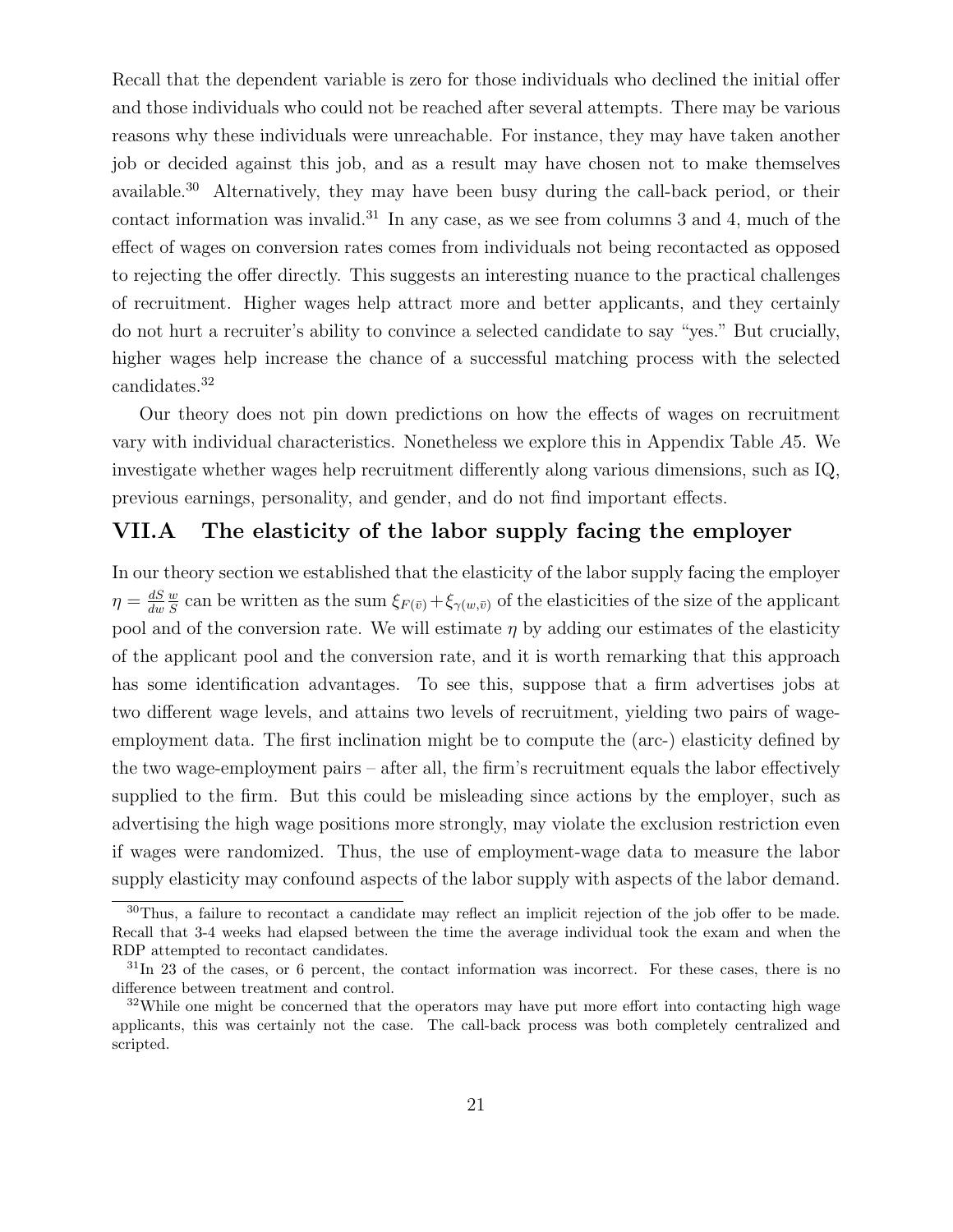Recall that the dependent variable is zero for those individuals who declined the initial offer and those individuals who could not be reached after several attempts. There may be various reasons why these individuals were unreachable. For instance, they may have taken another job or decided against this job, and as a result may have chosen not to make themselves available.[30] Alternatively, they may have been busy during the call-back period, or their contact information was invalid.[31] In any case, as we see from columns 3 and 4, much of the effect of wages on conversion rates comes from individuals not being recontacted as opposed to rejecting the offer directly. This suggests an interesting nuance to the practical challenges of recruitment. Higher wages help attract more and better applicants, and they certainly do not hurt a recruiter's ability to convince a selected candidate to say "yes." But crucially, higher wages help increase the chance of a successful matching process with the selected candidates.[32]

Our theory does not pin down predictions on how the effects of wages on recruitment vary with individual characteristics. Nonetheless we explore this in Appendix Table *A*5. We investigate whether wages help recruitment differently along various dimensions, such as IQ, previous earnings, personality, and gender, and do not find important effects.

## VII.A The elasticity of the labor supply facing the employer

In our theory section we established that the elasticity of the labor supply facing the employer $\eta = \frac{dS}{dw}\frac{w}{S}$ can be written as the sum $\xi_{F(\bar{v})} + \xi_{\gamma(w,\bar{v})}$ of the elasticities of the size of the applicant pool and of the conversion rate. We will estimate $\eta$ by adding our estimates of the elasticity of the applicant pool and the conversion rate, and it is worth remarking that this approach has some identification advantages. To see this, suppose that a firm advertises jobs at two different wage levels, and attains two levels of recruitment, yielding two pairs of wage-employment data. The first inclination might be to compute the (arc-) elasticity defined by the two wage-employment pairs – after all, the firm's recruitment equals the labor effectively supplied to the firm. But this could be misleading since actions by the employer, such as advertising the high wage positions more strongly, may violate the exclusion restriction even if wages were randomized. Thus, the use of employment-wage data to measure the labor supply elasticity may confound aspects of the labor supply with aspects of the labor demand.

---

[30] Thus, a failure to recontact a candidate may reflect an implicit rejection of the job offer to be made. Recall that 3-4 weeks had elapsed between the time the average individual took the exam and when the RDP attempted to recontact candidates.

[31] In 23 of the cases, or 6 percent, the contact information was incorrect. For these cases, there is no difference between treatment and control.

[32] While one might be concerned that the operators may have put more effort into contacting high wage applicants, this was certainly not the case. The call-back process was both completely centralized and scripted.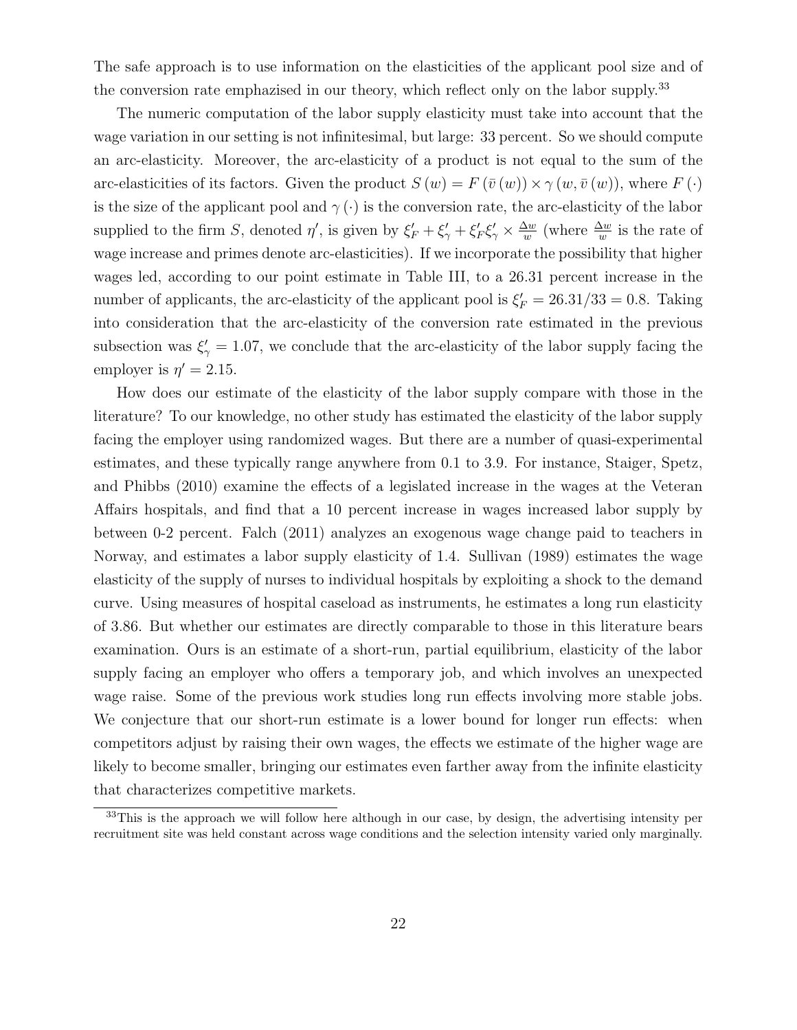The safe approach is to use information on the elasticities of the applicant pool size and of the conversion rate emphazised in our theory, which reflect only on the labor supply.[33]

The numeric computation of the labor supply elasticity must take into account that the wage variation in our setting is not infinitesimal, but large: 33 percent. So we should compute an arc-elasticity. Moreover, the arc-elasticity of a product is not equal to the sum of the arc-elasticities of its factors. Given the product $S(w) = F(\bar{v}(w)) \times \gamma(w, \bar{v}(w))$, where $F(\cdot)$ is the size of the applicant pool and $\gamma(\cdot)$ is the conversion rate, the arc-elasticity of the labor supplied to the firm $S$, denoted $\eta'$, is given by $\xi_F' + \xi_\gamma' + \xi_F' \xi_\gamma' \times \frac{\Delta w}{w}$ (where $\frac{\Delta w}{w}$ is the rate of wage increase and primes denote arc-elasticities). If we incorporate the possibility that higher wages led, according to our point estimate in Table III, to a 26.31 percent increase in the number of applicants, the arc-elasticity of the applicant pool is $\xi_F' = 26.31/33 = 0.8$. Taking into consideration that the arc-elasticity of the conversion rate estimated in the previous subsection was $\xi_\gamma' = 1.07$, we conclude that the arc-elasticity of the labor supply facing the employer is $\eta' = 2.15$.

How does our estimate of the elasticity of the labor supply compare with those in the literature? To our knowledge, no other study has estimated the elasticity of the labor supply facing the employer using randomized wages. But there are a number of quasi-experimental estimates, and these typically range anywhere from 0.1 to 3.9. For instance, Staiger, Spetz, and Phibbs (2010) examine the effects of a legislated increase in the wages at the Veteran Affairs hospitals, and find that a 10 percent increase in wages increased labor supply by between 0-2 percent. Falch (2011) analyzes an exogenous wage change paid to teachers in Norway, and estimates a labor supply elasticity of 1.4. Sullivan (1989) estimates the wage elasticity of the supply of nurses to individual hospitals by exploiting a shock to the demand curve. Using measures of hospital caseload as instruments, he estimates a long run elasticity of 3.86. But whether our estimates are directly comparable to those in this literature bears examination. Ours is an estimate of a short-run, partial equilibrium, elasticity of the labor supply facing an employer who offers a temporary job, and which involves an unexpected wage raise. Some of the previous work studies long run effects involving more stable jobs. We conjecture that our short-run estimate is a lower bound for longer run effects: when competitors adjust by raising their own wages, the effects we estimate of the higher wage are likely to become smaller, bringing our estimates even farther away from the infinite elasticity that characterizes competitive markets.

[33] This is the approach we will follow here although in our case, by design, the advertising intensity per recruitment site was held constant across wage conditions and the selection intensity varied only marginally.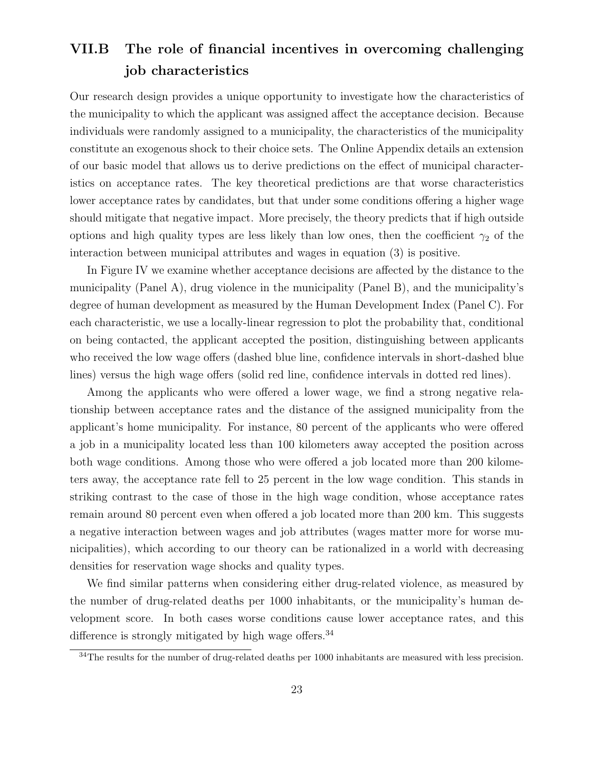## VII.B The role of financial incentives in overcoming challenging job characteristics

Our research design provides a unique opportunity to investigate how the characteristics of the municipality to which the applicant was assigned affect the acceptance decision. Because individuals were randomly assigned to a municipality, the characteristics of the municipality constitute an exogenous shock to their choice sets. The Online Appendix details an extension of our basic model that allows us to derive predictions on the effect of municipal characteristics on acceptance rates. The key theoretical predictions are that worse characteristics lower acceptance rates by candidates, but that under some conditions offering a higher wage should mitigate that negative impact. More precisely, the theory predicts that if high outside options and high quality types are less likely than low ones, then the coefficient $\gamma_2$ of the interaction between municipal attributes and wages in equation (3) is positive.

In Figure IV we examine whether acceptance decisions are affected by the distance to the municipality (Panel A), drug violence in the municipality (Panel B), and the municipality's degree of human development as measured by the Human Development Index (Panel C). For each characteristic, we use a locally-linear regression to plot the probability that, conditional on being contacted, the applicant accepted the position, distinguishing between applicants who received the low wage offers (dashed blue line, confidence intervals in short-dashed blue lines) versus the high wage offers (solid red line, confidence intervals in dotted red lines).

Among the applicants who were offered a lower wage, we find a strong negative relationship between acceptance rates and the distance of the assigned municipality from the applicant's home municipality. For instance, 80 percent of the applicants who were offered a job in a municipality located less than 100 kilometers away accepted the position across both wage conditions. Among those who were offered a job located more than 200 kilometers away, the acceptance rate fell to 25 percent in the low wage condition. This stands in striking contrast to the case of those in the high wage condition, whose acceptance rates remain around 80 percent even when offered a job located more than 200 km. This suggests a negative interaction between wages and job attributes (wages matter more for worse municipalities), which according to our theory can be rationalized in a world with decreasing densities for reservation wage shocks and quality types.

We find similar patterns when considering either drug-related violence, as measured by the number of drug-related deaths per 1000 inhabitants, or the municipality's human development score. In both cases worse conditions cause lower acceptance rates, and this difference is strongly mitigated by high wage offers.[34]

[34] The results for the number of drug-related deaths per 1000 inhabitants are measured with less precision.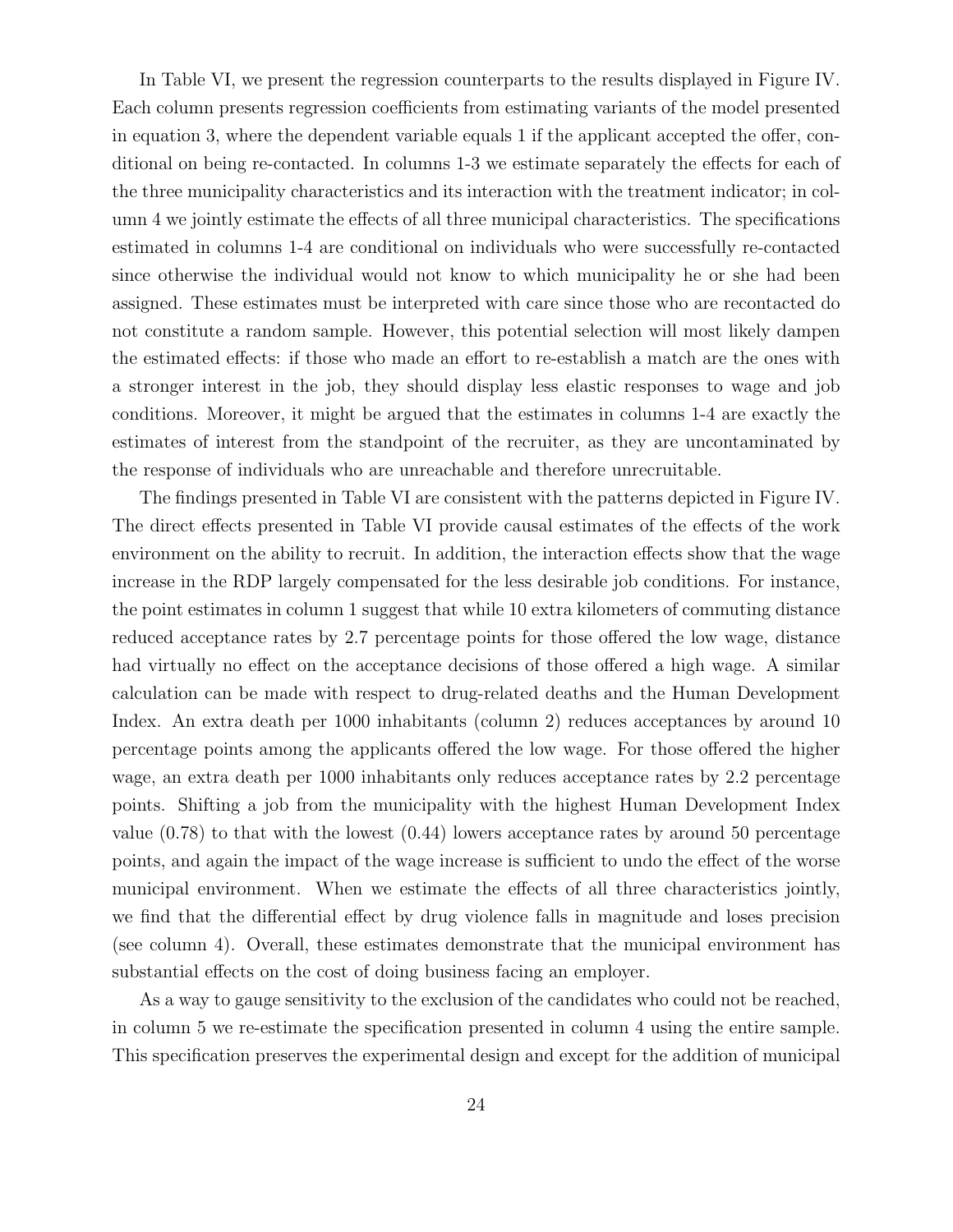In Table VI, we present the regression counterparts to the results displayed in Figure IV. Each column presents regression coefficients from estimating variants of the model presented in equation 3, where the dependent variable equals 1 if the applicant accepted the offer, conditional on being re-contacted. In columns 1-3 we estimate separately the effects for each of the three municipality characteristics and its interaction with the treatment indicator; in column 4 we jointly estimate the effects of all three municipal characteristics. The specifications estimated in columns 1-4 are conditional on individuals who were successfully re-contacted since otherwise the individual would not know to which municipality he or she had been assigned. These estimates must be interpreted with care since those who are recontacted do not constitute a random sample. However, this potential selection will most likely dampen the estimated effects: if those who made an effort to re-establish a match are the ones with a stronger interest in the job, they should display less elastic responses to wage and job conditions. Moreover, it might be argued that the estimates in columns 1-4 are exactly the estimates of interest from the standpoint of the recruiter, as they are uncontaminated by the response of individuals who are unreachable and therefore unrecruitable.

The findings presented in Table VI are consistent with the patterns depicted in Figure IV. The direct effects presented in Table VI provide causal estimates of the effects of the work environment on the ability to recruit. In addition, the interaction effects show that the wage increase in the RDP largely compensated for the less desirable job conditions. For instance, the point estimates in column 1 suggest that while 10 extra kilometers of commuting distance reduced acceptance rates by 2.7 percentage points for those offered the low wage, distance had virtually no effect on the acceptance decisions of those offered a high wage. A similar calculation can be made with respect to drug-related deaths and the Human Development Index. An extra death per 1000 inhabitants (column 2) reduces acceptances by around 10 percentage points among the applicants offered the low wage. For those offered the higher wage, an extra death per 1000 inhabitants only reduces acceptance rates by 2.2 percentage points. Shifting a job from the municipality with the highest Human Development Index value (0.78) to that with the lowest (0.44) lowers acceptance rates by around 50 percentage points, and again the impact of the wage increase is sufficient to undo the effect of the worse municipal environment. When we estimate the effects of all three characteristics jointly, we find that the differential effect by drug violence falls in magnitude and loses precision (see column 4). Overall, these estimates demonstrate that the municipal environment has substantial effects on the cost of doing business facing an employer.

As a way to gauge sensitivity to the exclusion of the candidates who could not be reached, in column 5 we re-estimate the specification presented in column 4 using the entire sample. This specification preserves the experimental design and except for the addition of municipal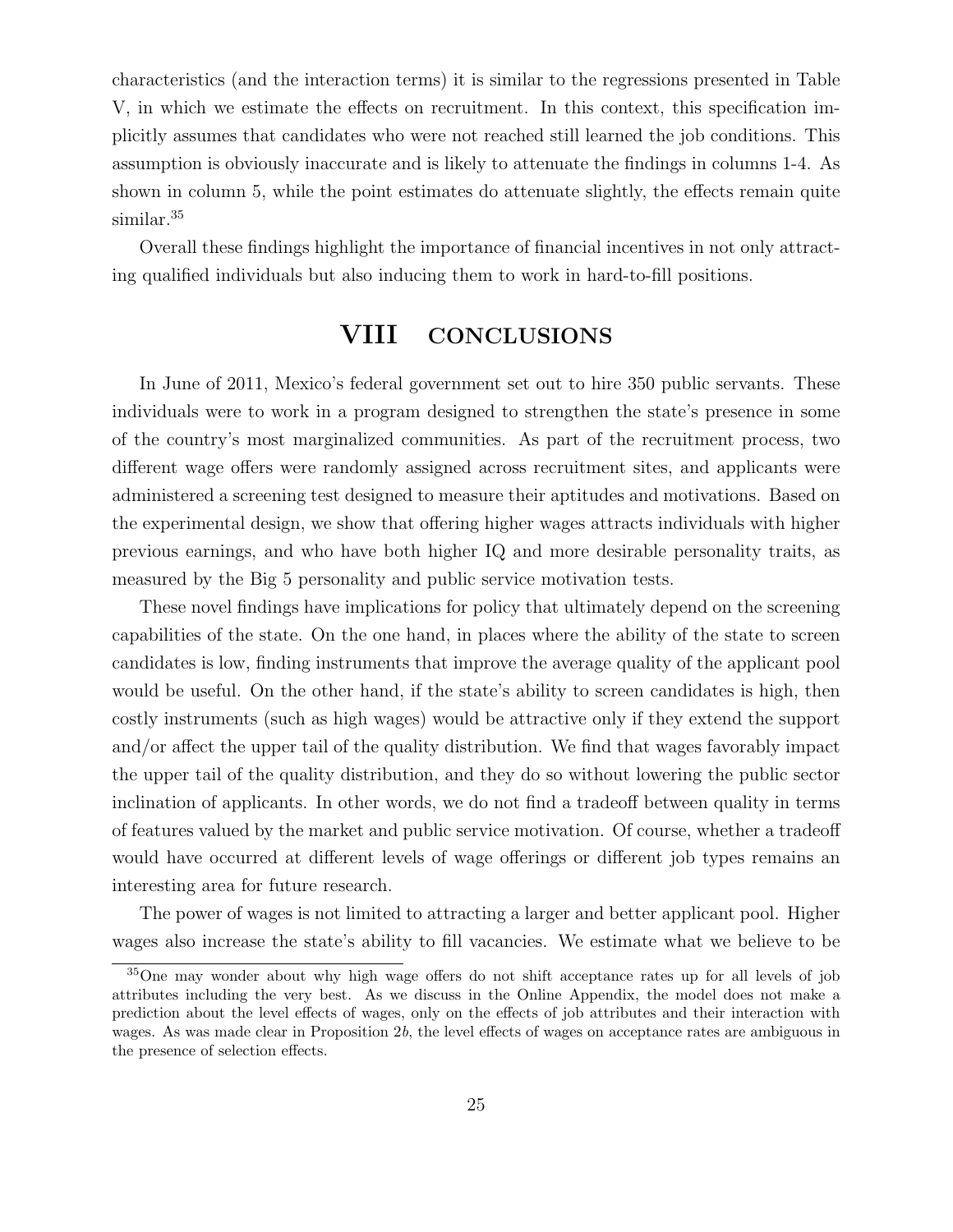characteristics (and the interaction terms) it is similar to the regressions presented in Table V, in which we estimate the effects on recruitment. In this context, this specification implicitly assumes that candidates who were not reached still learned the job conditions. This assumption is obviously inaccurate and is likely to attenuate the findings in columns 1-4. As shown in column 5, while the point estimates do attenuate slightly, the effects remain quite similar.[35]

Overall these findings highlight the importance of financial incentives in not only attracting qualified individuals but also inducing them to work in hard-to-fill positions.

# VIII CONCLUSIONS

In June of 2011, Mexico's federal government set out to hire 350 public servants. These individuals were to work in a program designed to strengthen the state's presence in some of the country's most marginalized communities. As part of the recruitment process, two different wage offers were randomly assigned across recruitment sites, and applicants were administered a screening test designed to measure their aptitudes and motivations. Based on the experimental design, we show that offering higher wages attracts individuals with higher previous earnings, and who have both higher IQ and more desirable personality traits, as measured by the Big 5 personality and public service motivation tests.

These novel findings have implications for policy that ultimately depend on the screening capabilities of the state. On the one hand, in places where the ability of the state to screen candidates is low, finding instruments that improve the average quality of the applicant pool would be useful. On the other hand, if the state's ability to screen candidates is high, then costly instruments (such as high wages) would be attractive only if they extend the support and/or affect the upper tail of the quality distribution. We find that wages favorably impact the upper tail of the quality distribution, and they do so without lowering the public sector inclination of applicants. In other words, we do not find a tradeoff between quality in terms of features valued by the market and public service motivation. Of course, whether a tradeoff would have occurred at different levels of wage offerings or different job types remains an interesting area for future research.

The power of wages is not limited to attracting a larger and better applicant pool. Higher wages also increase the state's ability to fill vacancies. We estimate what we believe to be

[35] One may wonder about why high wage offers do not shift acceptance rates up for all levels of job attributes including the very best. As we discuss in the Online Appendix, the model does not make a prediction about the level effects of wages, only on the effects of job attributes and their interaction with wages. As was made clear in Proposition 2*b*, the level effects of wages on acceptance rates are ambiguous in the presence of selection effects.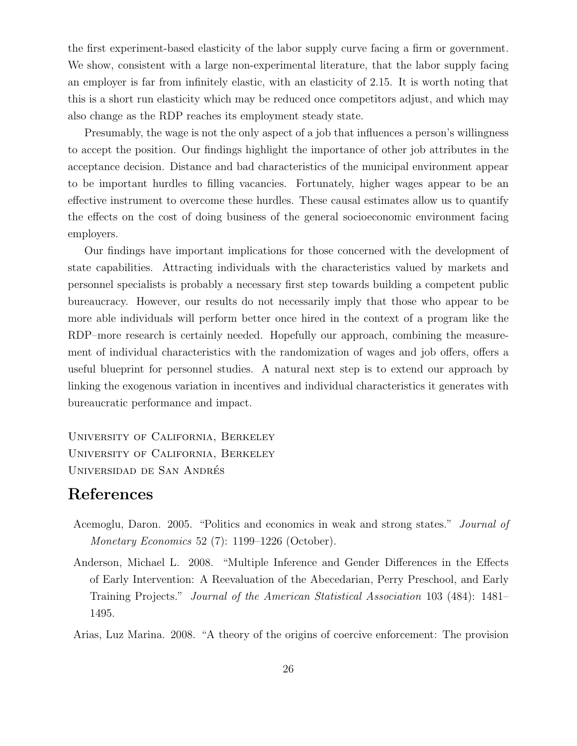the first experiment-based elasticity of the labor supply curve facing a firm or government. We show, consistent with a large non-experimental literature, that the labor supply facing an employer is far from infinitely elastic, with an elasticity of 2.15. It is worth noting that this is a short run elasticity which may be reduced once competitors adjust, and which may also change as the RDP reaches its employment steady state.

Presumably, the wage is not the only aspect of a job that influences a person's willingness to accept the position. Our findings highlight the importance of other job attributes in the acceptance decision. Distance and bad characteristics of the municipal environment appear to be important hurdles to filling vacancies. Fortunately, higher wages appear to be an effective instrument to overcome these hurdles. These causal estimates allow us to quantify the effects on the cost of doing business of the general socioeconomic environment facing employers.

Our findings have important implications for those concerned with the development of state capabilities. Attracting individuals with the characteristics valued by markets and personnel specialists is probably a necessary first step towards building a competent public bureaucracy. However, our results do not necessarily imply that those who appear to be more able individuals will perform better once hired in the context of a program like the RDP–more research is certainly needed. Hopefully our approach, combining the measurement of individual characteristics with the randomization of wages and job offers, offers a useful blueprint for personnel studies. A natural next step is to extend our approach by linking the exogenous variation in incentives and individual characteristics it generates with bureaucratic performance and impact.

University of California, Berkeley
University of California, Berkeley
Universidad de San Andrés

# References

Acemoglu, Daron. 2005. "Politics and economics in weak and strong states." *Journal of Monetary Economics* 52 (7): 1199–1226 (October).

Anderson, Michael L. 2008. "Multiple Inference and Gender Differences in the Effects of Early Intervention: A Reevaluation of the Abecedarian, Perry Preschool, and Early Training Projects." *Journal of the American Statistical Association* 103 (484): 1481–1495.

Arias, Luz Marina. 2008. "A theory of the origins of coercive enforcement: The provision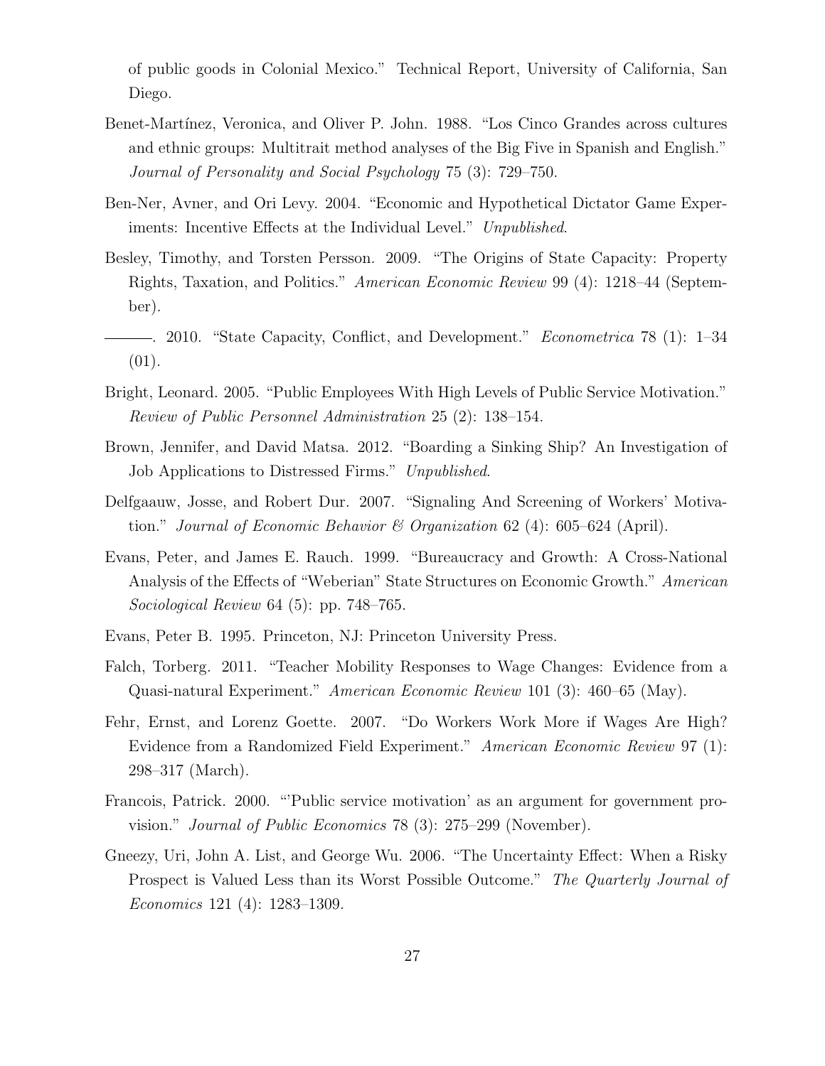of public goods in Colonial Mexico." Technical Report, University of California, San Diego.

Benet-Martínez, Veronica, and Oliver P. John. 1988. "Los Cinco Grandes across cultures and ethnic groups: Multitrait method analyses of the Big Five in Spanish and English." *Journal of Personality and Social Psychology* 75 (3): 729–750.

Ben-Ner, Avner, and Ori Levy. 2004. "Economic and Hypothetical Dictator Game Experiments: Incentive Effects at the Individual Level." *Unpublished*.

Besley, Timothy, and Torsten Persson. 2009. "The Origins of State Capacity: Property Rights, Taxation, and Politics." *American Economic Review* 99 (4): 1218–44 (September).

———. 2010. "State Capacity, Conflict, and Development." *Econometrica* 78 (1): 1–34 (01).

Bright, Leonard. 2005. "Public Employees With High Levels of Public Service Motivation." *Review of Public Personnel Administration* 25 (2): 138–154.

Brown, Jennifer, and David Matsa. 2012. "Boarding a Sinking Ship? An Investigation of Job Applications to Distressed Firms." *Unpublished*.

Delfgaauw, Josse, and Robert Dur. 2007. "Signaling And Screening of Workers' Motivation." *Journal of Economic Behavior & Organization* 62 (4): 605–624 (April).

Evans, Peter, and James E. Rauch. 1999. "Bureaucracy and Growth: A Cross-National Analysis of the Effects of "Weberian" State Structures on Economic Growth." *American Sociological Review* 64 (5): pp. 748–765.

Evans, Peter B. 1995. Princeton, NJ: Princeton University Press.

Falch, Torberg. 2011. "Teacher Mobility Responses to Wage Changes: Evidence from a Quasi-natural Experiment." *American Economic Review* 101 (3): 460–65 (May).

Fehr, Ernst, and Lorenz Goette. 2007. "Do Workers Work More if Wages Are High? Evidence from a Randomized Field Experiment." *American Economic Review* 97 (1): 298–317 (March).

Francois, Patrick. 2000. "'Public service motivation' as an argument for government provision." *Journal of Public Economics* 78 (3): 275–299 (November).

Gneezy, Uri, John A. List, and George Wu. 2006. "The Uncertainty Effect: When a Risky Prospect is Valued Less than its Worst Possible Outcome." *The Quarterly Journal of Economics* 121 (4): 1283–1309.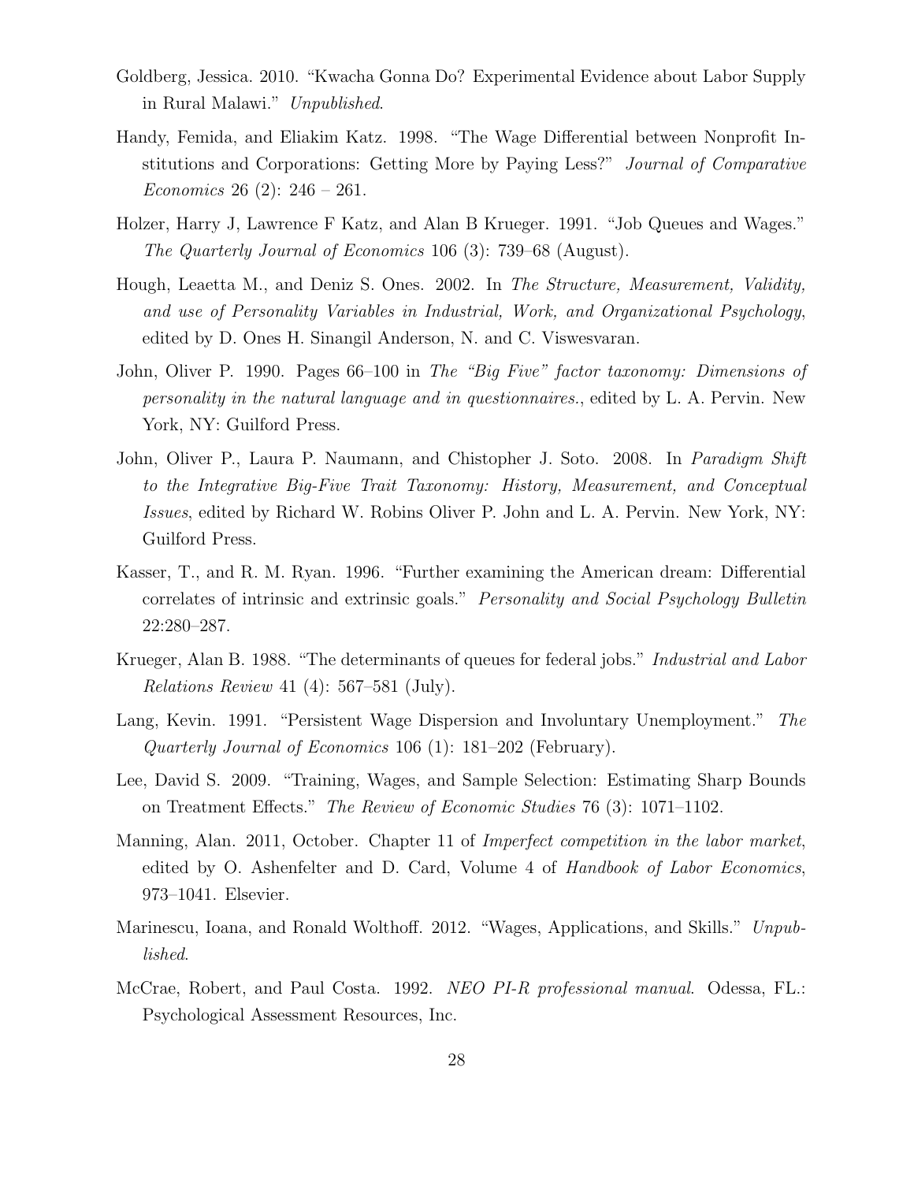Goldberg, Jessica. 2010. "Kwacha Gonna Do? Experimental Evidence about Labor Supply in Rural Malawi." *Unpublished*.

Handy, Femida, and Eliakim Katz. 1998. "The Wage Differential between Nonprofit Institutions and Corporations: Getting More by Paying Less?" *Journal of Comparative Economics* 26 (2): 246 – 261.

Holzer, Harry J, Lawrence F Katz, and Alan B Krueger. 1991. "Job Queues and Wages." *The Quarterly Journal of Economics* 106 (3): 739–68 (August).

Hough, Leaetta M., and Deniz S. Ones. 2002. In *The Structure, Measurement, Validity, and use of Personality Variables in Industrial, Work, and Organizational Psychology*, edited by D. Ones H. Sinangil Anderson, N. and C. Viswesvaran.

John, Oliver P. 1990. Pages 66–100 in *The "Big Five" factor taxonomy: Dimensions of personality in the natural language and in questionnaires.*, edited by L. A. Pervin. New York, NY: Guilford Press.

John, Oliver P., Laura P. Naumann, and Chistopher J. Soto. 2008. In *Paradigm Shift to the Integrative Big-Five Trait Taxonomy: History, Measurement, and Conceptual Issues*, edited by Richard W. Robins Oliver P. John and L. A. Pervin. New York, NY: Guilford Press.

Kasser, T., and R. M. Ryan. 1996. "Further examining the American dream: Differential correlates of intrinsic and extrinsic goals." *Personality and Social Psychology Bulletin* 22:280–287.

Krueger, Alan B. 1988. "The determinants of queues for federal jobs." *Industrial and Labor Relations Review* 41 (4): 567–581 (July).

Lang, Kevin. 1991. "Persistent Wage Dispersion and Involuntary Unemployment." *The Quarterly Journal of Economics* 106 (1): 181–202 (February).

Lee, David S. 2009. "Training, Wages, and Sample Selection: Estimating Sharp Bounds on Treatment Effects." *The Review of Economic Studies* 76 (3): 1071–1102.

Manning, Alan. 2011, October. Chapter 11 of *Imperfect competition in the labor market*, edited by O. Ashenfelter and D. Card, Volume 4 of *Handbook of Labor Economics*, 973–1041. Elsevier.

Marinescu, Ioana, and Ronald Wolthoff. 2012. "Wages, Applications, and Skills." *Unpublished*.

McCrae, Robert, and Paul Costa. 1992. *NEO PI-R professional manual*. Odessa, FL.: Psychological Assessment Resources, Inc.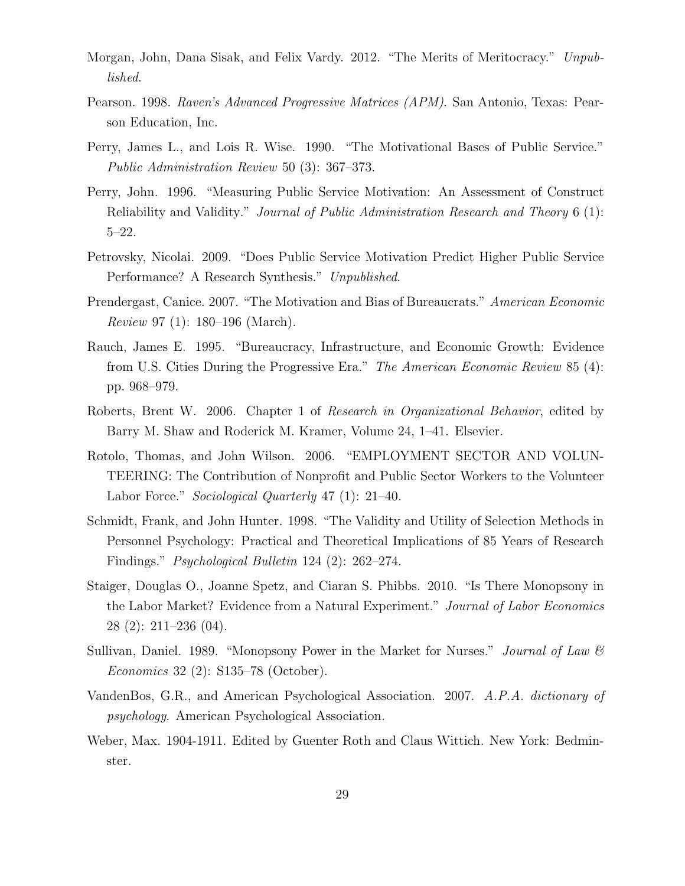Morgan, John, Dana Sisak, and Felix Vardy. 2012. "The Merits of Meritocracy." *Unpublished*.

Pearson. 1998. *Raven's Advanced Progressive Matrices (APM)*. San Antonio, Texas: Pearson Education, Inc.

Perry, James L., and Lois R. Wise. 1990. "The Motivational Bases of Public Service." *Public Administration Review* 50 (3): 367–373.

Perry, John. 1996. "Measuring Public Service Motivation: An Assessment of Construct Reliability and Validity." *Journal of Public Administration Research and Theory* 6 (1): 5–22.

Petrovsky, Nicolai. 2009. "Does Public Service Motivation Predict Higher Public Service Performance? A Research Synthesis." *Unpublished*.

Prendergast, Canice. 2007. "The Motivation and Bias of Bureaucrats." *American Economic Review* 97 (1): 180–196 (March).

Rauch, James E. 1995. "Bureaucracy, Infrastructure, and Economic Growth: Evidence from U.S. Cities During the Progressive Era." *The American Economic Review* 85 (4): pp. 968–979.

Roberts, Brent W. 2006. Chapter 1 of *Research in Organizational Behavior*, edited by Barry M. Shaw and Roderick M. Kramer, Volume 24, 1–41. Elsevier.

Rotolo, Thomas, and John Wilson. 2006. "EMPLOYMENT SECTOR AND VOLUNTEERING: The Contribution of Nonprofit and Public Sector Workers to the Volunteer Labor Force." *Sociological Quarterly* 47 (1): 21–40.

Schmidt, Frank, and John Hunter. 1998. "The Validity and Utility of Selection Methods in Personnel Psychology: Practical and Theoretical Implications of 85 Years of Research Findings." *Psychological Bulletin* 124 (2): 262–274.

Staiger, Douglas O., Joanne Spetz, and Ciaran S. Phibbs. 2010. "Is There Monopsony in the Labor Market? Evidence from a Natural Experiment." *Journal of Labor Economics* 28 (2): 211–236 (04).

Sullivan, Daniel. 1989. "Monopsony Power in the Market for Nurses." *Journal of Law & Economics* 32 (2): S135–78 (October).

VandenBos, G.R., and American Psychological Association. 2007. *A.P.A. dictionary of psychology*. American Psychological Association.

Weber, Max. 1904-1911. Edited by Guenter Roth and Claus Wittich. New York: Bedminster.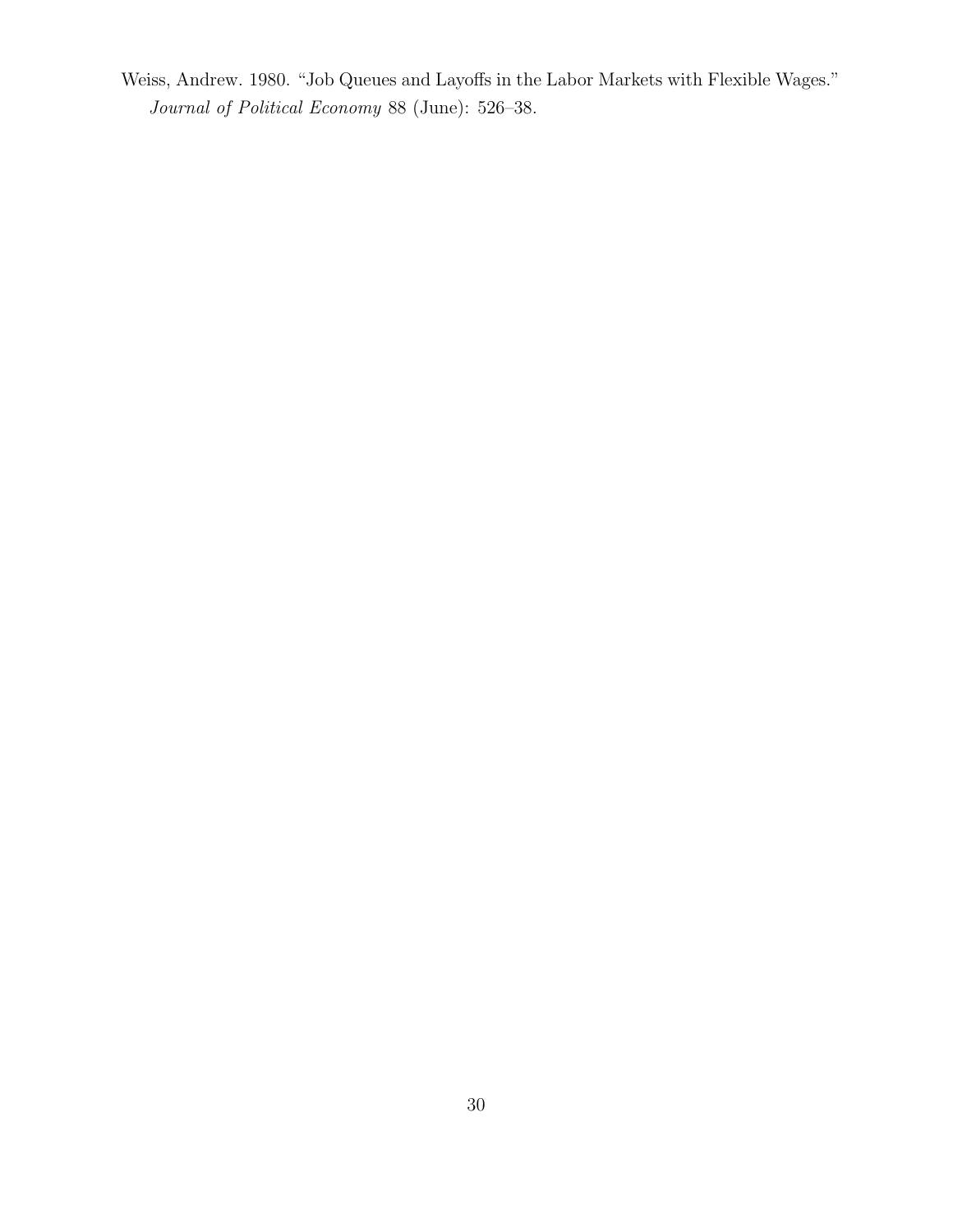Weiss, Andrew. 1980. "Job Queues and Layoffs in the Labor Markets with Flexible Wages." *Journal of Political Economy* 88 (June): 526–38.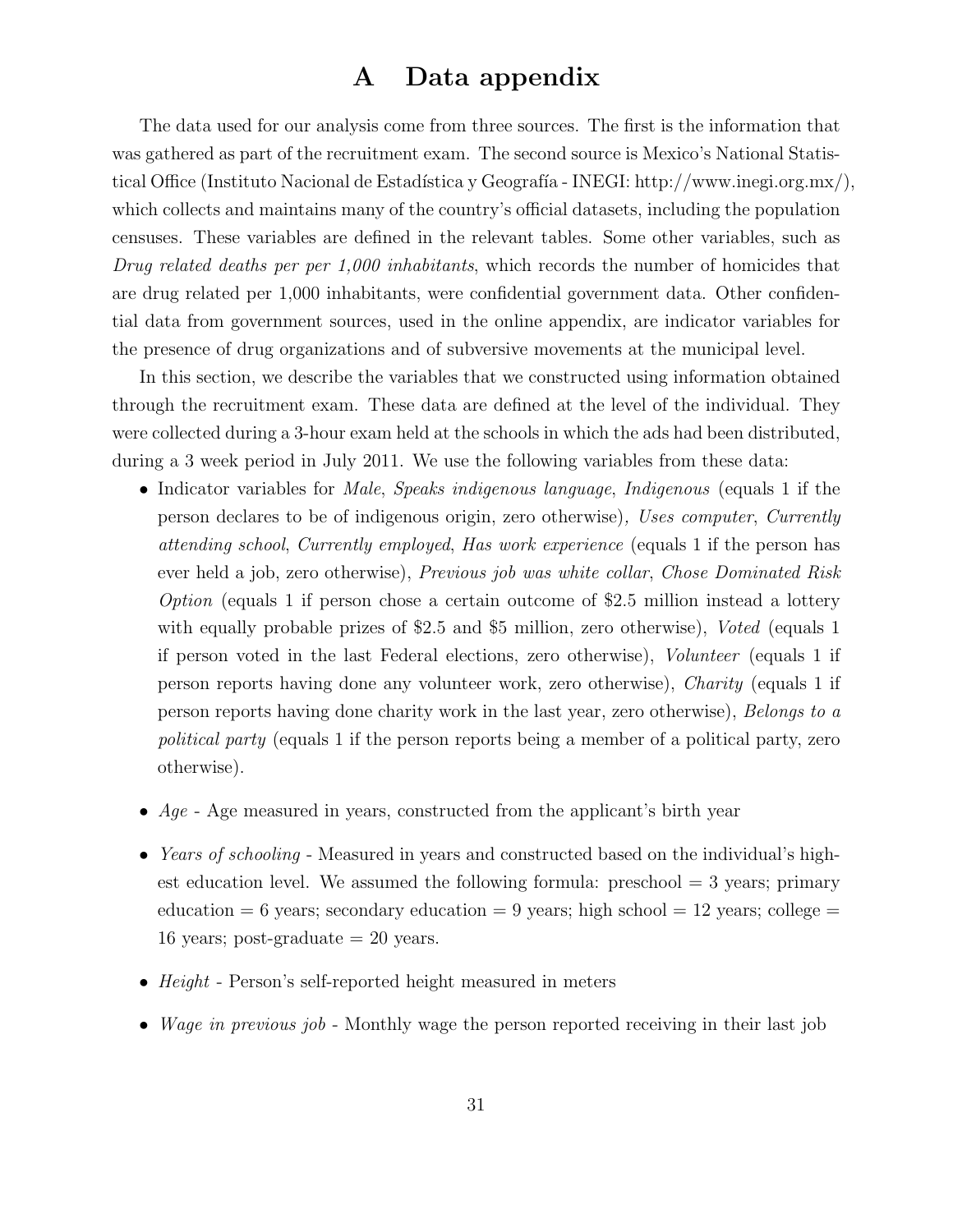# A Data appendix

The data used for our analysis come from three sources. The first is the information that was gathered as part of the recruitment exam. The second source is Mexico's National Statistical Office (Instituto Nacional de Estadística y Geografía - INEGI: http://www.inegi.org.mx/), which collects and maintains many of the country's official datasets, including the population censuses. These variables are defined in the relevant tables. Some other variables, such as *Drug related deaths per per 1,000 inhabitants*, which records the number of homicides that are drug related per 1,000 inhabitants, were confidential government data. Other confidential data from government sources, used in the online appendix, are indicator variables for the presence of drug organizations and of subversive movements at the municipal level.

In this section, we describe the variables that we constructed using information obtained through the recruitment exam. These data are defined at the level of the individual. They were collected during a 3-hour exam held at the schools in which the ads had been distributed, during a 3 week period in July 2011. We use the following variables from these data:

- Indicator variables for *Male*, *Speaks indigenous language*, *Indigenous* (equals 1 if the person declares to be of indigenous origin, zero otherwise)*, Uses computer*, *Currently attending school*, *Currently employed*, *Has work experience* (equals 1 if the person has ever held a job, zero otherwise), *Previous job was white collar*, *Chose Dominated Risk Option* (equals 1 if person chose a certain outcome of $2.5 million instead a lottery with equally probable prizes of $2.5 and $5 million, zero otherwise), *Voted* (equals 1 if person voted in the last Federal elections, zero otherwise), *Volunteer* (equals 1 if person reports having done any volunteer work, zero otherwise), *Charity* (equals 1 if person reports having done charity work in the last year, zero otherwise), *Belongs to a political party* (equals 1 if the person reports being a member of a political party, zero otherwise).

- *Age* - Age measured in years, constructed from the applicant's birth year

- *Years of schooling* - Measured in years and constructed based on the individual's highest education level. We assumed the following formula: preschool = 3 years; primary education = 6 years; secondary education = 9 years; high school = 12 years; college = 16 years; post-graduate = 20 years.

- *Height* - Person's self-reported height measured in meters

- *Wage in previous job* - Monthly wage the person reported receiving in their last job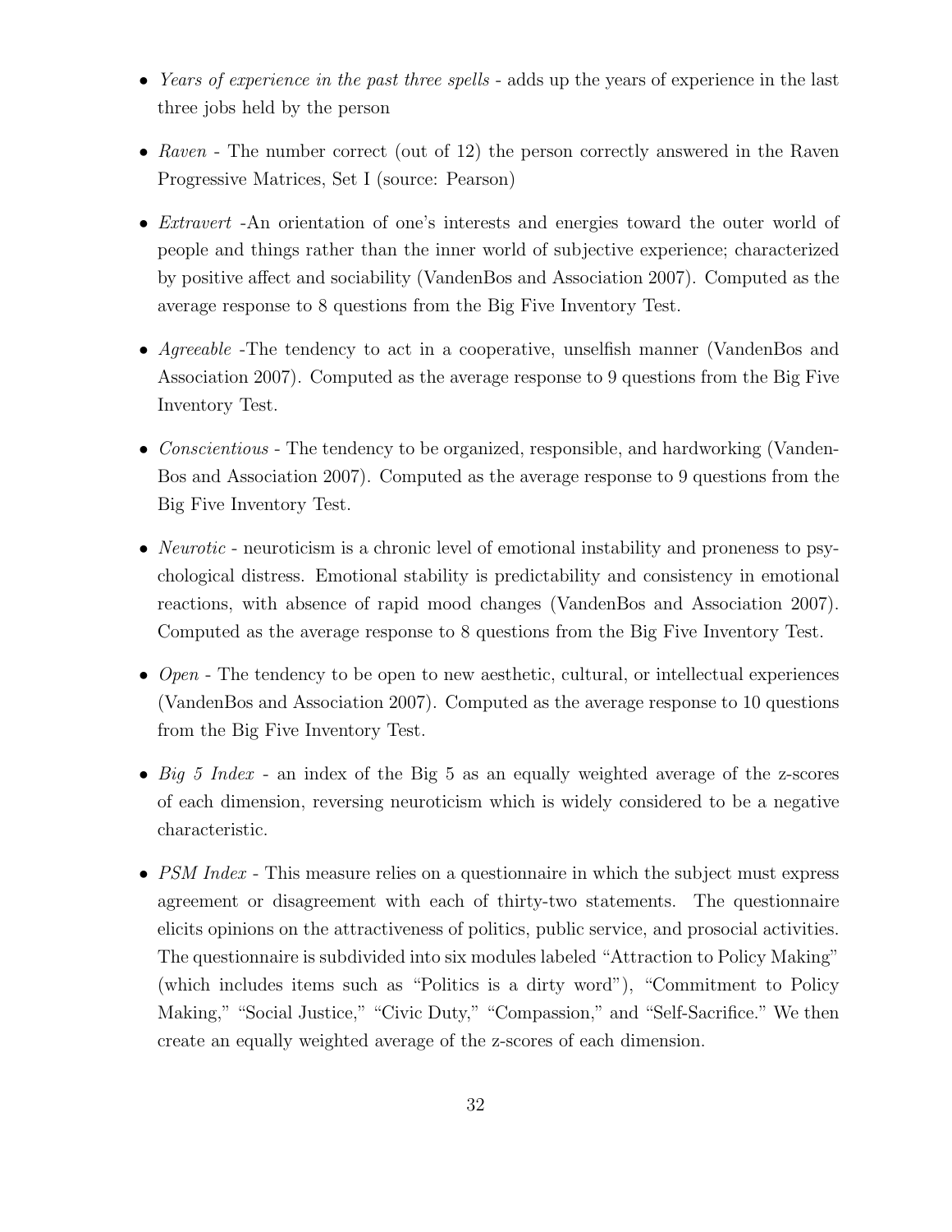- *Years of experience in the past three spells* - adds up the years of experience in the last three jobs held by the person
- *Raven* - The number correct (out of 12) the person correctly answered in the Raven Progressive Matrices, Set I (source: Pearson)
- *Extravert* -An orientation of one's interests and energies toward the outer world of people and things rather than the inner world of subjective experience; characterized by positive affect and sociability (VandenBos and Association 2007). Computed as the average response to 8 questions from the Big Five Inventory Test.
- *Agreeable* -The tendency to act in a cooperative, unselfish manner (VandenBos and Association 2007). Computed as the average response to 9 questions from the Big Five Inventory Test.
- *Conscientious* - The tendency to be organized, responsible, and hardworking (VandenBos and Association 2007). Computed as the average response to 9 questions from the Big Five Inventory Test.
- *Neurotic* - neuroticism is a chronic level of emotional instability and proneness to psychological distress. Emotional stability is predictability and consistency in emotional reactions, with absence of rapid mood changes (VandenBos and Association 2007). Computed as the average response to 8 questions from the Big Five Inventory Test.
- *Open* - The tendency to be open to new aesthetic, cultural, or intellectual experiences (VandenBos and Association 2007). Computed as the average response to 10 questions from the Big Five Inventory Test.
- *Big 5 Index* - an index of the Big 5 as an equally weighted average of the z-scores of each dimension, reversing neuroticism which is widely considered to be a negative characteristic.
- *PSM Index* - This measure relies on a questionnaire in which the subject must express agreement or disagreement with each of thirty-two statements. The questionnaire elicits opinions on the attractiveness of politics, public service, and prosocial activities. The questionnaire is subdivided into six modules labeled "Attraction to Policy Making" (which includes items such as "Politics is a dirty word"), "Commitment to Policy Making," "Social Justice," "Civic Duty," "Compassion," and "Self-Sacrifice." We then create an equally weighted average of the z-scores of each dimension.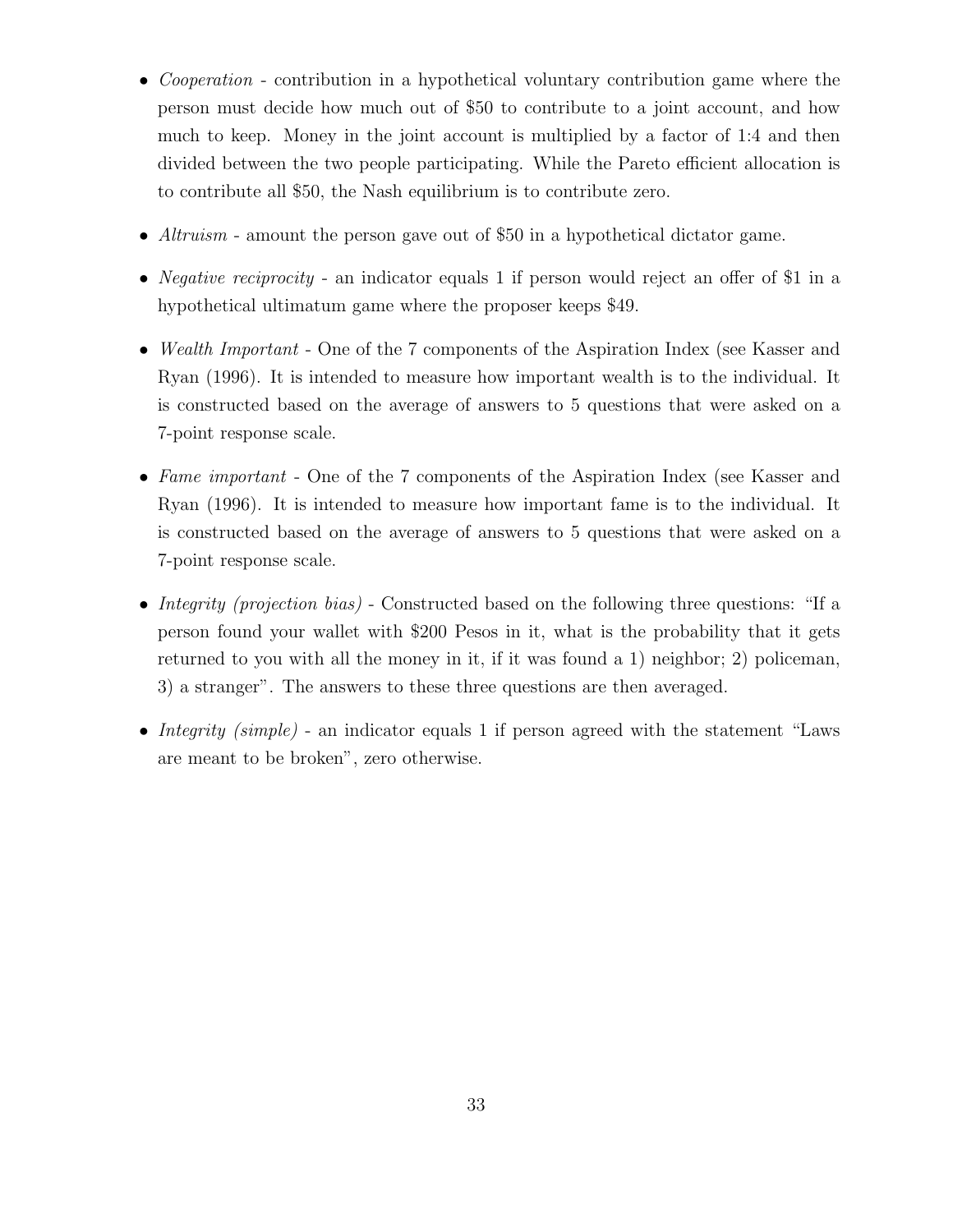- *Cooperation* - contribution in a hypothetical voluntary contribution game where the person must decide how much out of $50 to contribute to a joint account, and how much to keep. Money in the joint account is multiplied by a factor of 1:4 and then divided between the two people participating. While the Pareto efficient allocation is to contribute all $50, the Nash equilibrium is to contribute zero.
- *Altruism* - amount the person gave out of $50 in a hypothetical dictator game.
- *Negative reciprocity* - an indicator equals 1 if person would reject an offer of $1 in a hypothetical ultimatum game where the proposer keeps $49.
- *Wealth Important* - One of the 7 components of the Aspiration Index (see Kasser and Ryan (1996). It is intended to measure how important wealth is to the individual. It is constructed based on the average of answers to 5 questions that were asked on a 7-point response scale.
- *Fame important* - One of the 7 components of the Aspiration Index (see Kasser and Ryan (1996). It is intended to measure how important fame is to the individual. It is constructed based on the average of answers to 5 questions that were asked on a 7-point response scale.
- *Integrity (projection bias)* - Constructed based on the following three questions: "If a person found your wallet with $200 Pesos in it, what is the probability that it gets returned to you with all the money in it, if it was found a 1) neighbor; 2) policeman, 3) a stranger". The answers to these three questions are then averaged.
- *Integrity (simple)* - an indicator equals 1 if person agreed with the statement "Laws are meant to be broken", zero otherwise.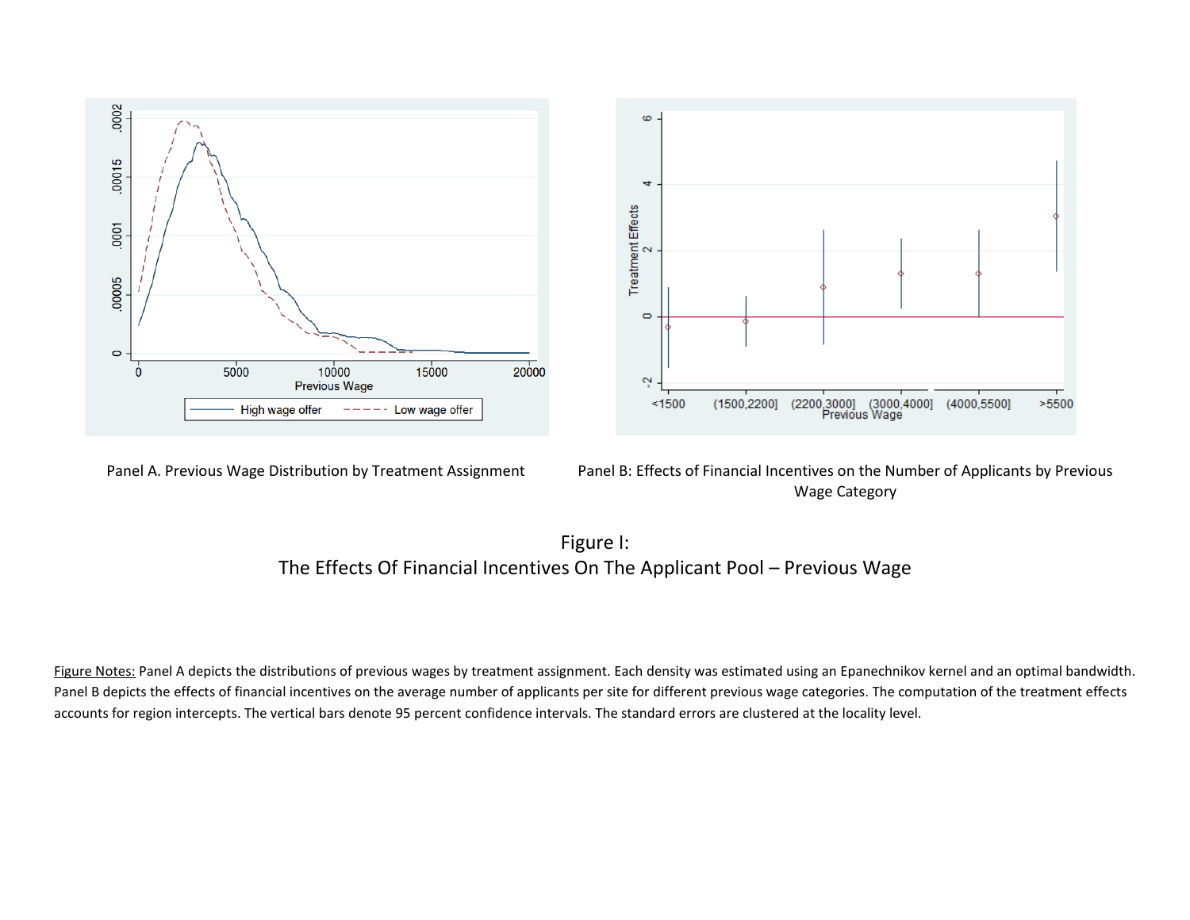Panel A. Previous Wage Distribution by Treatment Assignment

Panel B: Effects of Financial Incentives on the Number of Applicants by Previous Wage Category

Figure I:
The Effects Of Financial Incentives On The Applicant Pool – Previous Wage

Figure Notes: Panel A depicts the distributions of previous wages by treatment assignment. Each density was estimated using an Epanechnikov kernel and an optimal bandwidth. Panel B depicts the effects of financial incentives on the average number of applicants per site for different previous wage categories. The computation of the treatment effects accounts for region intercepts. The vertical bars denote 95 percent confidence intervals. The standard errors are clustered at the locality level.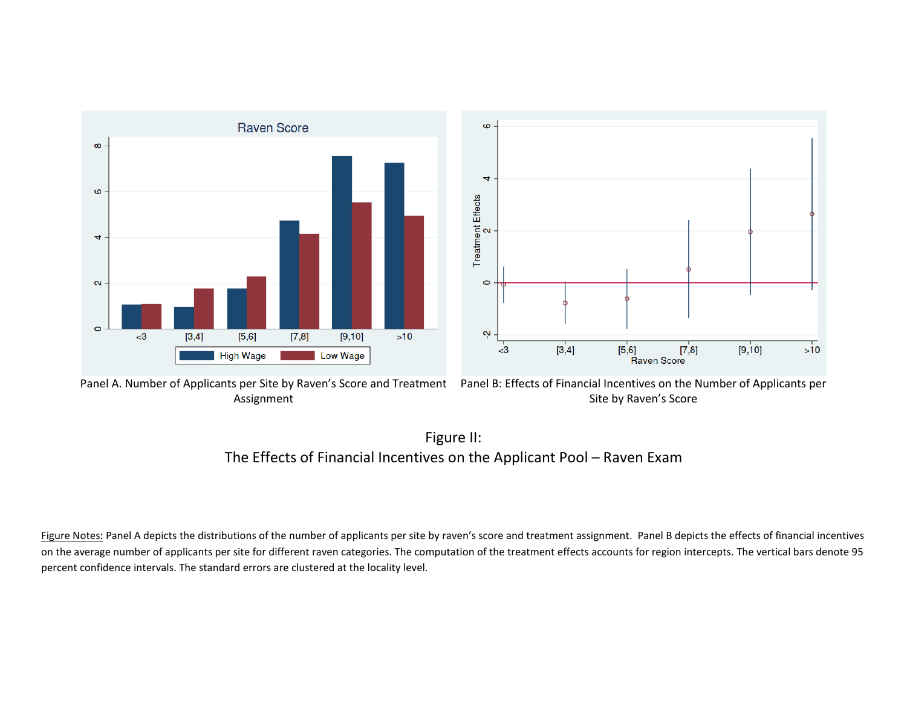Panel A. Number of Applicants per Site by Raven's Score and Treatment Assignment

Panel B: Effects of Financial Incentives on the Number of Applicants per Site by Raven's Score

Figure II:
The Effects of Financial Incentives on the Applicant Pool – Raven Exam

Figure Notes: Panel A depicts the distributions of the number of applicants per site by raven's score and treatment assignment. Panel B depicts the effects of financial incentives on the average number of applicants per site for different raven categories. The computation of the treatment effects accounts for region intercepts. The vertical bars denote 95 percent confidence intervals. The standard errors are clustered at the locality level.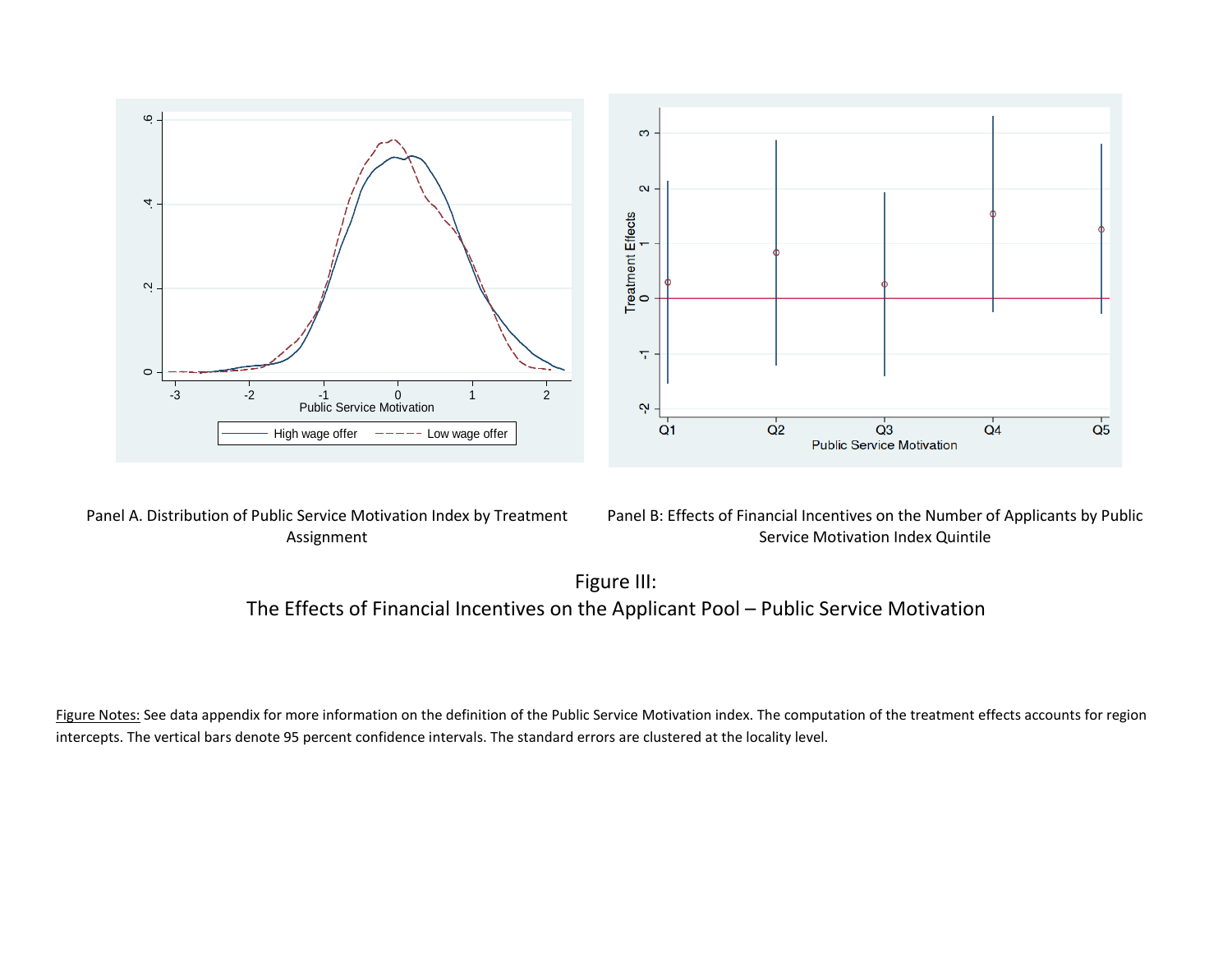Panel A. Distribution of Public Service Motivation Index by Treatment Assignment

Panel B: Effects of Financial Incentives on the Number of Applicants by Public Service Motivation Index Quintile

Figure III:
The Effects of Financial Incentives on the Applicant Pool – Public Service Motivation

Figure Notes: See data appendix for more information on the definition of the Public Service Motivation index. The computation of the treatment effects accounts for region intercepts. The vertical bars denote 95 percent confidence intervals. The standard errors are clustered at the locality level.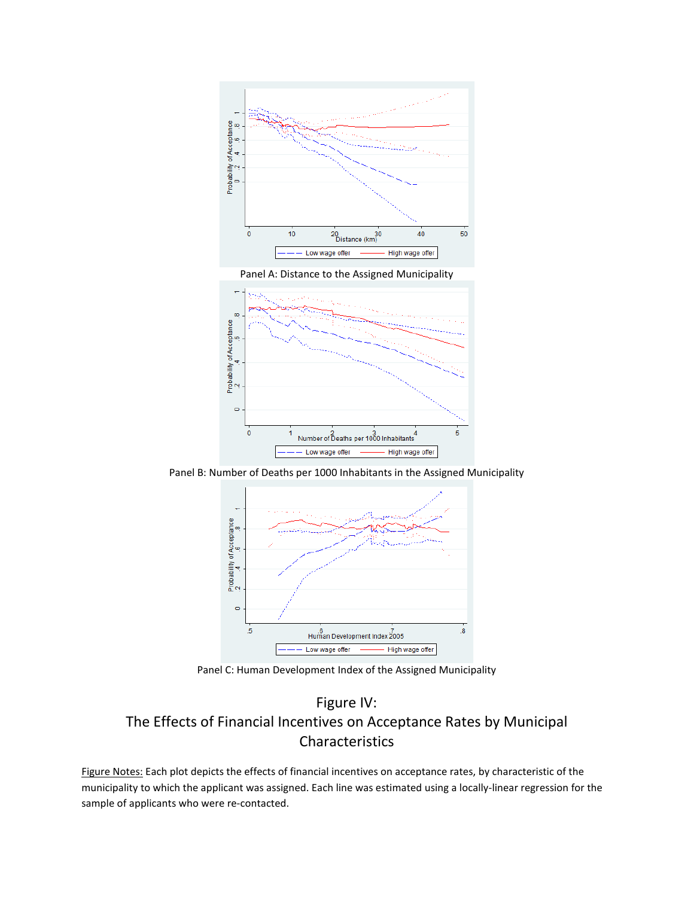Panel A: Distance to the Assigned Municipality

Panel B: Number of Deaths per 1000 Inhabitants in the Assigned Municipality

Panel C: Human Development Index of the Assigned Municipality

## Figure IV:
## The Effects of Financial Incentives on Acceptance Rates by Municipal Characteristics

Figure Notes: Each plot depicts the effects of financial incentives on acceptance rates, by characteristic of the municipality to which the applicant was assigned. Each line was estimated using a locally-linear regression for the sample of applicants who were re-contacted.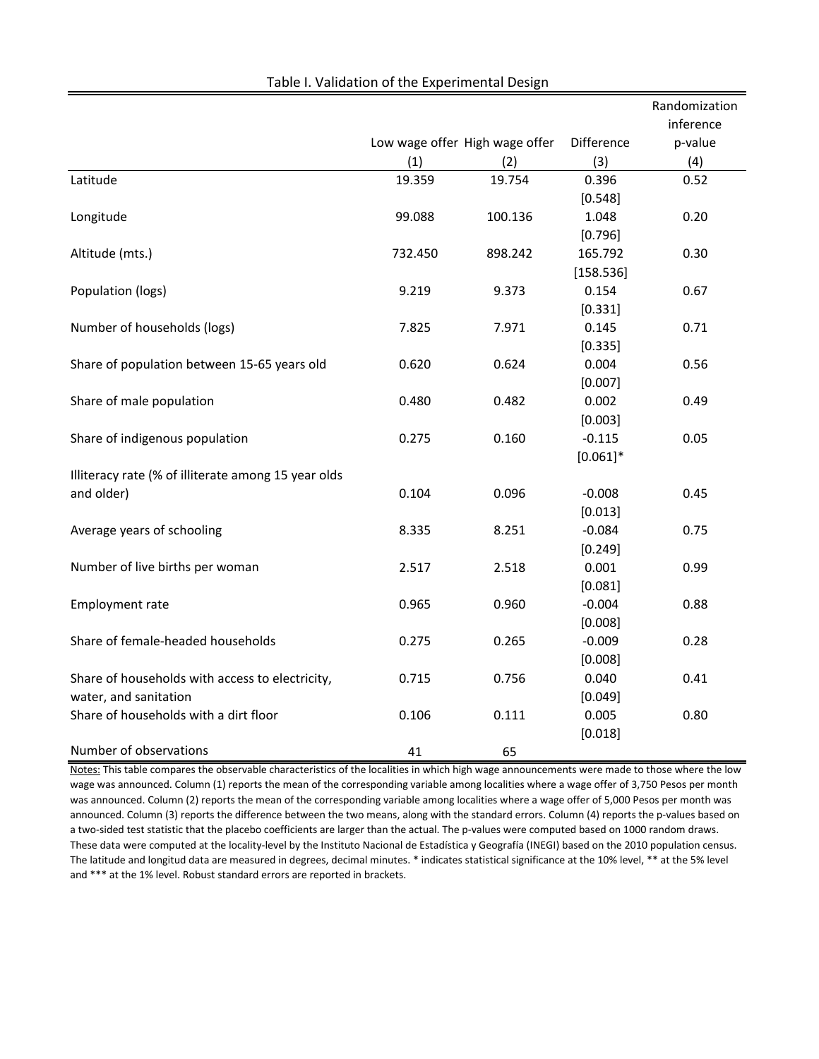Table I. Validation of the Experimental Design

| | Low wage offer | High wage offer | Difference | Randomization inference p-value |
|---|---|---|---|---|
| | (1) | (2) | (3) | (4) |
| Latitude | 19.359 | 19.754 | 0.396 | 0.52 |
| | | | [0.548] | |
| Longitude | 99.088 | 100.136 | 1.048 | 0.20 |
| | | | [0.796] | |
| Altitude (mts.) | 732.450 | 898.242 | 165.792 | 0.30 |
| | | | [158.536] | |
| Population (logs) | 9.219 | 9.373 | 0.154 | 0.67 |
| | | | [0.331] | |
| Number of households (logs) | 7.825 | 7.971 | 0.145 | 0.71 |
| | | | [0.335] | |
| Share of population between 15-65 years old | 0.620 | 0.624 | 0.004 | 0.56 |
| | | | [0.007] | |
| Share of male population | 0.480 | 0.482 | 0.002 | 0.49 |
| | | | [0.003] | |
| Share of indigenous population | 0.275 | 0.160 | -0.115 | 0.05 |
| | | | [0.061]* | |
| Illiteracy rate (% of illiterate among 15 year olds and older) | 0.104 | 0.096 | -0.008 | 0.45 |
| | | | [0.013] | |
| Average years of schooling | 8.335 | 8.251 | -0.084 | 0.75 |
| | | | [0.249] | |
| Number of live births per woman | 2.517 | 2.518 | 0.001 | 0.99 |
| | | | [0.081] | |
| Employment rate | 0.965 | 0.960 | -0.004 | 0.88 |
| | | | [0.008] | |
| Share of female-headed households | 0.275 | 0.265 | -0.009 | 0.28 |
| | | | [0.008] | |
| Share of households with access to electricity, water, and sanitation | 0.715 | 0.756 | 0.040 | 0.41 |
| | | | [0.049] | |
| Share of households with a dirt floor | 0.106 | 0.111 | 0.005 | 0.80 |
| | | | [0.018] | |
| Number of observations | 41 | 65 | | |

Notes: This table compares the observable characteristics of the localities in which high wage announcements were made to those where the low wage was announced. Column (1) reports the mean of the corresponding variable among localities where a wage offer of 3,750 Pesos per month was announced. Column (2) reports the mean of the corresponding variable among localities where a wage offer of 5,000 Pesos per month was announced. Column (3) reports the difference between the two means, along with the standard errors. Column (4) reports the p-values based on a two-sided test statistic that the placebo coefficients are larger than the actual. The p-values were computed based on 1000 random draws. These data were computed at the locality-level by the Instituto Nacional de Estadística y Geografía (INEGI) based on the 2010 population census. The latitude and longitud data are measured in degrees, decimal minutes. * indicates statistical significance at the 10% level, ** at the 5% level and *** at the 1% level. Robust standard errors are reported in brackets.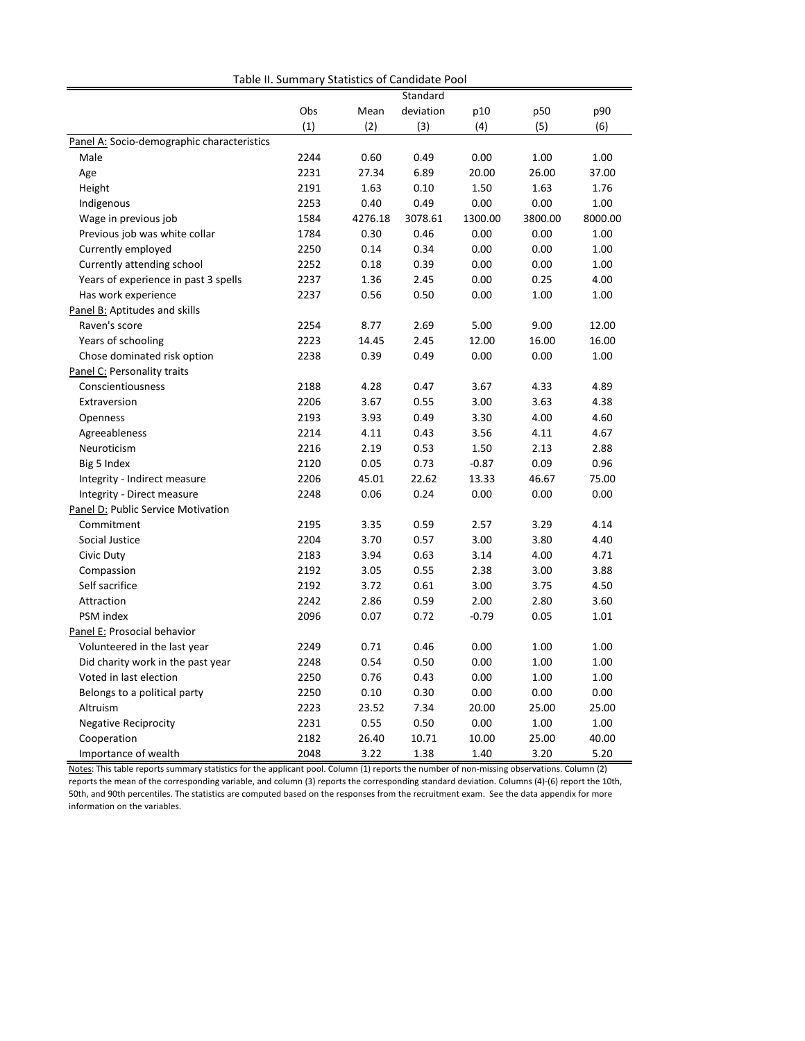Table II. Summary Statistics of Candidate Pool

| | Obs | Mean | Standard deviation | p10 | p50 | p90 |
|---|---|---|---|---|---|---|
| | (1) | (2) | (3) | (4) | (5) | (6) |
| Panel A: Socio-demographic characteristics | | | | | | |
| Male | 2244 | 0.60 | 0.49 | 0.00 | 1.00 | 1.00 |
| Age | 2231 | 27.34 | 6.89 | 20.00 | 26.00 | 37.00 |
| Height | 2191 | 1.63 | 0.10 | 1.50 | 1.63 | 1.76 |
| Indigenous | 2253 | 0.40 | 0.49 | 0.00 | 0.00 | 1.00 |
| Wage in previous job | 1584 | 4276.18 | 3078.61 | 1300.00 | 3800.00 | 8000.00 |
| Previous job was white collar | 1784 | 0.30 | 0.46 | 0.00 | 0.00 | 1.00 |
| Currently employed | 2250 | 0.14 | 0.34 | 0.00 | 0.00 | 1.00 |
| Currently attending school | 2252 | 0.18 | 0.39 | 0.00 | 0.00 | 1.00 |
| Years of experience in past 3 spells | 2237 | 1.36 | 2.45 | 0.00 | 0.25 | 4.00 |
| Has work experience | 2237 | 0.56 | 0.50 | 0.00 | 1.00 | 1.00 |
| Panel B: Aptitudes and skills | | | | | | |
| Raven's score | 2254 | 8.77 | 2.69 | 5.00 | 9.00 | 12.00 |
| Years of schooling | 2223 | 14.45 | 2.45 | 12.00 | 16.00 | 16.00 |
| Chose dominated risk option | 2238 | 0.39 | 0.49 | 0.00 | 0.00 | 1.00 |
| Panel C: Personality traits | | | | | | |
| Conscientiousness | 2188 | 4.28 | 0.47 | 3.67 | 4.33 | 4.89 |
| Extraversion | 2206 | 3.67 | 0.55 | 3.00 | 3.63 | 4.38 |
| Openness | 2193 | 3.93 | 0.49 | 3.30 | 4.00 | 4.60 |
| Agreeableness | 2214 | 4.11 | 0.43 | 3.56 | 4.11 | 4.67 |
| Neuroticism | 2216 | 2.19 | 0.53 | 1.50 | 2.13 | 2.88 |
| Big 5 Index | 2120 | 0.05 | 0.73 | -0.87 | 0.09 | 0.96 |
| Integrity - Indirect measure | 2206 | 45.01 | 22.62 | 13.33 | 46.67 | 75.00 |
| Integrity - Direct measure | 2248 | 0.06 | 0.24 | 0.00 | 0.00 | 0.00 |
| Panel D: Public Service Motivation | | | | | | |
| Commitment | 2195 | 3.35 | 0.59 | 2.57 | 3.29 | 4.14 |
| Social Justice | 2204 | 3.70 | 0.57 | 3.00 | 3.80 | 4.40 |
| Civic Duty | 2183 | 3.94 | 0.63 | 3.14 | 4.00 | 4.71 |
| Compassion | 2192 | 3.05 | 0.55 | 2.38 | 3.00 | 3.88 |
| Self sacrifice | 2192 | 3.72 | 0.61 | 3.00 | 3.75 | 4.50 |
| Attraction | 2242 | 2.86 | 0.59 | 2.00 | 2.80 | 3.60 |
| PSM index | 2096 | 0.07 | 0.72 | -0.79 | 0.05 | 1.01 |
| Panel E: Prosocial behavior | | | | | | |
| Volunteered in the last year | 2249 | 0.71 | 0.46 | 0.00 | 1.00 | 1.00 |
| Did charity work in the past year | 2248 | 0.54 | 0.50 | 0.00 | 1.00 | 1.00 |
| Voted in last election | 2250 | 0.76 | 0.43 | 0.00 | 1.00 | 1.00 |
| Belongs to a political party | 2250 | 0.10 | 0.30 | 0.00 | 0.00 | 0.00 |
| Altruism | 2223 | 23.52 | 7.34 | 20.00 | 25.00 | 25.00 |
| Negative Reciprocity | 2231 | 0.55 | 0.50 | 0.00 | 1.00 | 1.00 |
| Cooperation | 2182 | 26.40 | 10.71 | 10.00 | 25.00 | 40.00 |
| Importance of wealth | 2048 | 3.22 | 1.38 | 1.40 | 3.20 | 5.20 |

Notes: This table reports summary statistics for the applicant pool. Column (1) reports the number of non-missing observations. Column (2) reports the mean of the corresponding variable, and column (3) reports the corresponding standard deviation. Columns (4)-(6) report the 10th, 50th, and 90th percentiles. The statistics are computed based on the responses from the recruitment exam. See the data appendix for more information on the variables.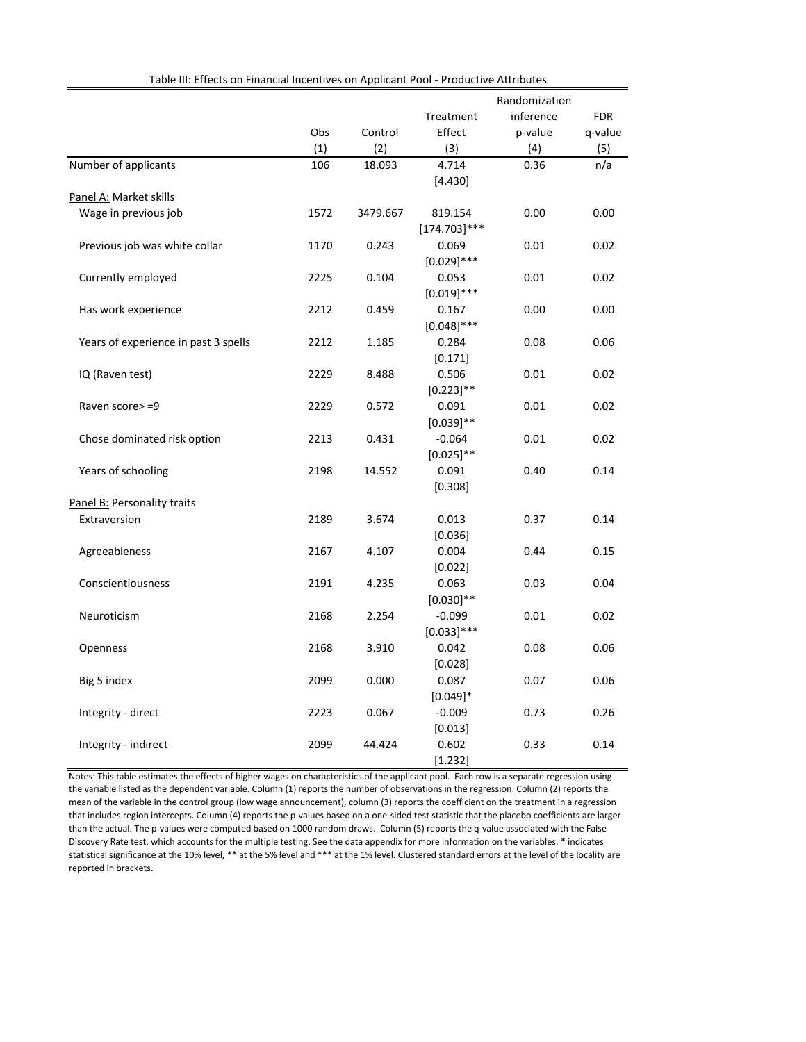Table III: Effects on Financial Incentives on Applicant Pool - Productive Attributes

| | Obs | Control | Treatment Effect | Randomization inference p-value | FDR q-value |
|---|---|---|---|---|---|
| | (1) | (2) | (3) | (4) | (5) |
| Number of applicants | 106 | 18.093 | 4.714 [4.430] | 0.36 | n/a |
| Panel A: Market skills | | | | | |
| Wage in previous job | 1572 | 3479.667 | 819.154 [174.703]*** | 0.00 | 0.00 |
| Previous job was white collar | 1170 | 0.243 | 0.069 [0.029]*** | 0.01 | 0.02 |
| Currently employed | 2225 | 0.104 | 0.053 [0.019]*** | 0.01 | 0.02 |
| Has work experience | 2212 | 0.459 | 0.167 [0.048]*** | 0.00 | 0.00 |
| Years of experience in past 3 spells | 2212 | 1.185 | 0.284 [0.171] | 0.08 | 0.06 |
| IQ (Raven test) | 2229 | 8.488 | 0.506 [0.223]** | 0.01 | 0.02 |
| Raven score> =9 | 2229 | 0.572 | 0.091 [0.039]** | 0.01 | 0.02 |
| Chose dominated risk option | 2213 | 0.431 | -0.064 [0.025]** | 0.01 | 0.02 |
| Years of schooling | 2198 | 14.552 | 0.091 [0.308] | 0.40 | 0.14 |
| Panel B: Personality traits | | | | | |
| Extraversion | 2189 | 3.674 | 0.013 [0.036] | 0.37 | 0.14 |
| Agreeableness | 2167 | 4.107 | 0.004 [0.022] | 0.44 | 0.15 |
| Conscientiousness | 2191 | 4.235 | 0.063 [0.030]** | 0.03 | 0.04 |
| Neuroticism | 2168 | 2.254 | -0.099 [0.033]*** | 0.01 | 0.02 |
| Openness | 2168 | 3.910 | 0.042 [0.028] | 0.08 | 0.06 |
| Big 5 index | 2099 | 0.000 | 0.087 [0.049]* | 0.07 | 0.06 |
| Integrity - direct | 2223 | 0.067 | -0.009 [0.013] | 0.73 | 0.26 |
| Integrity - indirect | 2099 | 44.424 | 0.602 [1.232] | 0.33 | 0.14 |

Notes: This table estimates the effects of higher wages on characteristics of the applicant pool. Each row is a separate regression using the variable listed as the dependent variable. Column (1) reports the number of observations in the regression. Column (2) reports the mean of the variable in the control group (low wage announcement), column (3) reports the coefficient on the treatment in a regression that includes region intercepts. Column (4) reports the p-values based on a one-sided test statistic that the placebo coefficients are larger than the actual. The p-values were computed based on 1000 random draws. Column (5) reports the q-value associated with the False Discovery Rate test, which accounts for the multiple testing. See the data appendix for more information on the variables. * indicates statistical significance at the 10% level, ** at the 5% level and *** at the 1% level. Clustered standard errors at the level of the locality are reported in brackets.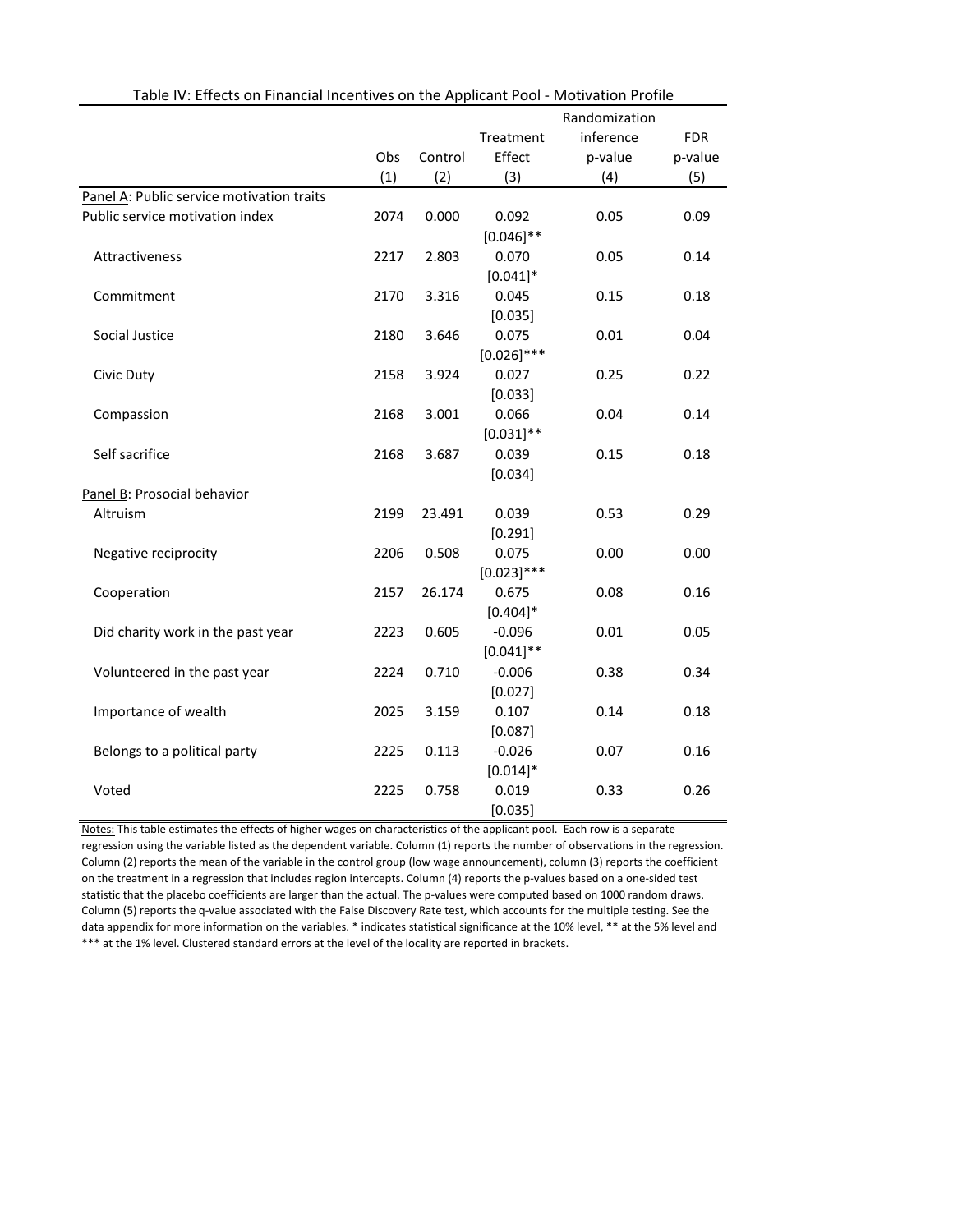Table IV: Effects on Financial Incentives on the Applicant Pool - Motivation Profile

| | Obs<br>(1) | Control<br>(2) | Treatment Effect<br>(3) | Randomization inference p-value<br>(4) | FDR p-value<br>(5) |
|---|---|---|---|---|---|
| Panel A: Public service motivation traits | | | | | |
| Public service motivation index | 2074 | 0.000 | 0.092 | 0.05 | 0.09 |
| | | | [0.046]** | | |
| Attractiveness | 2217 | 2.803 | 0.070 | 0.05 | 0.14 |
| | | | [0.041]* | | |
| Commitment | 2170 | 3.316 | 0.045 | 0.15 | 0.18 |
| | | | [0.035] | | |
| Social Justice | 2180 | 3.646 | 0.075 | 0.01 | 0.04 |
| | | | [0.026]*** | | |
| Civic Duty | 2158 | 3.924 | 0.027 | 0.25 | 0.22 |
| | | | [0.033] | | |
| Compassion | 2168 | 3.001 | 0.066 | 0.04 | 0.14 |
| | | | [0.031]** | | |
| Self sacrifice | 2168 | 3.687 | 0.039 | 0.15 | 0.18 |
| | | | [0.034] | | |
| Panel B: Prosocial behavior | | | | | |
| Altruism | 2199 | 23.491 | 0.039 | 0.53 | 0.29 |
| | | | [0.291] | | |
| Negative reciprocity | 2206 | 0.508 | 0.075 | 0.00 | 0.00 |
| | | | [0.023]*** | | |
| Cooperation | 2157 | 26.174 | 0.675 | 0.08 | 0.16 |
| | | | [0.404]* | | |
| Did charity work in the past year | 2223 | 0.605 | -0.096 | 0.01 | 0.05 |
| | | | [0.041]** | | |
| Volunteered in the past year | 2224 | 0.710 | -0.006 | 0.38 | 0.34 |
| | | | [0.027] | | |
| Importance of wealth | 2025 | 3.159 | 0.107 | 0.14 | 0.18 |
| | | | [0.087] | | |
| Belongs to a political party | 2225 | 0.113 | -0.026 | 0.07 | 0.16 |
| | | | [0.014]* | | |
| Voted | 2225 | 0.758 | 0.019 | 0.33 | 0.26 |
| | | | [0.035] | | |

Notes: This table estimates the effects of higher wages on characteristics of the applicant pool. Each row is a separate regression using the variable listed as the dependent variable. Column (1) reports the number of observations in the regression. Column (2) reports the mean of the variable in the control group (low wage announcement), column (3) reports the coefficient on the treatment in a regression that includes region intercepts. Column (4) reports the p-values based on a one-sided test statistic that the placebo coefficients are larger than the actual. The p-values were computed based on 1000 random draws. Column (5) reports the q-value associated with the False Discovery Rate test, which accounts for the multiple testing. See the data appendix for more information on the variables. * indicates statistical significance at the 10% level, ** at the 5% level and *** at the 1% level. Clustered standard errors at the level of the locality are reported in brackets.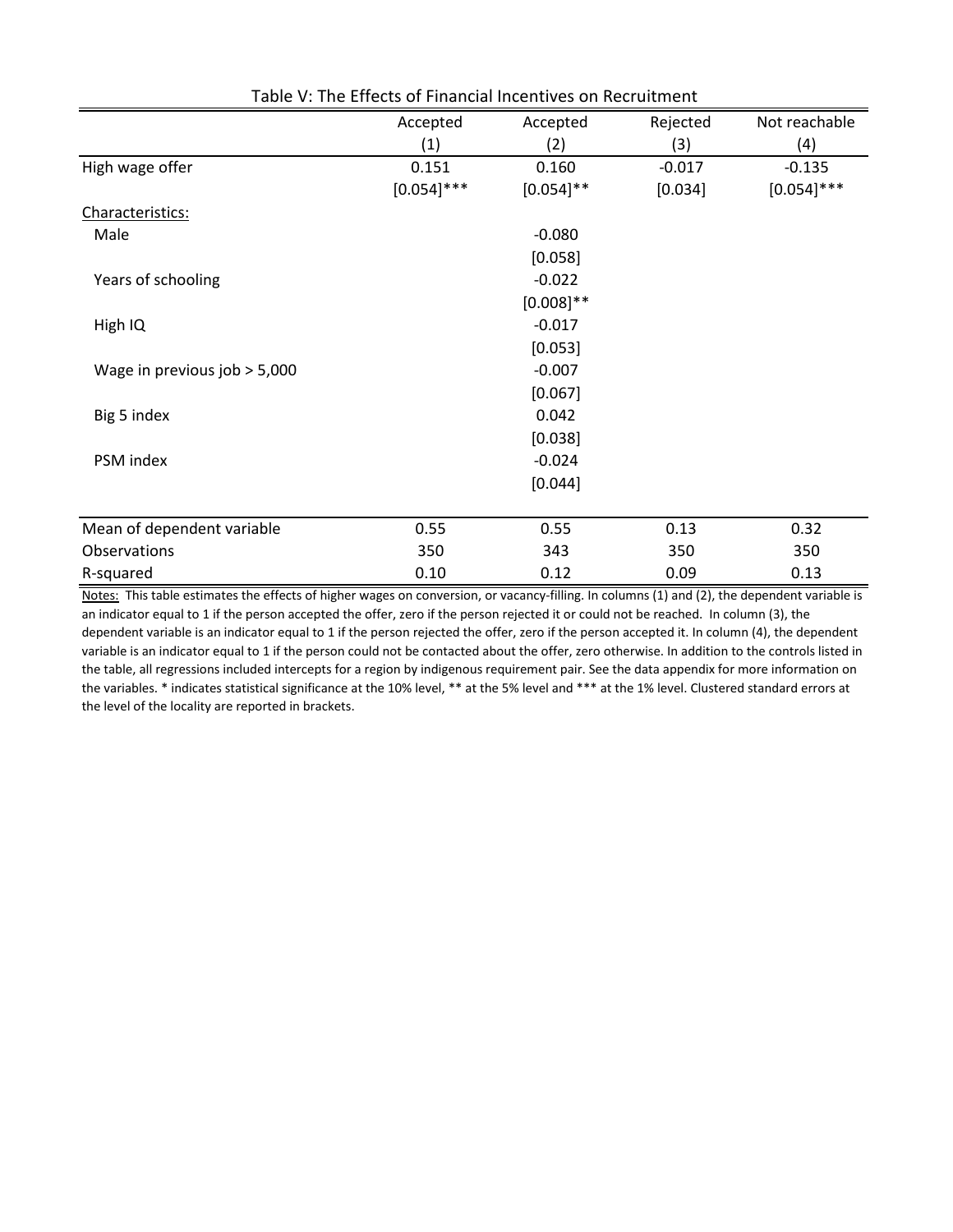Table V: The Effects of Financial Incentives on Recruitment

| | Accepted | Accepted | Rejected | Not reachable |
|---|---|---|---|---|
| | (1) | (2) | (3) | (4) |
| High wage offer | 0.151 | 0.160 | -0.017 | -0.135 |
| | [0.054]*** | [0.054]** | [0.034] | [0.054]*** |
| Characteristics: | | | | |
| Male | | -0.080 | | |
| | | [0.058] | | |
| Years of schooling | | -0.022 | | |
| | | [0.008]** | | |
| High IQ | | -0.017 | | |
| | | [0.053] | | |
| Wage in previous job > 5,000 | | -0.007 | | |
| | | [0.067] | | |
| Big 5 index | | 0.042 | | |
| | | [0.038] | | |
| PSM index | | -0.024 | | |
| | | [0.044] | | |
| Mean of dependent variable | 0.55 | 0.55 | 0.13 | 0.32 |
| Observations | 350 | 343 | 350 | 350 |
| R-squared | 0.10 | 0.12 | 0.09 | 0.13 |

Notes: This table estimates the effects of higher wages on conversion, or vacancy-filling. In columns (1) and (2), the dependent variable is an indicator equal to 1 if the person accepted the offer, zero if the person rejected it or could not be reached. In column (3), the dependent variable is an indicator equal to 1 if the person rejected the offer, zero if the person accepted it. In column (4), the dependent variable is an indicator equal to 1 if the person could not be contacted about the offer, zero otherwise. In addition to the controls listed in the table, all regressions included intercepts for a region by indigenous requirement pair. See the data appendix for more information on the variables. * indicates statistical significance at the 10% level, ** at the 5% level and *** at the 1% level. Clustered standard errors at the level of the locality are reported in brackets.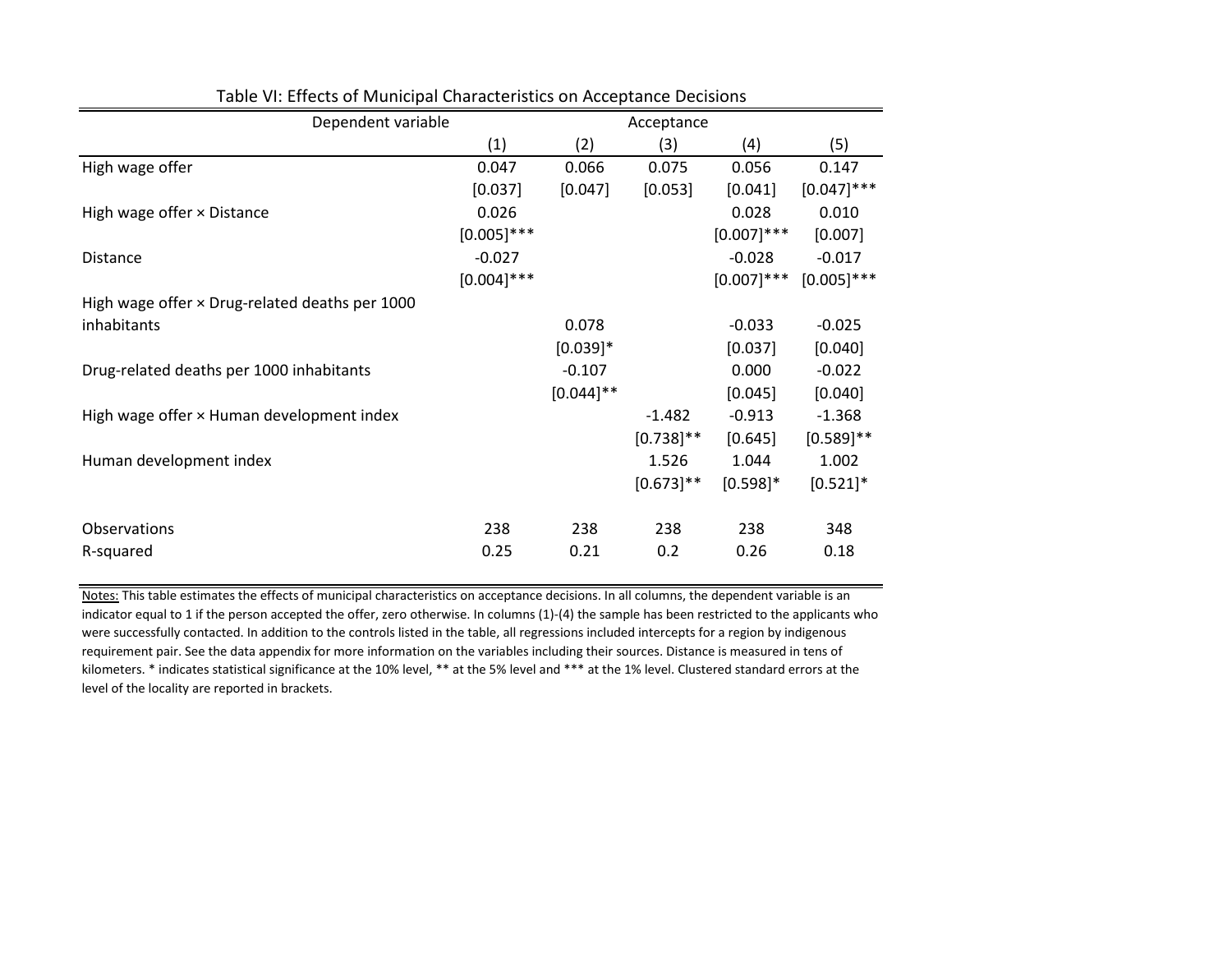Table VI: Effects of Municipal Characteristics on Acceptance Decisions

| Dependent variable | Acceptance | | | | |
|---|---|---|---|---|---|
| | (1) | (2) | (3) | (4) | (5) |
| High wage offer | 0.047 | 0.066 | 0.075 | 0.056 | 0.147 |
| | [0.037] | [0.047] | [0.053] | [0.041] | [0.047]*** |
| High wage offer × Distance | 0.026 | | | 0.028 | 0.010 |
| | [0.005]*** | | | [0.007]*** | [0.007] |
| Distance | -0.027 | | | -0.028 | -0.017 |
| | [0.004]*** | | | [0.007]*** | [0.005]*** |
| High wage offer × Drug-related deaths per 1000 inhabitants | | 0.078 | | -0.033 | -0.025 |
| | | [0.039]* | | [0.037] | [0.040] |
| Drug-related deaths per 1000 inhabitants | | -0.107 | | 0.000 | -0.022 |
| | | [0.044]** | | [0.045] | [0.040] |
| High wage offer × Human development index | | | -1.482 | -0.913 | -1.368 |
| | | | [0.738]** | [0.645] | [0.589]** |
| Human development index | | | 1.526 | 1.044 | 1.002 |
| | | | [0.673]** | [0.598]* | [0.521]* |
| Observations | 238 | 238 | 238 | 238 | 348 |
| R-squared | 0.25 | 0.21 | 0.2 | 0.26 | 0.18 |

Notes: This table estimates the effects of municipal characteristics on acceptance decisions. In all columns, the dependent variable is an indicator equal to 1 if the person accepted the offer, zero otherwise. In columns (1)-(4) the sample has been restricted to the applicants who were successfully contacted. In addition to the controls listed in the table, all regressions included intercepts for a region by indigenous requirement pair. See the data appendix for more information on the variables including their sources. Distance is measured in tens of kilometers. * indicates statistical significance at the 10% level, ** at the 5% level and *** at the 1% level. Clustered standard errors at the level of the locality are reported in brackets.